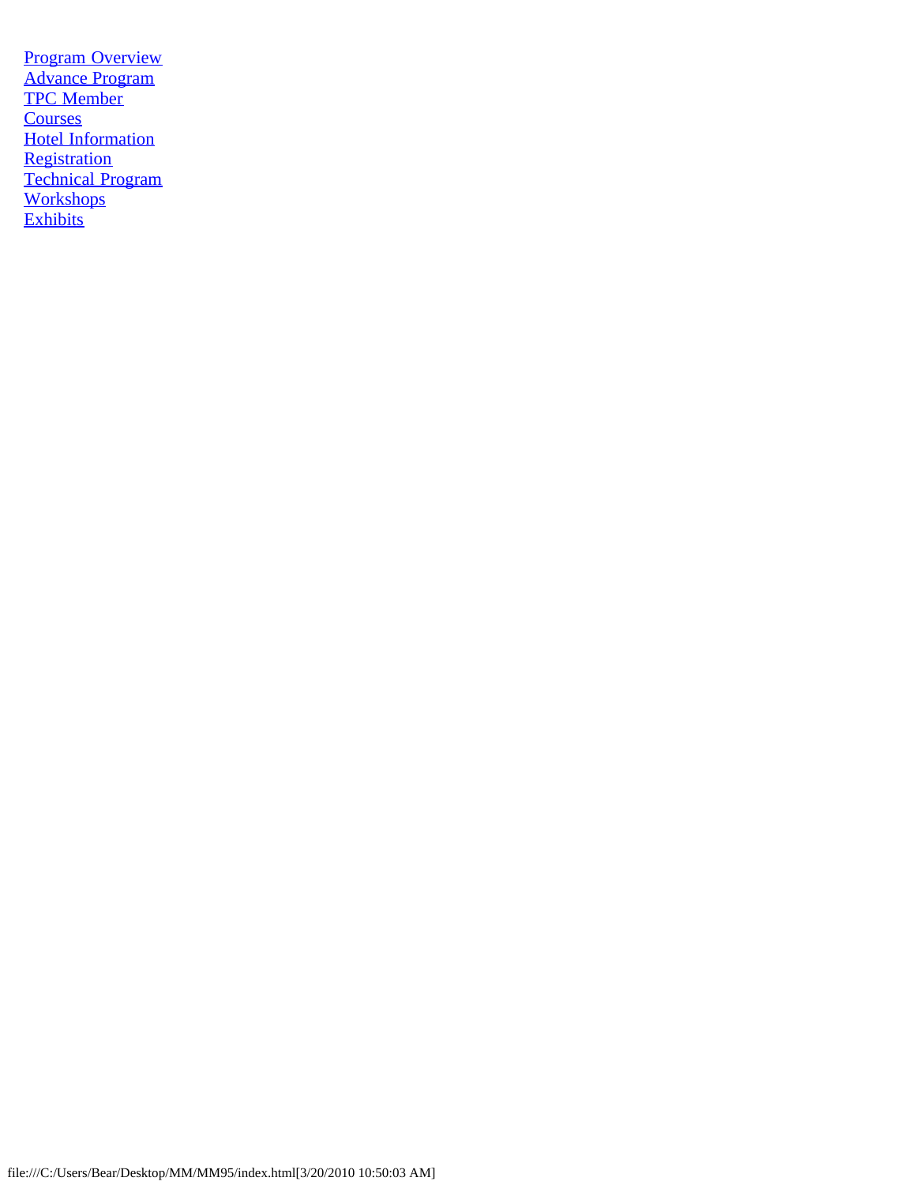Program Overview
Advance Program
TPC Member
Courses
Hotel Information
Registration
Technical Program
Workshops
Exhibits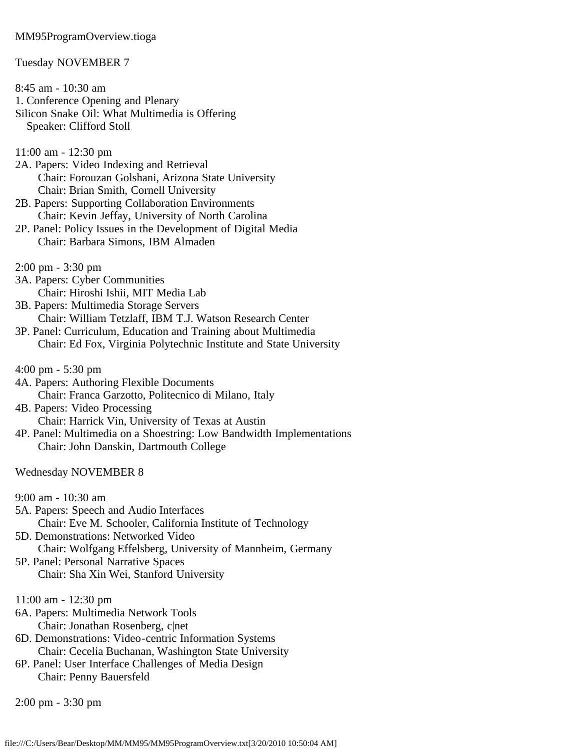MM95ProgramOverview.tioga

Tuesday NOVEMBER 7

8:45 am - 10:30 am
1. Conference Opening and Plenary
Silicon Snake Oil: What Multimedia is Offering
Speaker: Clifford Stoll

11:00 am - 12:30 pm
2A. Papers: Video Indexing and Retrieval
Chair: Forouzan Golshani, Arizona State University
Chair: Brian Smith, Cornell University
2B. Papers: Supporting Collaboration Environments
Chair: Kevin Jeffay, University of North Carolina
2P. Panel: Policy Issues in the Development of Digital Media
Chair: Barbara Simons, IBM Almaden

2:00 pm - 3:30 pm
3A. Papers: Cyber Communities
Chair: Hiroshi Ishii, MIT Media Lab
3B. Papers: Multimedia Storage Servers
Chair: William Tetzlaff, IBM T.J. Watson Research Center
3P. Panel: Curriculum, Education and Training about Multimedia
Chair: Ed Fox, Virginia Polytechnic Institute and State University

4:00 pm - 5:30 pm
4A. Papers: Authoring Flexible Documents
Chair: Franca Garzotto, Politecnico di Milano, Italy
4B. Papers: Video Processing
Chair: Harrick Vin, University of Texas at Austin
4P. Panel: Multimedia on a Shoestring: Low Bandwidth Implementations
Chair: John Danskin, Dartmouth College

Wednesday NOVEMBER 8

9:00 am - 10:30 am
5A. Papers: Speech and Audio Interfaces
Chair: Eve M. Schooler, California Institute of Technology
5D. Demonstrations: Networked Video
Chair: Wolfgang Effelsberg, University of Mannheim, Germany
5P. Panel: Personal Narrative Spaces
Chair: Sha Xin Wei, Stanford University

11:00 am - 12:30 pm
6A. Papers: Multimedia Network Tools
Chair: Jonathan Rosenberg, c|net
6D. Demonstrations: Video-centric Information Systems
Chair: Cecelia Buchanan, Washington State University
6P. Panel: User Interface Challenges of Media Design
Chair: Penny Bauersfeld

2:00 pm - 3:30 pm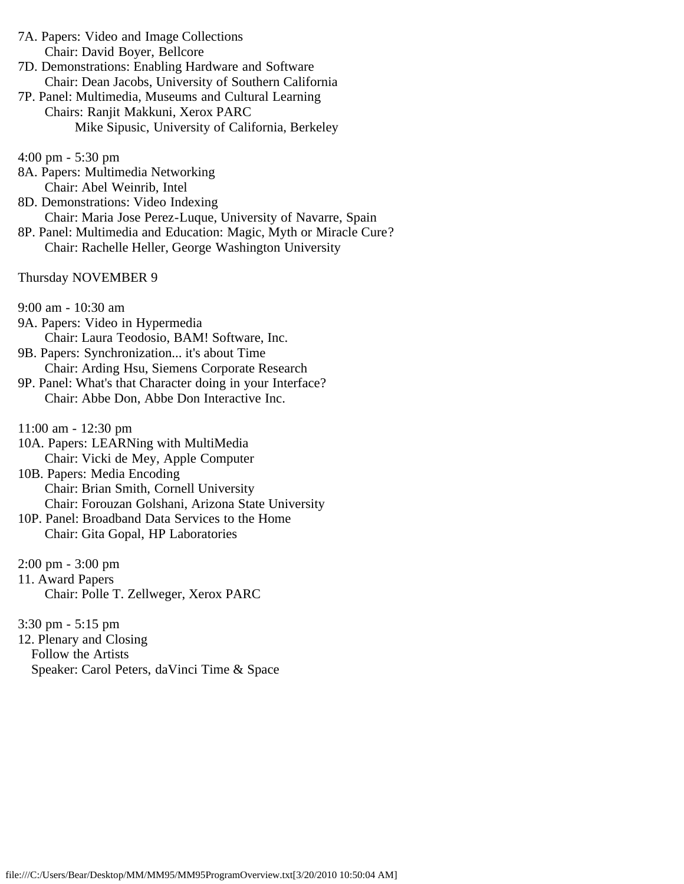7A. Papers: Video and Image Collections
  Chair: David Boyer, Bellcore

7D. Demonstrations: Enabling Hardware and Software
  Chair: Dean Jacobs, University of Southern California

7P. Panel: Multimedia, Museums and Cultural Learning
  Chairs: Ranjit Makkuni, Xerox PARC
    Mike Sipusic, University of California, Berkeley

4:00 pm - 5:30 pm

8A. Papers: Multimedia Networking
  Chair: Abel Weinrib, Intel

8D. Demonstrations: Video Indexing
  Chair: Maria Jose Perez-Luque, University of Navarre, Spain

8P. Panel: Multimedia and Education: Magic, Myth or Miracle Cure?
  Chair: Rachelle Heller, George Washington University

Thursday NOVEMBER 9

9:00 am - 10:30 am

9A. Papers: Video in Hypermedia
  Chair: Laura Teodosio, BAM! Software, Inc.

9B. Papers: Synchronization... it's about Time
  Chair: Arding Hsu, Siemens Corporate Research

9P. Panel: What's that Character doing in your Interface?
  Chair: Abbe Don, Abbe Don Interactive Inc.

11:00 am - 12:30 pm

10A. Papers: LEARNing with MultiMedia
  Chair: Vicki de Mey, Apple Computer

10B. Papers: Media Encoding
  Chair: Brian Smith, Cornell University
  Chair: Forouzan Golshani, Arizona State University

10P. Panel: Broadband Data Services to the Home
  Chair: Gita Gopal, HP Laboratories

2:00 pm - 3:00 pm

11. Award Papers
  Chair: Polle T. Zellweger, Xerox PARC

3:30 pm - 5:15 pm

12. Plenary and Closing
  Follow the Artists
  Speaker: Carol Peters, daVinci Time & Space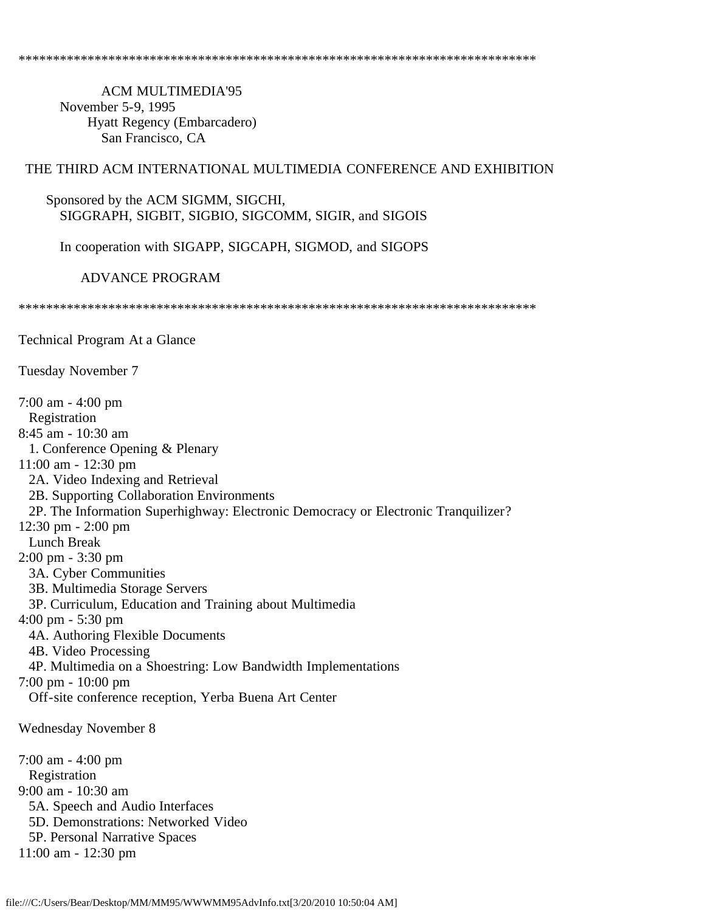******************************************************************************

ACM MULTIMEDIA'95
November 5-9, 1995
Hyatt Regency (Embarcadero)
San Francisco, CA

THE THIRD ACM INTERNATIONAL MULTIMEDIA CONFERENCE AND EXHIBITION

Sponsored by the ACM SIGMM, SIGCHI,
SIGGRAPH, SIGBIT, SIGBIO, SIGCOMM, SIGIR, and SIGOIS

In cooperation with SIGAPP, SIGCAPH, SIGMOD, and SIGOPS

ADVANCE PROGRAM

******************************************************************************

Technical Program At a Glance

Tuesday November 7

7:00 am - 4:00 pm
  Registration
8:45 am - 10:30 am
  1. Conference Opening & Plenary
11:00 am - 12:30 pm
  2A. Video Indexing and Retrieval
  2B. Supporting Collaboration Environments
  2P. The Information Superhighway: Electronic Democracy or Electronic Tranquilizer?
12:30 pm - 2:00 pm
  Lunch Break
2:00 pm - 3:30 pm
  3A. Cyber Communities
  3B. Multimedia Storage Servers
  3P. Curriculum, Education and Training about Multimedia
4:00 pm - 5:30 pm
  4A. Authoring Flexible Documents
  4B. Video Processing
  4P. Multimedia on a Shoestring: Low Bandwidth Implementations
7:00 pm - 10:00 pm
  Off-site conference reception, Yerba Buena Art Center

Wednesday November 8

7:00 am - 4:00 pm
  Registration
9:00 am - 10:30 am
  5A. Speech and Audio Interfaces
  5D. Demonstrations: Networked Video
  5P. Personal Narrative Spaces
11:00 am - 12:30 pm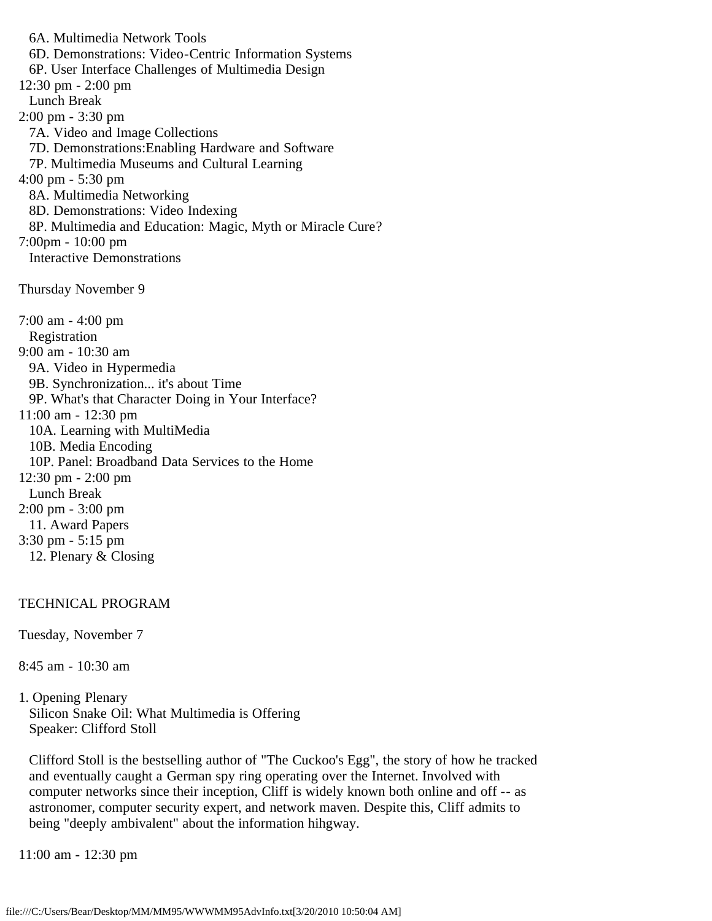6A. Multimedia Network Tools
6D. Demonstrations: Video-Centric Information Systems
6P. User Interface Challenges of Multimedia Design

12:30 pm - 2:00 pm
Lunch Break

2:00 pm - 3:30 pm
7A. Video and Image Collections
7D. Demonstrations:Enabling Hardware and Software
7P. Multimedia Museums and Cultural Learning

4:00 pm - 5:30 pm
8A. Multimedia Networking
8D. Demonstrations: Video Indexing
8P. Multimedia and Education: Magic, Myth or Miracle Cure?

7:00pm - 10:00 pm
Interactive Demonstrations

Thursday November 9

7:00 am - 4:00 pm
Registration

9:00 am - 10:30 am
9A. Video in Hypermedia
9B. Synchronization... it's about Time
9P. What's that Character Doing in Your Interface?

11:00 am - 12:30 pm
10A. Learning with MultiMedia
10B. Media Encoding
10P. Panel: Broadband Data Services to the Home

12:30 pm - 2:00 pm
Lunch Break

2:00 pm - 3:00 pm
11. Award Papers

3:30 pm - 5:15 pm
12. Plenary & Closing

TECHNICAL PROGRAM

Tuesday, November 7

8:45 am - 10:30 am

1. Opening Plenary
Silicon Snake Oil: What Multimedia is Offering
Speaker: Clifford Stoll

Clifford Stoll is the bestselling author of "The Cuckoo's Egg", the story of how he tracked and eventually caught a German spy ring operating over the Internet. Involved with computer networks since their inception, Cliff is widely known both online and off -- as astronomer, computer security expert, and network maven. Despite this, Cliff admits to being "deeply ambivalent" about the information hihgway.

11:00 am - 12:30 pm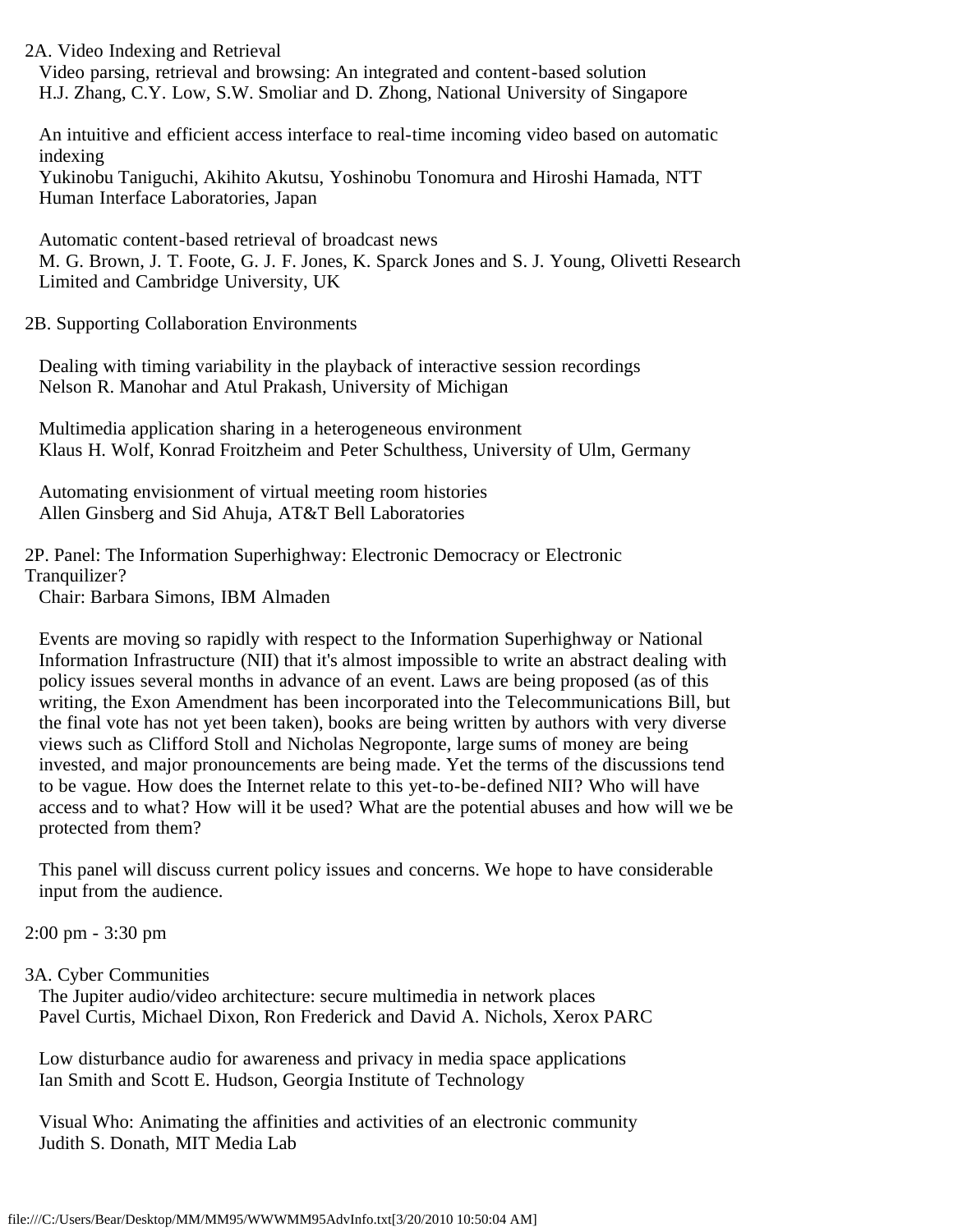2A. Video Indexing and Retrieval

Video parsing, retrieval and browsing: An integrated and content-based solution
H.J. Zhang, C.Y. Low, S.W. Smoliar and D. Zhong, National University of Singapore

An intuitive and efficient access interface to real-time incoming video based on automatic indexing
Yukinobu Taniguchi, Akihito Akutsu, Yoshinobu Tonomura and Hiroshi Hamada, NTT Human Interface Laboratories, Japan

Automatic content-based retrieval of broadcast news
M. G. Brown, J. T. Foote, G. J. F. Jones, K. Sparck Jones and S. J. Young, Olivetti Research Limited and Cambridge University, UK

2B. Supporting Collaboration Environments

Dealing with timing variability in the playback of interactive session recordings
Nelson R. Manohar and Atul Prakash, University of Michigan

Multimedia application sharing in a heterogeneous environment
Klaus H. Wolf, Konrad Froitzheim and Peter Schulthess, University of Ulm, Germany

Automating envisionment of virtual meeting room histories
Allen Ginsberg and Sid Ahuja, AT&T Bell Laboratories

2P. Panel: The Information Superhighway: Electronic Democracy or Electronic Tranquilizer?
Chair: Barbara Simons, IBM Almaden

Events are moving so rapidly with respect to the Information Superhighway or National Information Infrastructure (NII) that it's almost impossible to write an abstract dealing with policy issues several months in advance of an event. Laws are being proposed (as of this writing, the Exon Amendment has been incorporated into the Telecommunications Bill, but the final vote has not yet been taken), books are being written by authors with very diverse views such as Clifford Stoll and Nicholas Negroponte, large sums of money are being invested, and major pronouncements are being made. Yet the terms of the discussions tend to be vague. How does the Internet relate to this yet-to-be-defined NII? Who will have access and to what? How will it be used? What are the potential abuses and how will we be protected from them?

This panel will discuss current policy issues and concerns. We hope to have considerable input from the audience.

2:00 pm - 3:30 pm

3A. Cyber Communities

The Jupiter audio/video architecture: secure multimedia in network places
Pavel Curtis, Michael Dixon, Ron Frederick and David A. Nichols, Xerox PARC

Low disturbance audio for awareness and privacy in media space applications
Ian Smith and Scott E. Hudson, Georgia Institute of Technology

Visual Who: Animating the affinities and activities of an electronic community
Judith S. Donath, MIT Media Lab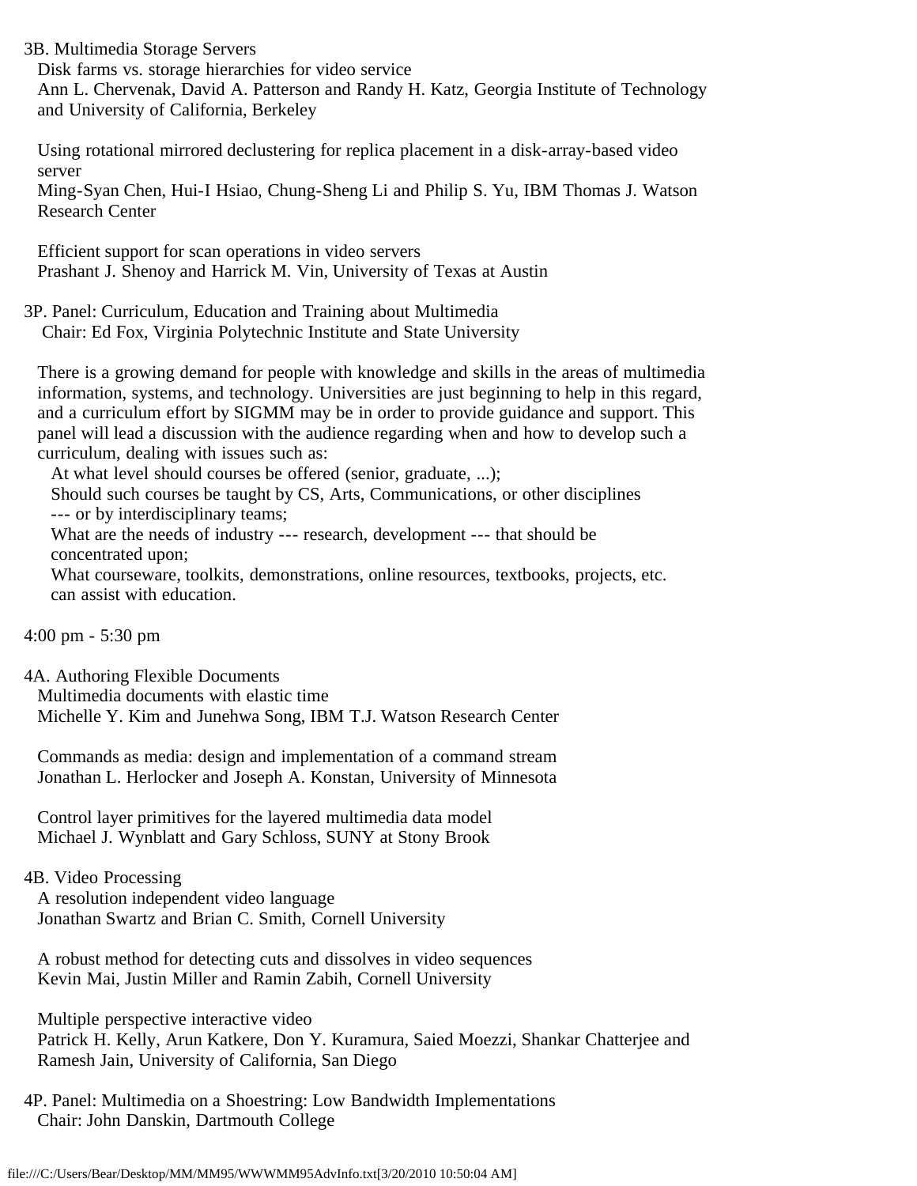3B. Multimedia Storage Servers

Disk farms vs. storage hierarchies for video service
Ann L. Chervenak, David A. Patterson and Randy H. Katz, Georgia Institute of Technology and University of California, Berkeley

Using rotational mirrored declustering for replica placement in a disk-array-based video server
Ming-Syan Chen, Hui-I Hsiao, Chung-Sheng Li and Philip S. Yu, IBM Thomas J. Watson Research Center

Efficient support for scan operations in video servers
Prashant J. Shenoy and Harrick M. Vin, University of Texas at Austin

3P. Panel: Curriculum, Education and Training about Multimedia
Chair: Ed Fox, Virginia Polytechnic Institute and State University

There is a growing demand for people with knowledge and skills in the areas of multimedia information, systems, and technology. Universities are just beginning to help in this regard, and a curriculum effort by SIGMM may be in order to provide guidance and support. This panel will lead a discussion with the audience regarding when and how to develop such a curriculum, dealing with issues such as:

- At what level should courses be offered (senior, graduate, ...);
- Should such courses be taught by CS, Arts, Communications, or other disciplines --- or by interdisciplinary teams;
- What are the needs of industry --- research, development --- that should be concentrated upon;
- What courseware, toolkits, demonstrations, online resources, textbooks, projects, etc. can assist with education.

4:00 pm - 5:30 pm

4A. Authoring Flexible Documents

Multimedia documents with elastic time
Michelle Y. Kim and Junehwa Song, IBM T.J. Watson Research Center

Commands as media: design and implementation of a command stream
Jonathan L. Herlocker and Joseph A. Konstan, University of Minnesota

Control layer primitives for the layered multimedia data model
Michael J. Wynblatt and Gary Schloss, SUNY at Stony Brook

4B. Video Processing

A resolution independent video language
Jonathan Swartz and Brian C. Smith, Cornell University

A robust method for detecting cuts and dissolves in video sequences
Kevin Mai, Justin Miller and Ramin Zabih, Cornell University

Multiple perspective interactive video
Patrick H. Kelly, Arun Katkere, Don Y. Kuramura, Saied Moezzi, Shankar Chatterjee and Ramesh Jain, University of California, San Diego

4P. Panel: Multimedia on a Shoestring: Low Bandwidth Implementations
Chair: John Danskin, Dartmouth College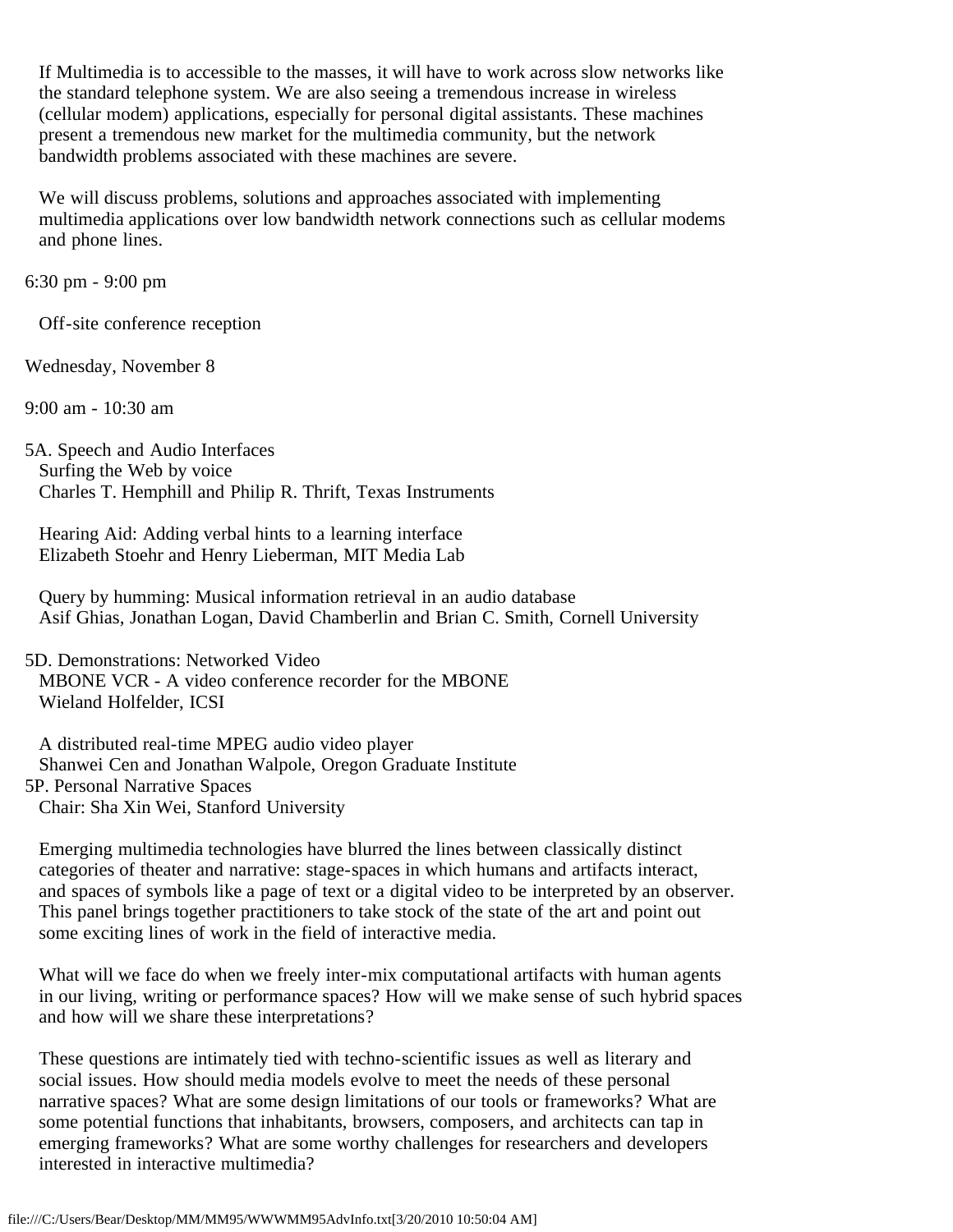If Multimedia is to accessible to the masses, it will have to work across slow networks like the standard telephone system. We are also seeing a tremendous increase in wireless (cellular modem) applications, especially for personal digital assistants. These machines present a tremendous new market for the multimedia community, but the network bandwidth problems associated with these machines are severe.

We will discuss problems, solutions and approaches associated with implementing multimedia applications over low bandwidth network connections such as cellular modems and phone lines.

6:30 pm - 9:00 pm

Off-site conference reception

Wednesday, November 8

9:00 am - 10:30 am

5A. Speech and Audio Interfaces
Surfing the Web by voice
Charles T. Hemphill and Philip R. Thrift, Texas Instruments

Hearing Aid: Adding verbal hints to a learning interface
Elizabeth Stoehr and Henry Lieberman, MIT Media Lab

Query by humming: Musical information retrieval in an audio database
Asif Ghias, Jonathan Logan, David Chamberlin and Brian C. Smith, Cornell University

5D. Demonstrations: Networked Video
MBONE VCR - A video conference recorder for the MBONE
Wieland Holfelder, ICSI

A distributed real-time MPEG audio video player
Shanwei Cen and Jonathan Walpole, Oregon Graduate Institute

5P. Personal Narrative Spaces
Chair: Sha Xin Wei, Stanford University

Emerging multimedia technologies have blurred the lines between classically distinct categories of theater and narrative: stage-spaces in which humans and artifacts interact, and spaces of symbols like a page of text or a digital video to be interpreted by an observer. This panel brings together practitioners to take stock of the state of the art and point out some exciting lines of work in the field of interactive media.

What will we face do when we freely inter-mix computational artifacts with human agents in our living, writing or performance spaces? How will we make sense of such hybrid spaces and how will we share these interpretations?

These questions are intimately tied with techno-scientific issues as well as literary and social issues. How should media models evolve to meet the needs of these personal narrative spaces? What are some design limitations of our tools or frameworks? What are some potential functions that inhabitants, browsers, composers, and architects can tap in emerging frameworks? What are some worthy challenges for researchers and developers interested in interactive multimedia?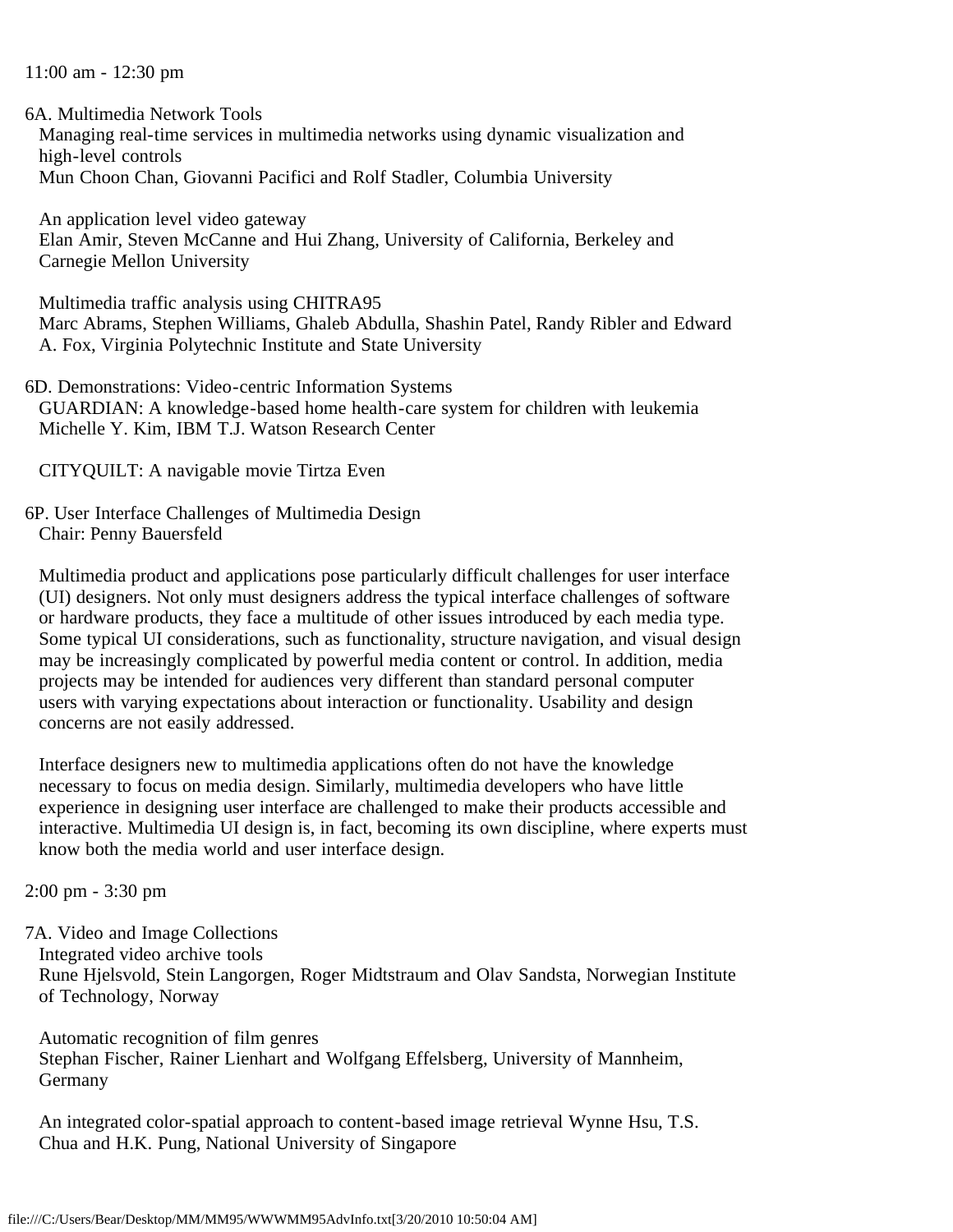11:00 am - 12:30 pm

6A. Multimedia Network Tools

Managing real-time services in multimedia networks using dynamic visualization and high-level controls
Mun Choon Chan, Giovanni Pacifici and Rolf Stadler, Columbia University

An application level video gateway
Elan Amir, Steven McCanne and Hui Zhang, University of California, Berkeley and Carnegie Mellon University

Multimedia traffic analysis using CHITRA95
Marc Abrams, Stephen Williams, Ghaleb Abdulla, Shashin Patel, Randy Ribler and Edward A. Fox, Virginia Polytechnic Institute and State University

6D. Demonstrations: Video-centric Information Systems

GUARDIAN: A knowledge-based home health-care system for children with leukemia
Michelle Y. Kim, IBM T.J. Watson Research Center

CITYQUILT: A navigable movie Tirtza Even

6P. User Interface Challenges of Multimedia Design

Chair: Penny Bauersfeld

Multimedia product and applications pose particularly difficult challenges for user interface (UI) designers. Not only must designers address the typical interface challenges of software or hardware products, they face a multitude of other issues introduced by each media type. Some typical UI considerations, such as functionality, structure navigation, and visual design may be increasingly complicated by powerful media content or control. In addition, media projects may be intended for audiences very different than standard personal computer users with varying expectations about interaction or functionality. Usability and design concerns are not easily addressed.

Interface designers new to multimedia applications often do not have the knowledge necessary to focus on media design. Similarly, multimedia developers who have little experience in designing user interface are challenged to make their products accessible and interactive. Multimedia UI design is, in fact, becoming its own discipline, where experts must know both the media world and user interface design.

2:00 pm - 3:30 pm

7A. Video and Image Collections

Integrated video archive tools
Rune Hjelsvold, Stein Langorgen, Roger Midtstraum and Olav Sandsta, Norwegian Institute of Technology, Norway

Automatic recognition of film genres
Stephan Fischer, Rainer Lienhart and Wolfgang Effelsberg, University of Mannheim, Germany

An integrated color-spatial approach to content-based image retrieval Wynne Hsu, T.S. Chua and H.K. Pung, National University of Singapore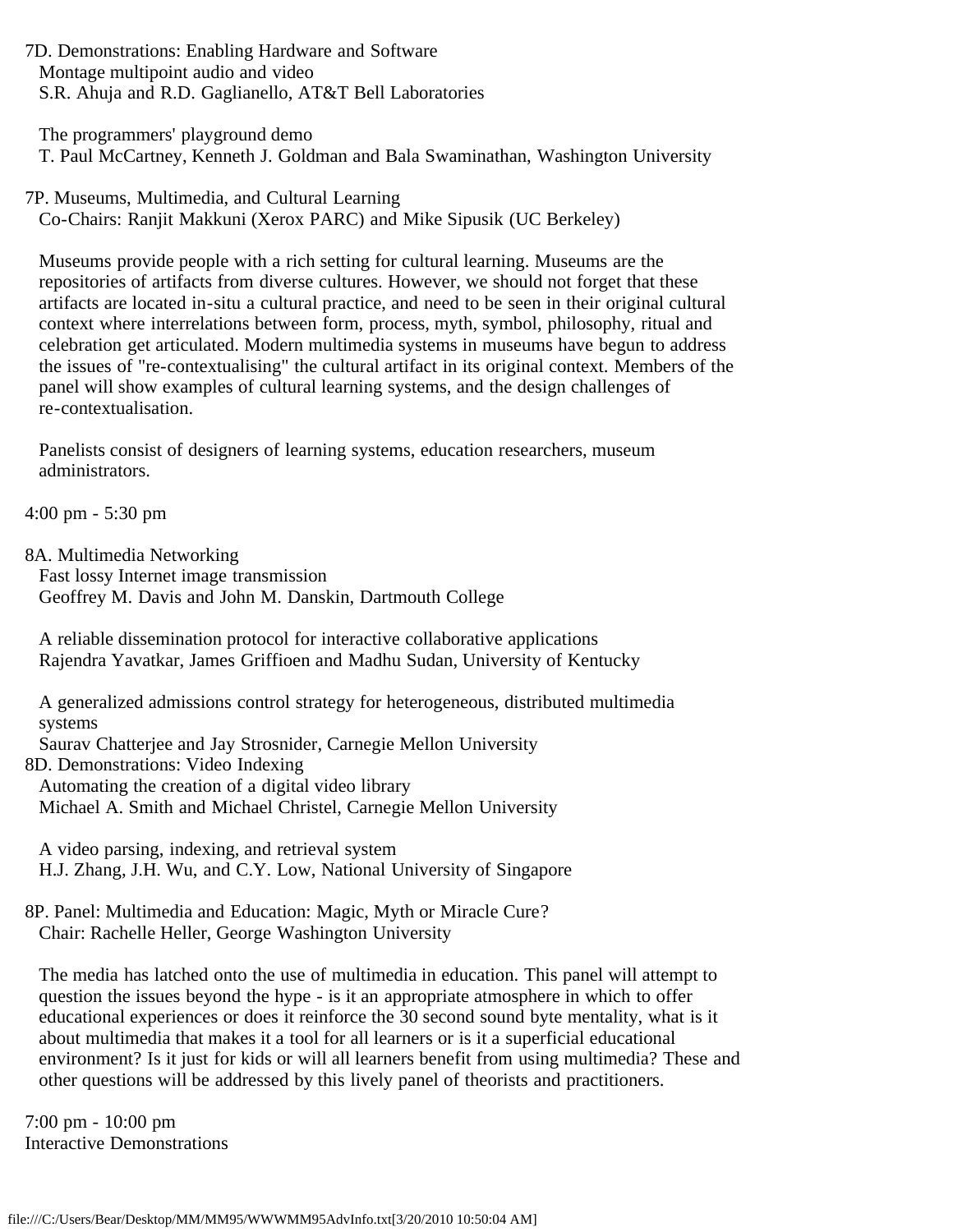7D. Demonstrations: Enabling Hardware and Software
Montage multipoint audio and video
S.R. Ahuja and R.D. Gaglianello, AT&T Bell Laboratories

The programmers' playground demo
T. Paul McCartney, Kenneth J. Goldman and Bala Swaminathan, Washington University

7P. Museums, Multimedia, and Cultural Learning
Co-Chairs: Ranjit Makkuni (Xerox PARC) and Mike Sipusik (UC Berkeley)

Museums provide people with a rich setting for cultural learning. Museums are the repositories of artifacts from diverse cultures. However, we should not forget that these artifacts are located in-situ a cultural practice, and need to be seen in their original cultural context where interrelations between form, process, myth, symbol, philosophy, ritual and celebration get articulated. Modern multimedia systems in museums have begun to address the issues of "re-contextualising" the cultural artifact in its original context. Members of the panel will show examples of cultural learning systems, and the design challenges of re-contextualisation.

Panelists consist of designers of learning systems, education researchers, museum administrators.

4:00 pm - 5:30 pm

8A. Multimedia Networking
Fast lossy Internet image transmission
Geoffrey M. Davis and John M. Danskin, Dartmouth College

A reliable dissemination protocol for interactive collaborative applications
Rajendra Yavatkar, James Griffioen and Madhu Sudan, University of Kentucky

A generalized admissions control strategy for heterogeneous, distributed multimedia systems
Saurav Chatterjee and Jay Strosnider, Carnegie Mellon University

8D. Demonstrations: Video Indexing
Automating the creation of a digital video library
Michael A. Smith and Michael Christel, Carnegie Mellon University

A video parsing, indexing, and retrieval system
H.J. Zhang, J.H. Wu, and C.Y. Low, National University of Singapore

8P. Panel: Multimedia and Education: Magic, Myth or Miracle Cure?
Chair: Rachelle Heller, George Washington University

The media has latched onto the use of multimedia in education. This panel will attempt to question the issues beyond the hype - is it an appropriate atmosphere in which to offer educational experiences or does it reinforce the 30 second sound byte mentality, what is it about multimedia that makes it a tool for all learners or is it a superficial educational environment? Is it just for kids or will all learners benefit from using multimedia? These and other questions will be addressed by this lively panel of theorists and practitioners.

7:00 pm - 10:00 pm
Interactive Demonstrations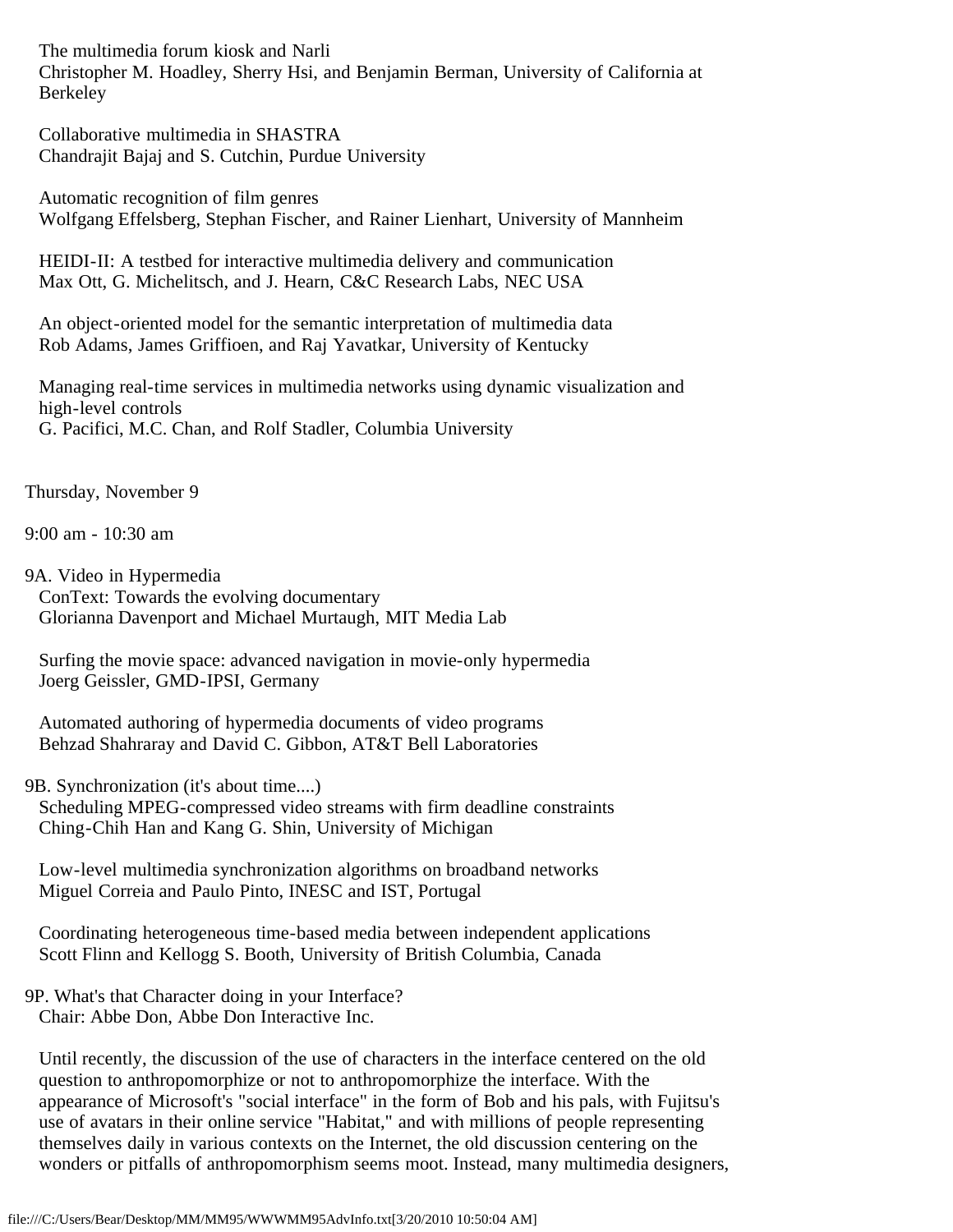The multimedia forum kiosk and Narli
Christopher M. Hoadley, Sherry Hsi, and Benjamin Berman, University of California at Berkeley

Collaborative multimedia in SHASTRA
Chandrajit Bajaj and S. Cutchin, Purdue University

Automatic recognition of film genres
Wolfgang Effelsberg, Stephan Fischer, and Rainer Lienhart, University of Mannheim

HEIDI-II: A testbed for interactive multimedia delivery and communication
Max Ott, G. Michelitsch, and J. Hearn, C&C Research Labs, NEC USA

An object-oriented model for the semantic interpretation of multimedia data
Rob Adams, James Griffioen, and Raj Yavatkar, University of Kentucky

Managing real-time services in multimedia networks using dynamic visualization and high-level controls
G. Pacifici, M.C. Chan, and Rolf Stadler, Columbia University

Thursday, November 9

9:00 am - 10:30 am

9A. Video in Hypermedia
ConText: Towards the evolving documentary
Glorianna Davenport and Michael Murtaugh, MIT Media Lab

Surfing the movie space: advanced navigation in movie-only hypermedia
Joerg Geissler, GMD-IPSI, Germany

Automated authoring of hypermedia documents of video programs
Behzad Shahraray and David C. Gibbon, AT&T Bell Laboratories

9B. Synchronization (it's about time....)
Scheduling MPEG-compressed video streams with firm deadline constraints
Ching-Chih Han and Kang G. Shin, University of Michigan

Low-level multimedia synchronization algorithms on broadband networks
Miguel Correia and Paulo Pinto, INESC and IST, Portugal

Coordinating heterogeneous time-based media between independent applications
Scott Flinn and Kellogg S. Booth, University of British Columbia, Canada

9P. What's that Character doing in your Interface?
Chair: Abbe Don, Abbe Don Interactive Inc.

Until recently, the discussion of the use of characters in the interface centered on the old question to anthropomorphize or not to anthropomorphize the interface. With the appearance of Microsoft's "social interface" in the form of Bob and his pals, with Fujitsu's use of avatars in their online service "Habitat," and with millions of people representing themselves daily in various contexts on the Internet, the old discussion centering on the wonders or pitfalls of anthropomorphism seems moot. Instead, many multimedia designers,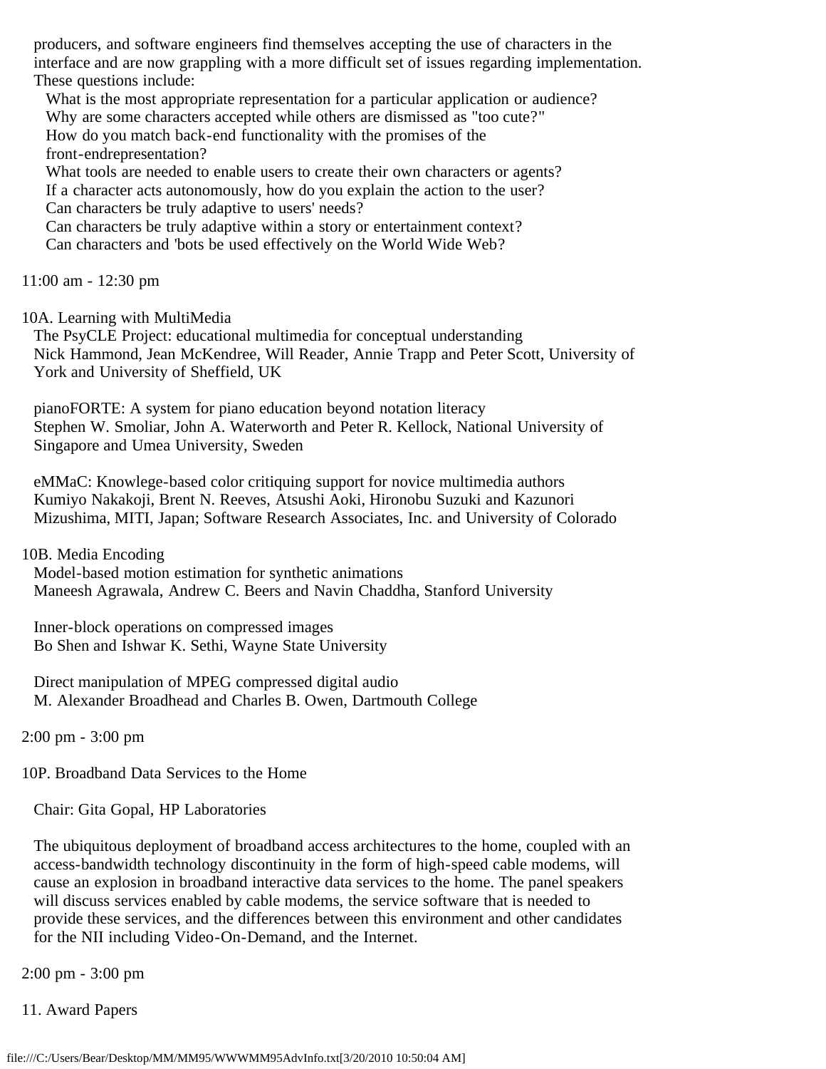producers, and software engineers find themselves accepting the use of characters in the interface and are now grappling with a more difficult set of issues regarding implementation. These questions include:

What is the most appropriate representation for a particular application or audience?
Why are some characters accepted while others are dismissed as "too cute?"
How do you match back-end functionality with the promises of the front-endrepresentation?
What tools are needed to enable users to create their own characters or agents?
If a character acts autonomously, how do you explain the action to the user?
Can characters be truly adaptive to users' needs?
Can characters be truly adaptive within a story or entertainment context?
Can characters and 'bots be used effectively on the World Wide Web?

11:00 am - 12:30 pm

10A. Learning with MultiMedia

The PsyCLE Project: educational multimedia for conceptual understanding
Nick Hammond, Jean McKendree, Will Reader, Annie Trapp and Peter Scott, University of York and University of Sheffield, UK

pianoFORTE: A system for piano education beyond notation literacy
Stephen W. Smoliar, John A. Waterworth and Peter R. Kellock, National University of Singapore and Umea University, Sweden

eMMaC: Knowlege-based color critiquing support for novice multimedia authors
Kumiyo Nakakoji, Brent N. Reeves, Atsushi Aoki, Hironobu Suzuki and Kazunori Mizushima, MITI, Japan; Software Research Associates, Inc. and University of Colorado

10B. Media Encoding

Model-based motion estimation for synthetic animations
Maneesh Agrawala, Andrew C. Beers and Navin Chaddha, Stanford University

Inner-block operations on compressed images
Bo Shen and Ishwar K. Sethi, Wayne State University

Direct manipulation of MPEG compressed digital audio
M. Alexander Broadhead and Charles B. Owen, Dartmouth College

2:00 pm - 3:00 pm

10P. Broadband Data Services to the Home

Chair: Gita Gopal, HP Laboratories

The ubiquitous deployment of broadband access architectures to the home, coupled with an access-bandwidth technology discontinuity in the form of high-speed cable modems, will cause an explosion in broadband interactive data services to the home. The panel speakers will discuss services enabled by cable modems, the service software that is needed to provide these services, and the differences between this environment and other candidates for the NII including Video-On-Demand, and the Internet.

2:00 pm - 3:00 pm

11. Award Papers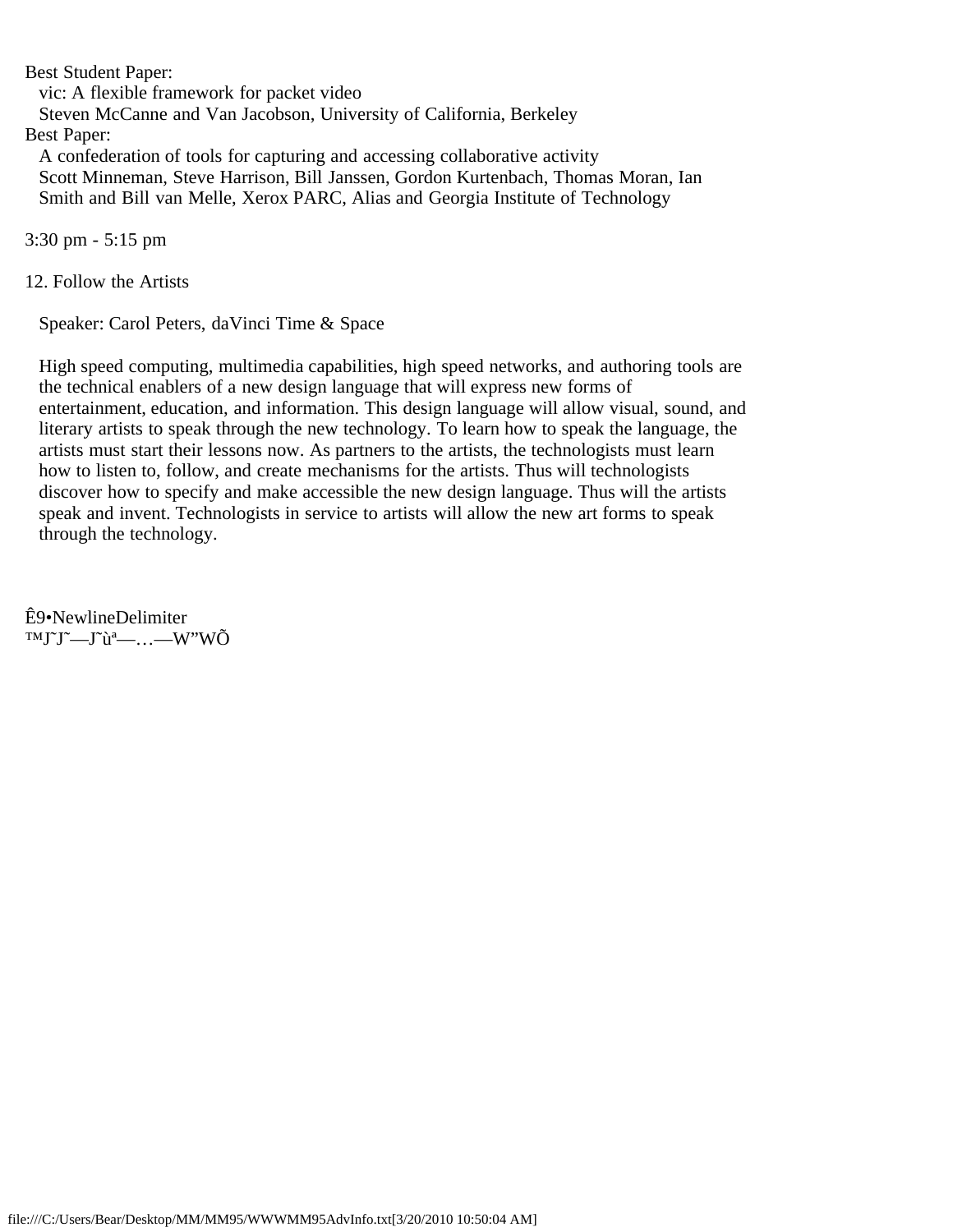Best Student Paper:
   vic: A flexible framework for packet video
   Steven McCanne and Van Jacobson, University of California, Berkeley

Best Paper:
   A confederation of tools for capturing and accessing collaborative activity
   Scott Minneman, Steve Harrison, Bill Janssen, Gordon Kurtenbach, Thomas Moran, Ian Smith and Bill van Melle, Xerox PARC, Alias and Georgia Institute of Technology

3:30 pm - 5:15 pm

12. Follow the Artists

   Speaker: Carol Peters, daVinci Time & Space

   High speed computing, multimedia capabilities, high speed networks, and authoring tools are the technical enablers of a new design language that will express new forms of entertainment, education, and information. This design language will allow visual, sound, and literary artists to speak through the new technology. To learn how to speak the language, the artists must start their lessons now. As partners to the artists, the technologists must learn how to listen to, follow, and create mechanisms for the artists. Thus will technologists discover how to specify and make accessible the new design language. Thus will the artists speak and invent. Technologists in service to artists will allow the new art forms to speak through the technology.

Ê9•NewlineDelimiter
™J˜J˜—J˜ùª—…—W”WÕ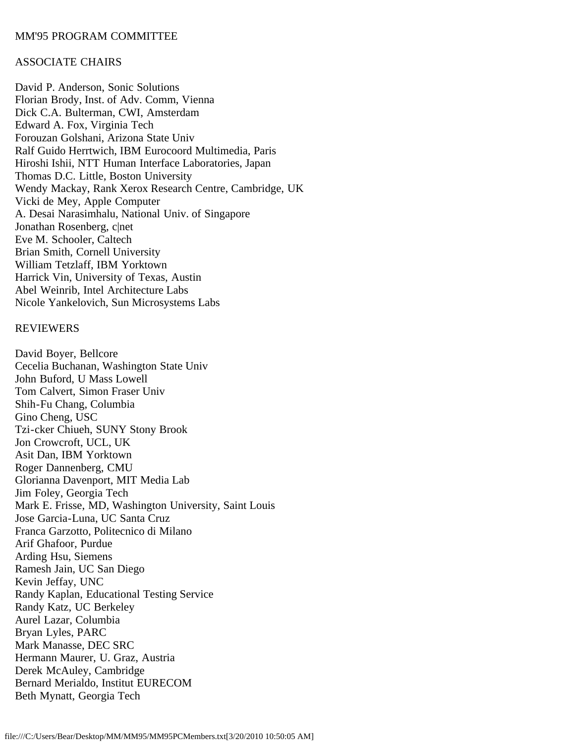MM'95 PROGRAM COMMITTEE

ASSOCIATE CHAIRS

David P. Anderson, Sonic Solutions
Florian Brody, Inst. of Adv. Comm, Vienna
Dick C.A. Bulterman, CWI, Amsterdam
Edward A. Fox, Virginia Tech
Forouzan Golshani, Arizona State Univ
Ralf Guido Herrtwich, IBM Eurocoord Multimedia, Paris
Hiroshi Ishii, NTT Human Interface Laboratories, Japan
Thomas D.C. Little, Boston University
Wendy Mackay, Rank Xerox Research Centre, Cambridge, UK
Vicki de Mey, Apple Computer
A. Desai Narasimhalu, National Univ. of Singapore
Jonathan Rosenberg, c|net
Eve M. Schooler, Caltech
Brian Smith, Cornell University
William Tetzlaff, IBM Yorktown
Harrick Vin, University of Texas, Austin
Abel Weinrib, Intel Architecture Labs
Nicole Yankelovich, Sun Microsystems Labs

REVIEWERS

David Boyer, Bellcore
Cecelia Buchanan, Washington State Univ
John Buford, U Mass Lowell
Tom Calvert, Simon Fraser Univ
Shih-Fu Chang, Columbia
Gino Cheng, USC
Tzi-cker Chiueh, SUNY Stony Brook
Jon Crowcroft, UCL, UK
Asit Dan, IBM Yorktown
Roger Dannenberg, CMU
Glorianna Davenport, MIT Media Lab
Jim Foley, Georgia Tech
Mark E. Frisse, MD, Washington University, Saint Louis
Jose Garcia-Luna, UC Santa Cruz
Franca Garzotto, Politecnico di Milano
Arif Ghafoor, Purdue
Arding Hsu, Siemens
Ramesh Jain, UC San Diego
Kevin Jeffay, UNC
Randy Kaplan, Educational Testing Service
Randy Katz, UC Berkeley
Aurel Lazar, Columbia
Bryan Lyles, PARC
Mark Manasse, DEC SRC
Hermann Maurer, U. Graz, Austria
Derek McAuley, Cambridge
Bernard Merialdo, Institut EURECOM
Beth Mynatt, Georgia Tech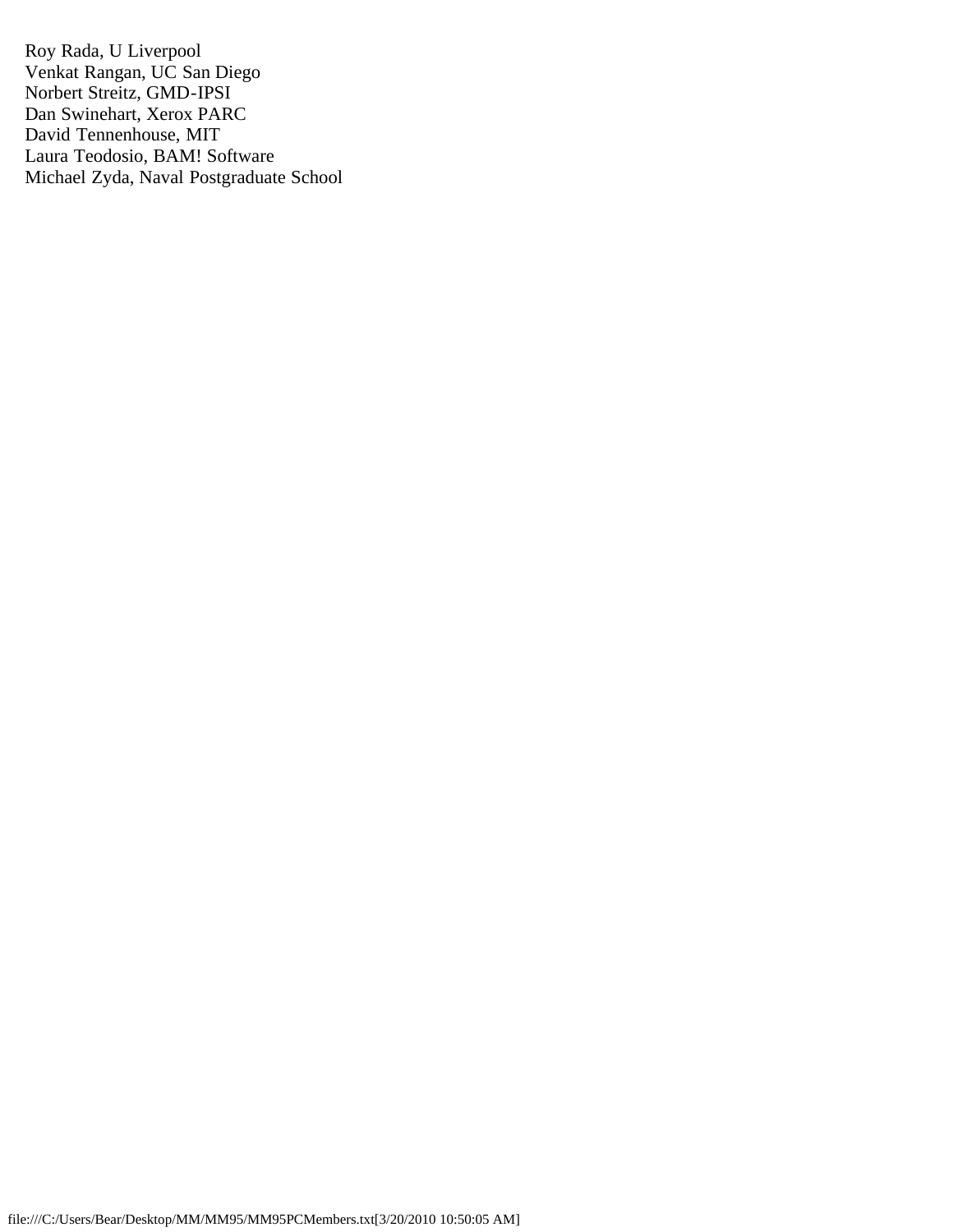Roy Rada, U Liverpool
Venkat Rangan, UC San Diego
Norbert Streitz, GMD-IPSI
Dan Swinehart, Xerox PARC
David Tennenhouse, MIT
Laura Teodosio, BAM! Software
Michael Zyda, Naval Postgraduate School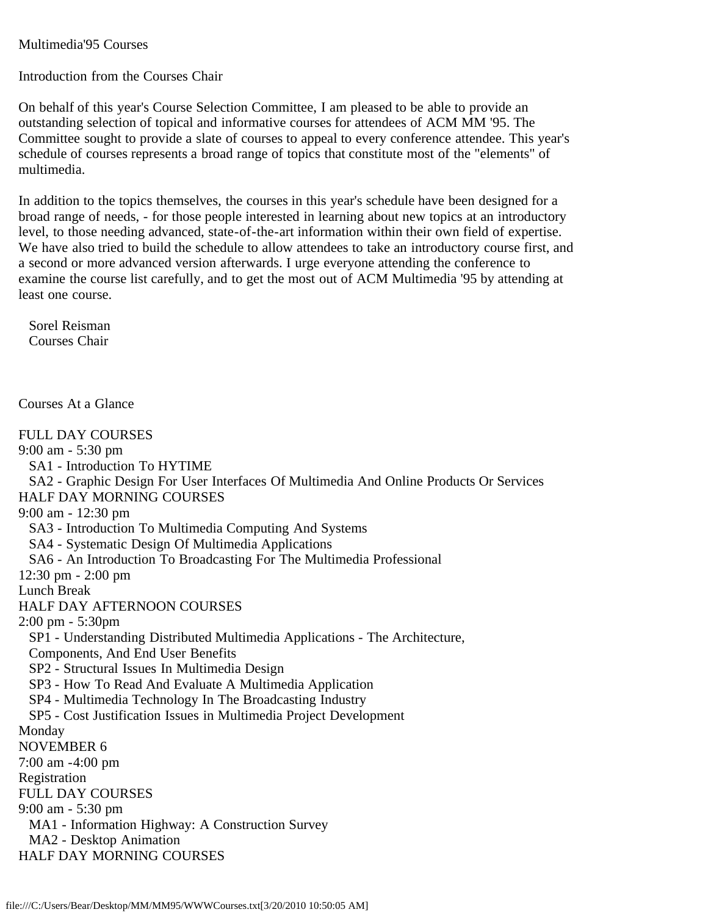Multimedia'95 Courses

Introduction from the Courses Chair

On behalf of this year's Course Selection Committee, I am pleased to be able to provide an outstanding selection of topical and informative courses for attendees of ACM MM '95. The Committee sought to provide a slate of courses to appeal to every conference attendee. This year's schedule of courses represents a broad range of topics that constitute most of the "elements" of multimedia.

In addition to the topics themselves, the courses in this year's schedule have been designed for a broad range of needs, - for those people interested in learning about new topics at an introductory level, to those needing advanced, state-of-the-art information within their own field of expertise. We have also tried to build the schedule to allow attendees to take an introductory course first, and a second or more advanced version afterwards. I urge everyone attending the conference to examine the course list carefully, and to get the most out of ACM Multimedia '95 by attending at least one course.

Sorel Reisman
Courses Chair

Courses At a Glance

FULL DAY COURSES
9:00 am - 5:30 pm
- SA1 - Introduction To HYTIME
- SA2 - Graphic Design For User Interfaces Of Multimedia And Online Products Or Services

HALF DAY MORNING COURSES
9:00 am - 12:30 pm
- SA3 - Introduction To Multimedia Computing And Systems
- SA4 - Systematic Design Of Multimedia Applications
- SA6 - An Introduction To Broadcasting For The Multimedia Professional

12:30 pm - 2:00 pm
Lunch Break

HALF DAY AFTERNOON COURSES
2:00 pm - 5:30pm
- SP1 - Understanding Distributed Multimedia Applications - The Architecture, Components, And End User Benefits
- SP2 - Structural Issues In Multimedia Design
- SP3 - How To Read And Evaluate A Multimedia Application
- SP4 - Multimedia Technology In The Broadcasting Industry
- SP5 - Cost Justification Issues in Multimedia Project Development

Monday
NOVEMBER 6
7:00 am -4:00 pm
Registration

FULL DAY COURSES
9:00 am - 5:30 pm
- MA1 - Information Highway: A Construction Survey
- MA2 - Desktop Animation

HALF DAY MORNING COURSES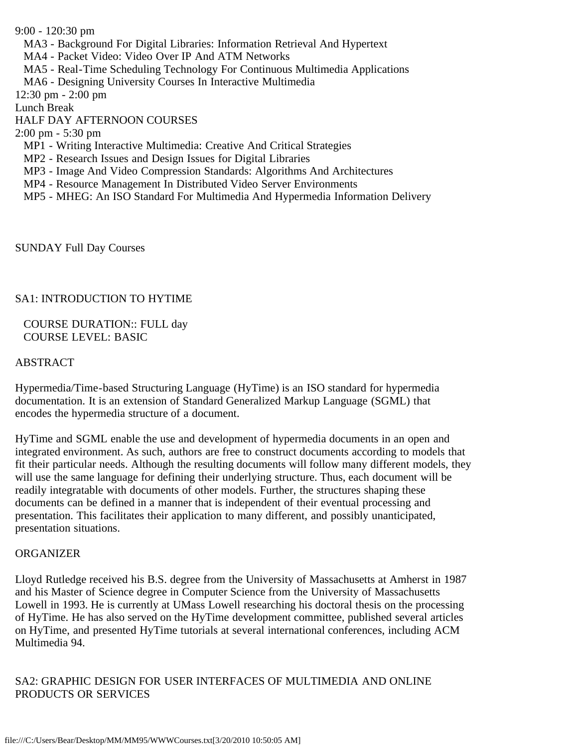9:00 - 120:30 pm

- MA3 - Background For Digital Libraries: Information Retrieval And Hypertext
- MA4 - Packet Video: Video Over IP And ATM Networks
- MA5 - Real-Time Scheduling Technology For Continuous Multimedia Applications
- MA6 - Designing University Courses In Interactive Multimedia

12:30 pm - 2:00 pm

Lunch Break

HALF DAY AFTERNOON COURSES

2:00 pm - 5:30 pm

- MP1 - Writing Interactive Multimedia: Creative And Critical Strategies
- MP2 - Research Issues and Design Issues for Digital Libraries
- MP3 - Image And Video Compression Standards: Algorithms And Architectures
- MP4 - Resource Management In Distributed Video Server Environments
- MP5 - MHEG: An ISO Standard For Multimedia And Hypermedia Information Delivery

SUNDAY Full Day Courses

## SA1: INTRODUCTION TO HYTIME

COURSE DURATION:: FULL day
COURSE LEVEL: BASIC

ABSTRACT

Hypermedia/Time-based Structuring Language (HyTime) is an ISO standard for hypermedia documentation. It is an extension of Standard Generalized Markup Language (SGML) that encodes the hypermedia structure of a document.

HyTime and SGML enable the use and development of hypermedia documents in an open and integrated environment. As such, authors are free to construct documents according to models that fit their particular needs. Although the resulting documents will follow many different models, they will use the same language for defining their underlying structure. Thus, each document will be readily integratable with documents of other models. Further, the structures shaping these documents can be defined in a manner that is independent of their eventual processing and presentation. This facilitates their application to many different, and possibly unanticipated, presentation situations.

ORGANIZER

Lloyd Rutledge received his B.S. degree from the University of Massachusetts at Amherst in 1987 and his Master of Science degree in Computer Science from the University of Massachusetts Lowell in 1993. He is currently at UMass Lowell researching his doctoral thesis on the processing of HyTime. He has also served on the HyTime development committee, published several articles on HyTime, and presented HyTime tutorials at several international conferences, including ACM Multimedia 94.

## SA2: GRAPHIC DESIGN FOR USER INTERFACES OF MULTIMEDIA AND ONLINE PRODUCTS OR SERVICES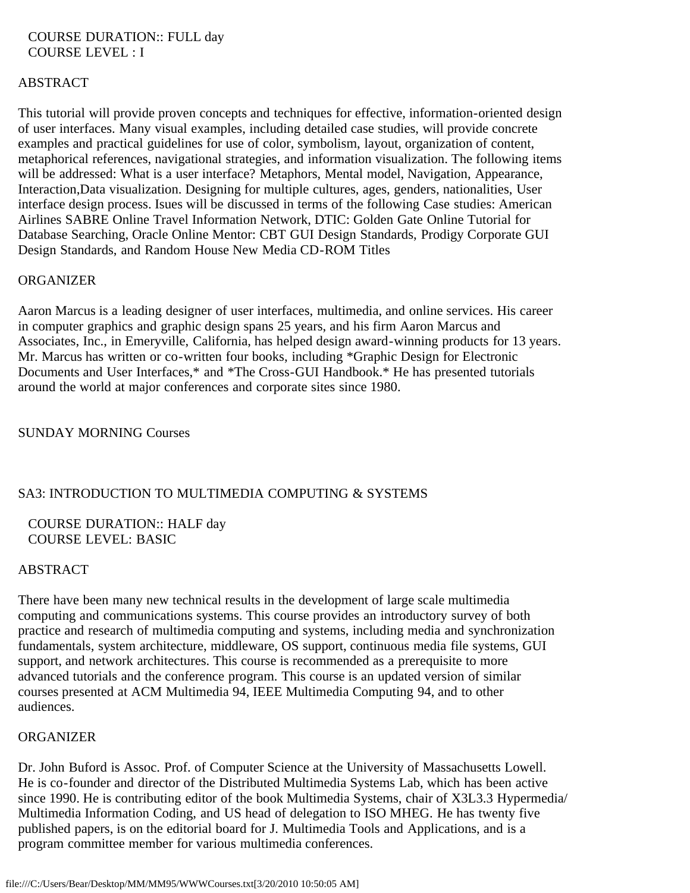COURSE DURATION:: FULL day
COURSE LEVEL : I

ABSTRACT

This tutorial will provide proven concepts and techniques for effective, information-oriented design of user interfaces. Many visual examples, including detailed case studies, will provide concrete examples and practical guidelines for use of color, symbolism, layout, organization of content, metaphorical references, navigational strategies, and information visualization. The following items will be addressed: What is a user interface? Metaphors, Mental model, Navigation, Appearance, Interaction,Data visualization. Designing for multiple cultures, ages, genders, nationalities, User interface design process. Isues will be discussed in terms of the following Case studies: American Airlines SABRE Online Travel Information Network, DTIC: Golden Gate Online Tutorial for Database Searching, Oracle Online Mentor: CBT GUI Design Standards, Prodigy Corporate GUI Design Standards, and Random House New Media CD-ROM Titles

ORGANIZER

Aaron Marcus is a leading designer of user interfaces, multimedia, and online services. His career in computer graphics and graphic design spans 25 years, and his firm Aaron Marcus and Associates, Inc., in Emeryville, California, has helped design award-winning products for 13 years. Mr. Marcus has written or co-written four books, including *Graphic Design for Electronic Documents and User Interfaces,* and *The Cross-GUI Handbook.* He has presented tutorials around the world at major conferences and corporate sites since 1980.

SUNDAY MORNING Courses

SA3: INTRODUCTION TO MULTIMEDIA COMPUTING & SYSTEMS

COURSE DURATION:: HALF day
COURSE LEVEL: BASIC

ABSTRACT

There have been many new technical results in the development of large scale multimedia computing and communications systems. This course provides an introductory survey of both practice and research of multimedia computing and systems, including media and synchronization fundamentals, system architecture, middleware, OS support, continuous media file systems, GUI support, and network architectures. This course is recommended as a prerequisite to more advanced tutorials and the conference program. This course is an updated version of similar courses presented at ACM Multimedia 94, IEEE Multimedia Computing 94, and to other audiences.

ORGANIZER

Dr. John Buford is Assoc. Prof. of Computer Science at the University of Massachusetts Lowell. He is co-founder and director of the Distributed Multimedia Systems Lab, which has been active since 1990. He is contributing editor of the book Multimedia Systems, chair of X3L3.3 Hypermedia/ Multimedia Information Coding, and US head of delegation to ISO MHEG. He has twenty five published papers, is on the editorial board for J. Multimedia Tools and Applications, and is a program committee member for various multimedia conferences.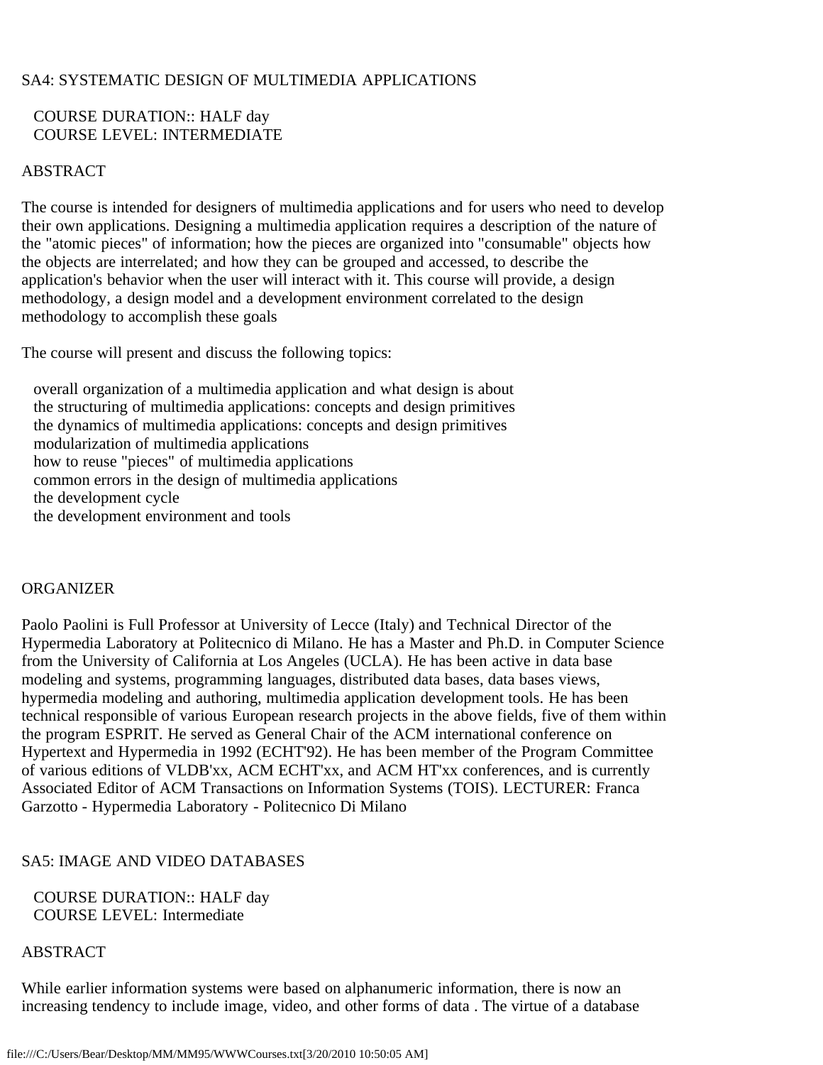SA4: SYSTEMATIC DESIGN OF MULTIMEDIA APPLICATIONS

COURSE DURATION:: HALF day
COURSE LEVEL: INTERMEDIATE

ABSTRACT

The course is intended for designers of multimedia applications and for users who need to develop their own applications. Designing a multimedia application requires a description of the nature of the "atomic pieces" of information; how the pieces are organized into "consumable" objects how the objects are interrelated; and how they can be grouped and accessed, to describe the application's behavior when the user will interact with it. This course will provide, a design methodology, a design model and a development environment correlated to the design methodology to accomplish these goals

The course will present and discuss the following topics:

- overall organization of a multimedia application and what design is about
- the structuring of multimedia applications: concepts and design primitives
- the dynamics of multimedia applications: concepts and design primitives
- modularization of multimedia applications
- how to reuse "pieces" of multimedia applications
- common errors in the design of multimedia applications
- the development cycle
- the development environment and tools

ORGANIZER

Paolo Paolini is Full Professor at University of Lecce (Italy) and Technical Director of the Hypermedia Laboratory at Politecnico di Milano. He has a Master and Ph.D. in Computer Science from the University of California at Los Angeles (UCLA). He has been active in data base modeling and systems, programming languages, distributed data bases, data bases views, hypermedia modeling and authoring, multimedia application development tools. He has been technical responsible of various European research projects in the above fields, five of them within the program ESPRIT. He served as General Chair of the ACM international conference on Hypertext and Hypermedia in 1992 (ECHT'92). He has been member of the Program Committee of various editions of VLDB'xx, ACM ECHT'xx, and ACM HT'xx conferences, and is currently Associated Editor of ACM Transactions on Information Systems (TOIS). LECTURER: Franca Garzotto - Hypermedia Laboratory - Politecnico Di Milano

SA5: IMAGE AND VIDEO DATABASES

COURSE DURATION:: HALF day
COURSE LEVEL: Intermediate

ABSTRACT

While earlier information systems were based on alphanumeric information, there is now an increasing tendency to include image, video, and other forms of data . The virtue of a database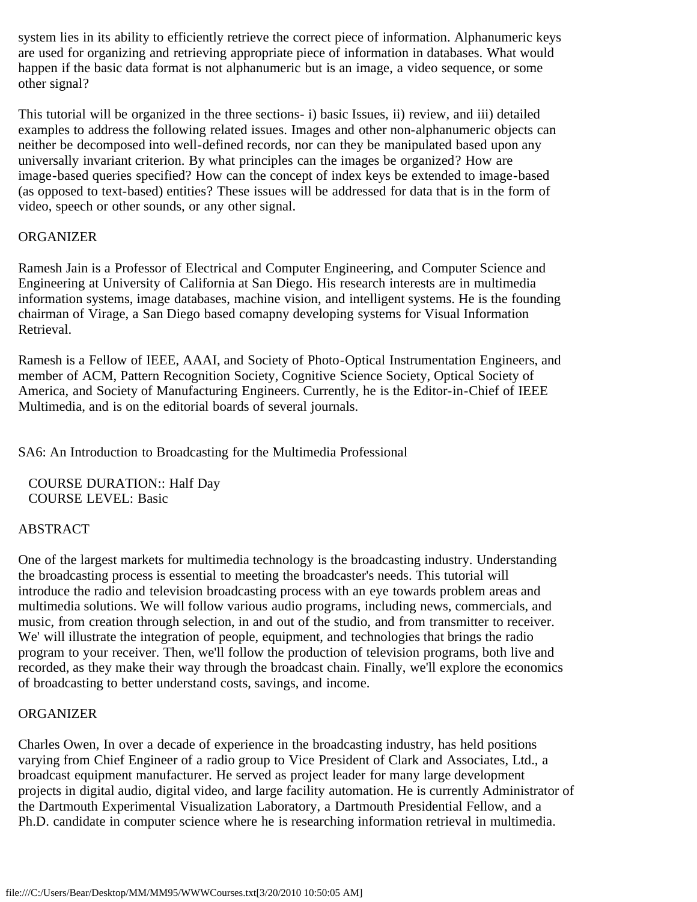system lies in its ability to efficiently retrieve the correct piece of information. Alphanumeric keys are used for organizing and retrieving appropriate piece of information in databases. What would happen if the basic data format is not alphanumeric but is an image, a video sequence, or some other signal?

This tutorial will be organized in the three sections- i) basic Issues, ii) review, and iii) detailed examples to address the following related issues. Images and other non-alphanumeric objects can neither be decomposed into well-defined records, nor can they be manipulated based upon any universally invariant criterion. By what principles can the images be organized? How are image-based queries specified? How can the concept of index keys be extended to image-based (as opposed to text-based) entities? These issues will be addressed for data that is in the form of video, speech or other sounds, or any other signal.

ORGANIZER

Ramesh Jain is a Professor of Electrical and Computer Engineering, and Computer Science and Engineering at University of California at San Diego. His research interests are in multimedia information systems, image databases, machine vision, and intelligent systems. He is the founding chairman of Virage, a San Diego based comapny developing systems for Visual Information Retrieval.

Ramesh is a Fellow of IEEE, AAAI, and Society of Photo-Optical Instrumentation Engineers, and member of ACM, Pattern Recognition Society, Cognitive Science Society, Optical Society of America, and Society of Manufacturing Engineers. Currently, he is the Editor-in-Chief of IEEE Multimedia, and is on the editorial boards of several journals.

SA6: An Introduction to Broadcasting for the Multimedia Professional

COURSE DURATION:: Half Day
COURSE LEVEL: Basic

ABSTRACT

One of the largest markets for multimedia technology is the broadcasting industry. Understanding the broadcasting process is essential to meeting the broadcaster's needs. This tutorial will introduce the radio and television broadcasting process with an eye towards problem areas and multimedia solutions. We will follow various audio programs, including news, commercials, and music, from creation through selection, in and out of the studio, and from transmitter to receiver. We' will illustrate the integration of people, equipment, and technologies that brings the radio program to your receiver. Then, we'll follow the production of television programs, both live and recorded, as they make their way through the broadcast chain. Finally, we'll explore the economics of broadcasting to better understand costs, savings, and income.

ORGANIZER

Charles Owen, In over a decade of experience in the broadcasting industry, has held positions varying from Chief Engineer of a radio group to Vice President of Clark and Associates, Ltd., a broadcast equipment manufacturer. He served as project leader for many large development projects in digital audio, digital video, and large facility automation. He is currently Administrator of the Dartmouth Experimental Visualization Laboratory, a Dartmouth Presidential Fellow, and a Ph.D. candidate in computer science where he is researching information retrieval in multimedia.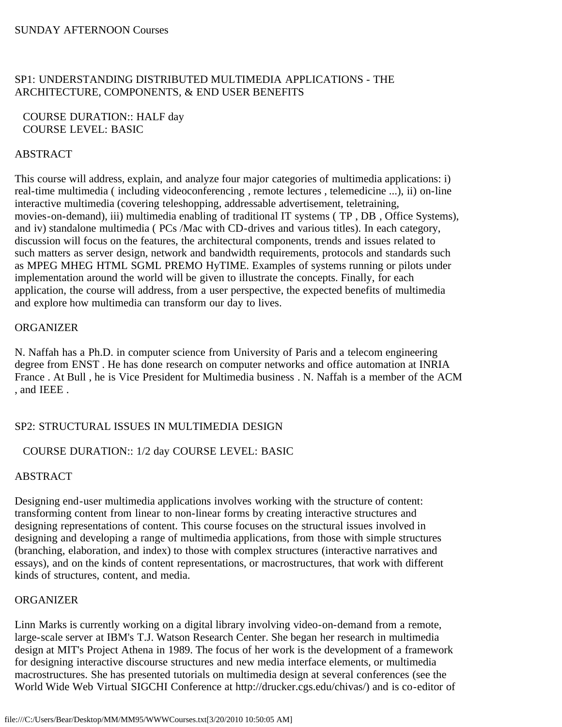SUNDAY AFTERNOON Courses

## SP1: UNDERSTANDING DISTRIBUTED MULTIMEDIA APPLICATIONS - THE ARCHITECTURE, COMPONENTS, & END USER BENEFITS

COURSE DURATION:: HALF day
COURSE LEVEL: BASIC

### ABSTRACT

This course will address, explain, and analyze four major categories of multimedia applications: i) real-time multimedia ( including videoconferencing , remote lectures , telemedicine ...), ii) on-line interactive multimedia (covering teleshopping, addressable advertisement, teletraining, movies-on-demand), iii) multimedia enabling of traditional IT systems ( TP , DB , Office Systems), and iv) standalone multimedia ( PCs /Mac with CD-drives and various titles). In each category, discussion will focus on the features, the architectural components, trends and issues related to such matters as server design, network and bandwidth requirements, protocols and standards such as MPEG MHEG HTML SGML PREMO HyTIME. Examples of systems running or pilots under implementation around the world will be given to illustrate the concepts. Finally, for each application, the course will address, from a user perspective, the expected benefits of multimedia and explore how multimedia can transform our day to lives.

### ORGANIZER

N. Naffah has a Ph.D. in computer science from University of Paris and a telecom engineering degree from ENST . He has done research on computer networks and office automation at INRIA France . At Bull , he is Vice President for Multimedia business . N. Naffah is a member of the ACM , and IEEE .

## SP2: STRUCTURAL ISSUES IN MULTIMEDIA DESIGN

COURSE DURATION:: 1/2 day COURSE LEVEL: BASIC

### ABSTRACT

Designing end-user multimedia applications involves working with the structure of content: transforming content from linear to non-linear forms by creating interactive structures and designing representations of content. This course focuses on the structural issues involved in designing and developing a range of multimedia applications, from those with simple structures (branching, elaboration, and index) to those with complex structures (interactive narratives and essays), and on the kinds of content representations, or macrostructures, that work with different kinds of structures, content, and media.

### ORGANIZER

Linn Marks is currently working on a digital library involving video-on-demand from a remote, large-scale server at IBM's T.J. Watson Research Center. She began her research in multimedia design at MIT's Project Athena in 1989. The focus of her work is the development of a framework for designing interactive discourse structures and new media interface elements, or multimedia macrostructures. She has presented tutorials on multimedia design at several conferences (see the World Wide Web Virtual SIGCHI Conference at http://drucker.cgs.edu/chivas/) and is co-editor of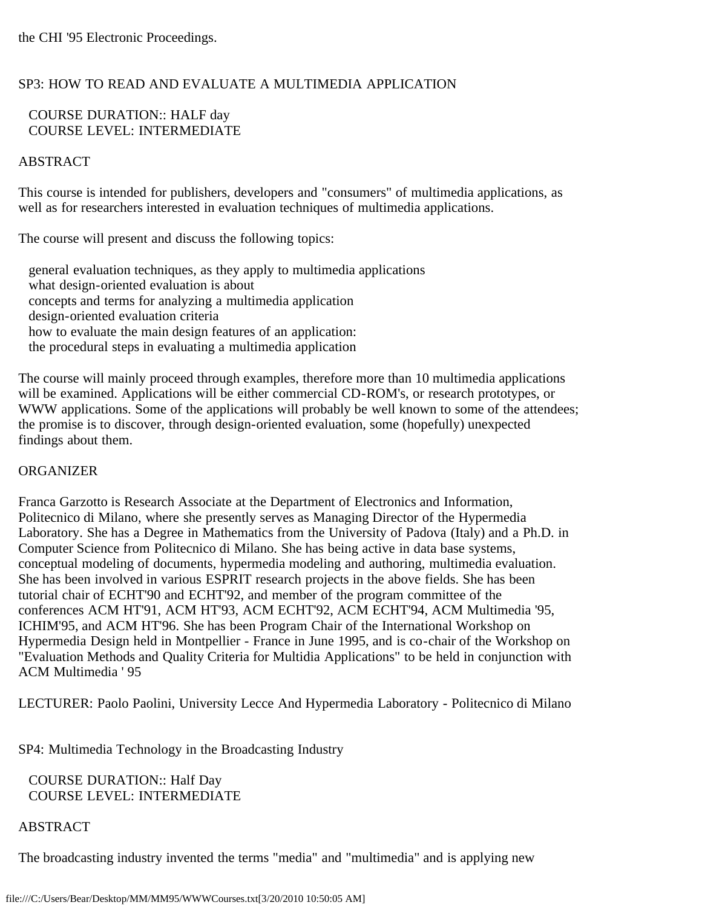the CHI '95 Electronic Proceedings.

SP3: HOW TO READ AND EVALUATE A MULTIMEDIA APPLICATION

COURSE DURATION:: HALF day
COURSE LEVEL: INTERMEDIATE

ABSTRACT

This course is intended for publishers, developers and "consumers" of multimedia applications, as well as for researchers interested in evaluation techniques of multimedia applications.

The course will present and discuss the following topics:

- general evaluation techniques, as they apply to multimedia applications
- what design-oriented evaluation is about
- concepts and terms for analyzing a multimedia application
- design-oriented evaluation criteria
- how to evaluate the main design features of an application:
- the procedural steps in evaluating a multimedia application

The course will mainly proceed through examples, therefore more than 10 multimedia applications will be examined. Applications will be either commercial CD-ROM's, or research prototypes, or WWW applications. Some of the applications will probably be well known to some of the attendees; the promise is to discover, through design-oriented evaluation, some (hopefully) unexpected findings about them.

ORGANIZER

Franca Garzotto is Research Associate at the Department of Electronics and Information, Politecnico di Milano, where she presently serves as Managing Director of the Hypermedia Laboratory. She has a Degree in Mathematics from the University of Padova (Italy) and a Ph.D. in Computer Science from Politecnico di Milano. She has being active in data base systems, conceptual modeling of documents, hypermedia modeling and authoring, multimedia evaluation. She has been involved in various ESPRIT research projects in the above fields. She has been tutorial chair of ECHT'90 and ECHT'92, and member of the program committee of the conferences ACM HT'91, ACM HT'93, ACM ECHT'92, ACM ECHT'94, ACM Multimedia '95, ICHIM'95, and ACM HT'96. She has been Program Chair of the International Workshop on Hypermedia Design held in Montpellier - France in June 1995, and is co-chair of the Workshop on "Evaluation Methods and Quality Criteria for Multidia Applications" to be held in conjunction with ACM Multimedia ' 95

LECTURER: Paolo Paolini, University Lecce And Hypermedia Laboratory - Politecnico di Milano

SP4: Multimedia Technology in the Broadcasting Industry

COURSE DURATION:: Half Day
COURSE LEVEL: INTERMEDIATE

ABSTRACT

The broadcasting industry invented the terms "media" and "multimedia" and is applying new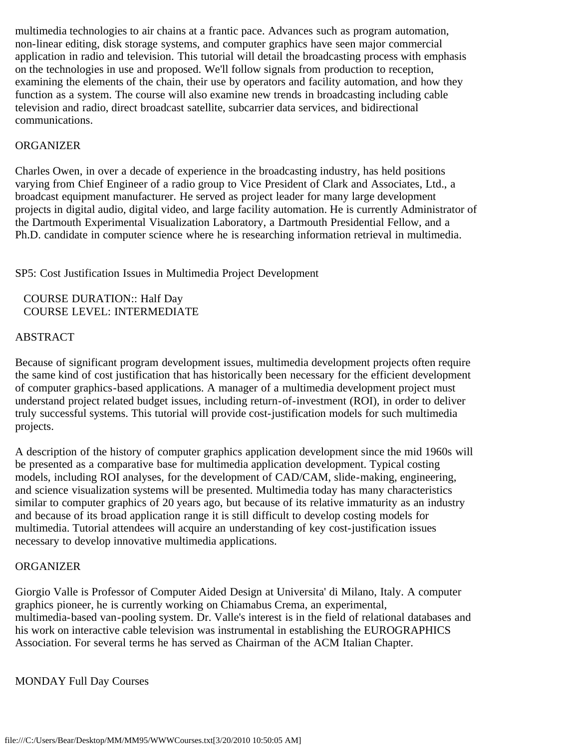multimedia technologies to air chains at a frantic pace. Advances such as program automation, non-linear editing, disk storage systems, and computer graphics have seen major commercial application in radio and television. This tutorial will detail the broadcasting process with emphasis on the technologies in use and proposed. We'll follow signals from production to reception, examining the elements of the chain, their use by operators and facility automation, and how they function as a system. The course will also examine new trends in broadcasting including cable television and radio, direct broadcast satellite, subcarrier data services, and bidirectional communications.

ORGANIZER

Charles Owen, in over a decade of experience in the broadcasting industry, has held positions varying from Chief Engineer of a radio group to Vice President of Clark and Associates, Ltd., a broadcast equipment manufacturer. He served as project leader for many large development projects in digital audio, digital video, and large facility automation. He is currently Administrator of the Dartmouth Experimental Visualization Laboratory, a Dartmouth Presidential Fellow, and a Ph.D. candidate in computer science where he is researching information retrieval in multimedia.

SP5: Cost Justification Issues in Multimedia Project Development

COURSE DURATION:: Half Day
COURSE LEVEL: INTERMEDIATE

ABSTRACT

Because of significant program development issues, multimedia development projects often require the same kind of cost justification that has historically been necessary for the efficient development of computer graphics-based applications. A manager of a multimedia development project must understand project related budget issues, including return-of-investment (ROI), in order to deliver truly successful systems. This tutorial will provide cost-justification models for such multimedia projects.

A description of the history of computer graphics application development since the mid 1960s will be presented as a comparative base for multimedia application development. Typical costing models, including ROI analyses, for the development of CAD/CAM, slide-making, engineering, and science visualization systems will be presented. Multimedia today has many characteristics similar to computer graphics of 20 years ago, but because of its relative immaturity as an industry and because of its broad application range it is still difficult to develop costing models for multimedia. Tutorial attendees will acquire an understanding of key cost-justification issues necessary to develop innovative multimedia applications.

ORGANIZER

Giorgio Valle is Professor of Computer Aided Design at Universita' di Milano, Italy. A computer graphics pioneer, he is currently working on Chiamabus Crema, an experimental, multimedia-based van-pooling system. Dr. Valle's interest is in the field of relational databases and his work on interactive cable television was instrumental in establishing the EUROGRAPHICS Association. For several terms he has served as Chairman of the ACM Italian Chapter.

MONDAY Full Day Courses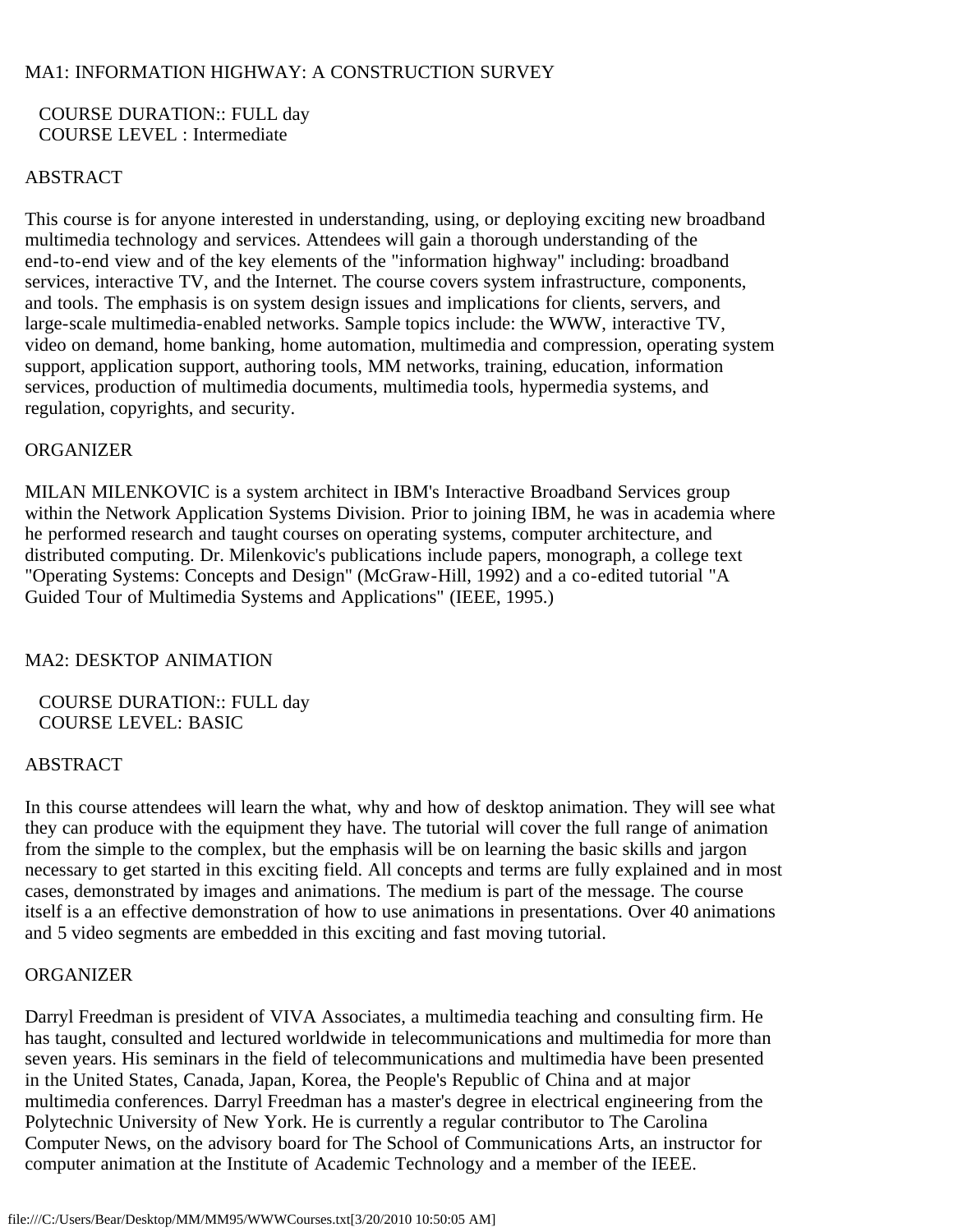## MA1: INFORMATION HIGHWAY: A CONSTRUCTION SURVEY

COURSE DURATION:: FULL day
COURSE LEVEL : Intermediate

### ABSTRACT

This course is for anyone interested in understanding, using, or deploying exciting new broadband multimedia technology and services. Attendees will gain a thorough understanding of the end-to-end view and of the key elements of the "information highway" including: broadband services, interactive TV, and the Internet. The course covers system infrastructure, components, and tools. The emphasis is on system design issues and implications for clients, servers, and large-scale multimedia-enabled networks. Sample topics include: the WWW, interactive TV, video on demand, home banking, home automation, multimedia and compression, operating system support, application support, authoring tools, MM networks, training, education, information services, production of multimedia documents, multimedia tools, hypermedia systems, and regulation, copyrights, and security.

### ORGANIZER

MILAN MILENKOVIC is a system architect in IBM's Interactive Broadband Services group within the Network Application Systems Division. Prior to joining IBM, he was in academia where he performed research and taught courses on operating systems, computer architecture, and distributed computing. Dr. Milenkovic's publications include papers, monograph, a college text "Operating Systems: Concepts and Design" (McGraw-Hill, 1992) and a co-edited tutorial "A Guided Tour of Multimedia Systems and Applications" (IEEE, 1995.)

## MA2: DESKTOP ANIMATION

COURSE DURATION:: FULL day
COURSE LEVEL: BASIC

### ABSTRACT

In this course attendees will learn the what, why and how of desktop animation. They will see what they can produce with the equipment they have. The tutorial will cover the full range of animation from the simple to the complex, but the emphasis will be on learning the basic skills and jargon necessary to get started in this exciting field. All concepts and terms are fully explained and in most cases, demonstrated by images and animations. The medium is part of the message. The course itself is a an effective demonstration of how to use animations in presentations. Over 40 animations and 5 video segments are embedded in this exciting and fast moving tutorial.

### ORGANIZER

Darryl Freedman is president of VIVA Associates, a multimedia teaching and consulting firm. He has taught, consulted and lectured worldwide in telecommunications and multimedia for more than seven years. His seminars in the field of telecommunications and multimedia have been presented in the United States, Canada, Japan, Korea, the People's Republic of China and at major multimedia conferences. Darryl Freedman has a master's degree in electrical engineering from the Polytechnic University of New York. He is currently a regular contributor to The Carolina Computer News, on the advisory board for The School of Communications Arts, an instructor for computer animation at the Institute of Academic Technology and a member of the IEEE.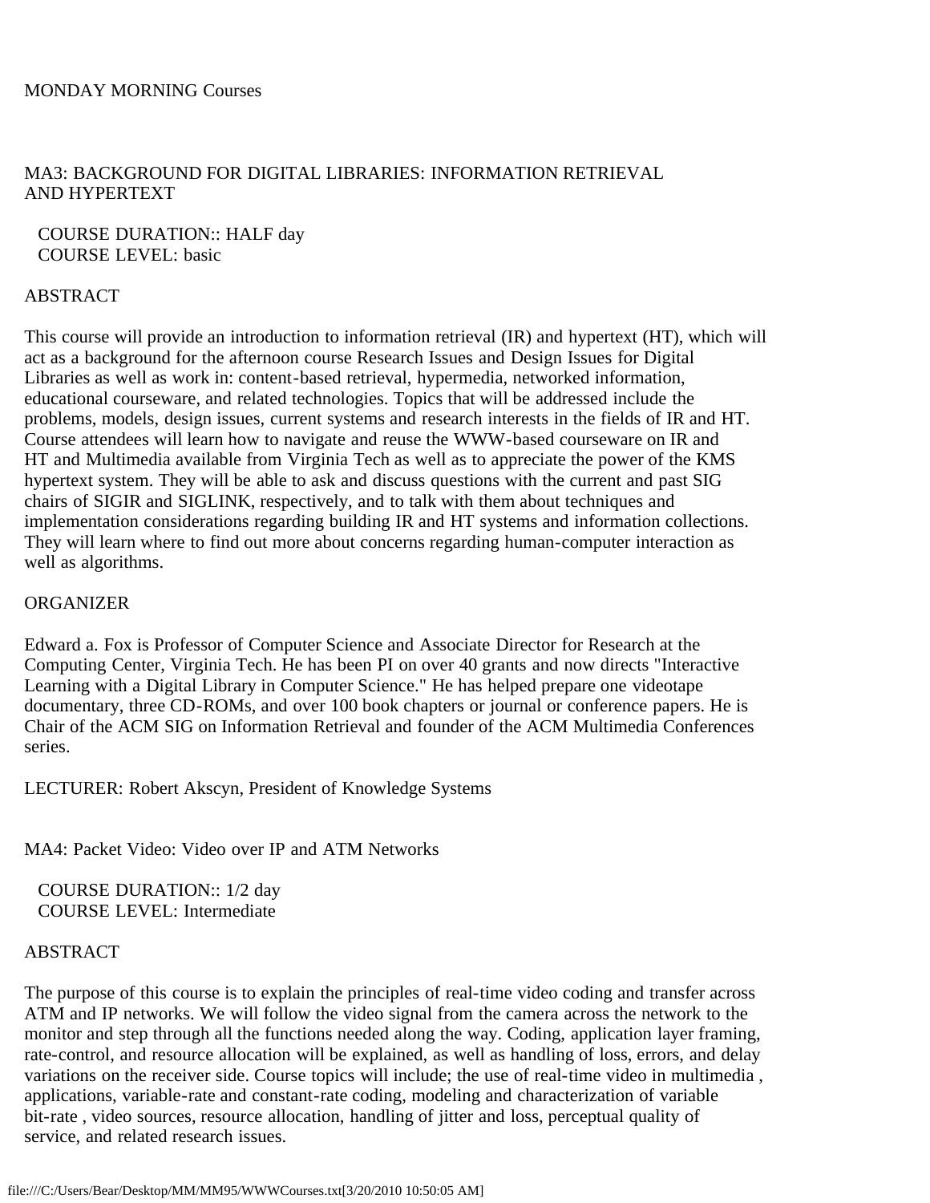MONDAY MORNING Courses

MA3: BACKGROUND FOR DIGITAL LIBRARIES: INFORMATION RETRIEVAL AND HYPERTEXT

COURSE DURATION:: HALF day  
COURSE LEVEL: basic

ABSTRACT

This course will provide an introduction to information retrieval (IR) and hypertext (HT), which will act as a background for the afternoon course Research Issues and Design Issues for Digital Libraries as well as work in: content-based retrieval, hypermedia, networked information, educational courseware, and related technologies. Topics that will be addressed include the problems, models, design issues, current systems and research interests in the fields of IR and HT. Course attendees will learn how to navigate and reuse the WWW-based courseware on IR and HT and Multimedia available from Virginia Tech as well as to appreciate the power of the KMS hypertext system. They will be able to ask and discuss questions with the current and past SIG chairs of SIGIR and SIGLINK, respectively, and to talk with them about techniques and implementation considerations regarding building IR and HT systems and information collections. They will learn where to find out more about concerns regarding human-computer interaction as well as algorithms.

ORGANIZER

Edward a. Fox is Professor of Computer Science and Associate Director for Research at the Computing Center, Virginia Tech. He has been PI on over 40 grants and now directs "Interactive Learning with a Digital Library in Computer Science." He has helped prepare one videotape documentary, three CD-ROMs, and over 100 book chapters or journal or conference papers. He is Chair of the ACM SIG on Information Retrieval and founder of the ACM Multimedia Conferences series.

LECTURER: Robert Akscyn, President of Knowledge Systems

MA4: Packet Video: Video over IP and ATM Networks

COURSE DURATION:: 1/2 day  
COURSE LEVEL: Intermediate

ABSTRACT

The purpose of this course is to explain the principles of real-time video coding and transfer across ATM and IP networks. We will follow the video signal from the camera across the network to the monitor and step through all the functions needed along the way. Coding, application layer framing, rate-control, and resource allocation will be explained, as well as handling of loss, errors, and delay variations on the receiver side. Course topics will include; the use of real-time video in multimedia , applications, variable-rate and constant-rate coding, modeling and characterization of variable bit-rate , video sources, resource allocation, handling of jitter and loss, perceptual quality of service, and related research issues.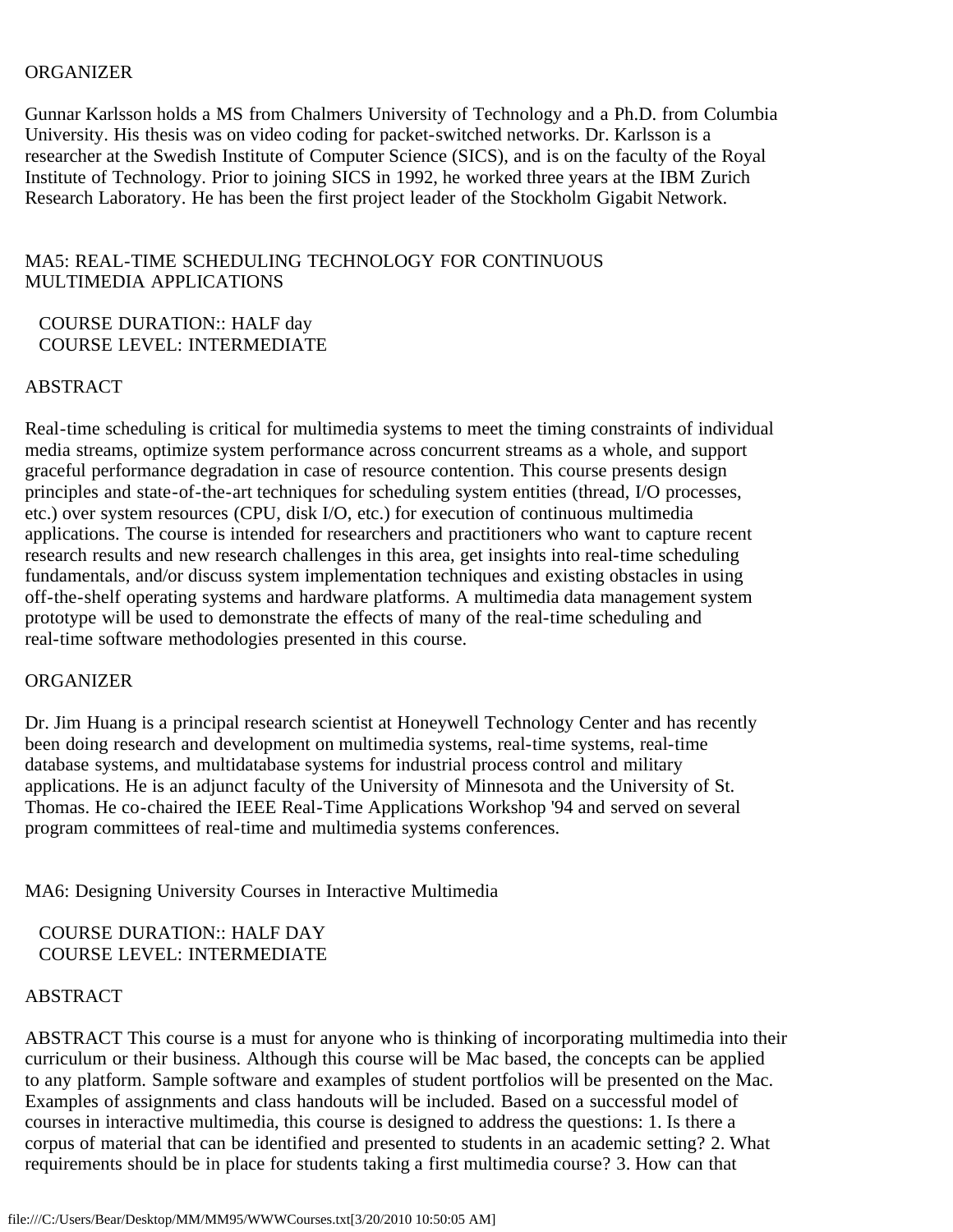ORGANIZER

Gunnar Karlsson holds a MS from Chalmers University of Technology and a Ph.D. from Columbia University. His thesis was on video coding for packet-switched networks. Dr. Karlsson is a researcher at the Swedish Institute of Computer Science (SICS), and is on the faculty of the Royal Institute of Technology. Prior to joining SICS in 1992, he worked three years at the IBM Zurich Research Laboratory. He has been the first project leader of the Stockholm Gigabit Network.

MA5: REAL-TIME SCHEDULING TECHNOLOGY FOR CONTINUOUS MULTIMEDIA APPLICATIONS

COURSE DURATION:: HALF day  
COURSE LEVEL: INTERMEDIATE

ABSTRACT

Real-time scheduling is critical for multimedia systems to meet the timing constraints of individual media streams, optimize system performance across concurrent streams as a whole, and support graceful performance degradation in case of resource contention. This course presents design principles and state-of-the-art techniques for scheduling system entities (thread, I/O processes, etc.) over system resources (CPU, disk I/O, etc.) for execution of continuous multimedia applications. The course is intended for researchers and practitioners who want to capture recent research results and new research challenges in this area, get insights into real-time scheduling fundamentals, and/or discuss system implementation techniques and existing obstacles in using off-the-shelf operating systems and hardware platforms. A multimedia data management system prototype will be used to demonstrate the effects of many of the real-time scheduling and real-time software methodologies presented in this course.

ORGANIZER

Dr. Jim Huang is a principal research scientist at Honeywell Technology Center and has recently been doing research and development on multimedia systems, real-time systems, real-time database systems, and multidatabase systems for industrial process control and military applications. He is an adjunct faculty of the University of Minnesota and the University of St. Thomas. He co-chaired the IEEE Real-Time Applications Workshop '94 and served on several program committees of real-time and multimedia systems conferences.

MA6: Designing University Courses in Interactive Multimedia

COURSE DURATION:: HALF DAY  
COURSE LEVEL: INTERMEDIATE

ABSTRACT

ABSTRACT This course is a must for anyone who is thinking of incorporating multimedia into their curriculum or their business. Although this course will be Mac based, the concepts can be applied to any platform. Sample software and examples of student portfolios will be presented on the Mac. Examples of assignments and class handouts will be included. Based on a successful model of courses in interactive multimedia, this course is designed to address the questions: 1. Is there a corpus of material that can be identified and presented to students in an academic setting? 2. What requirements should be in place for students taking a first multimedia course? 3. How can that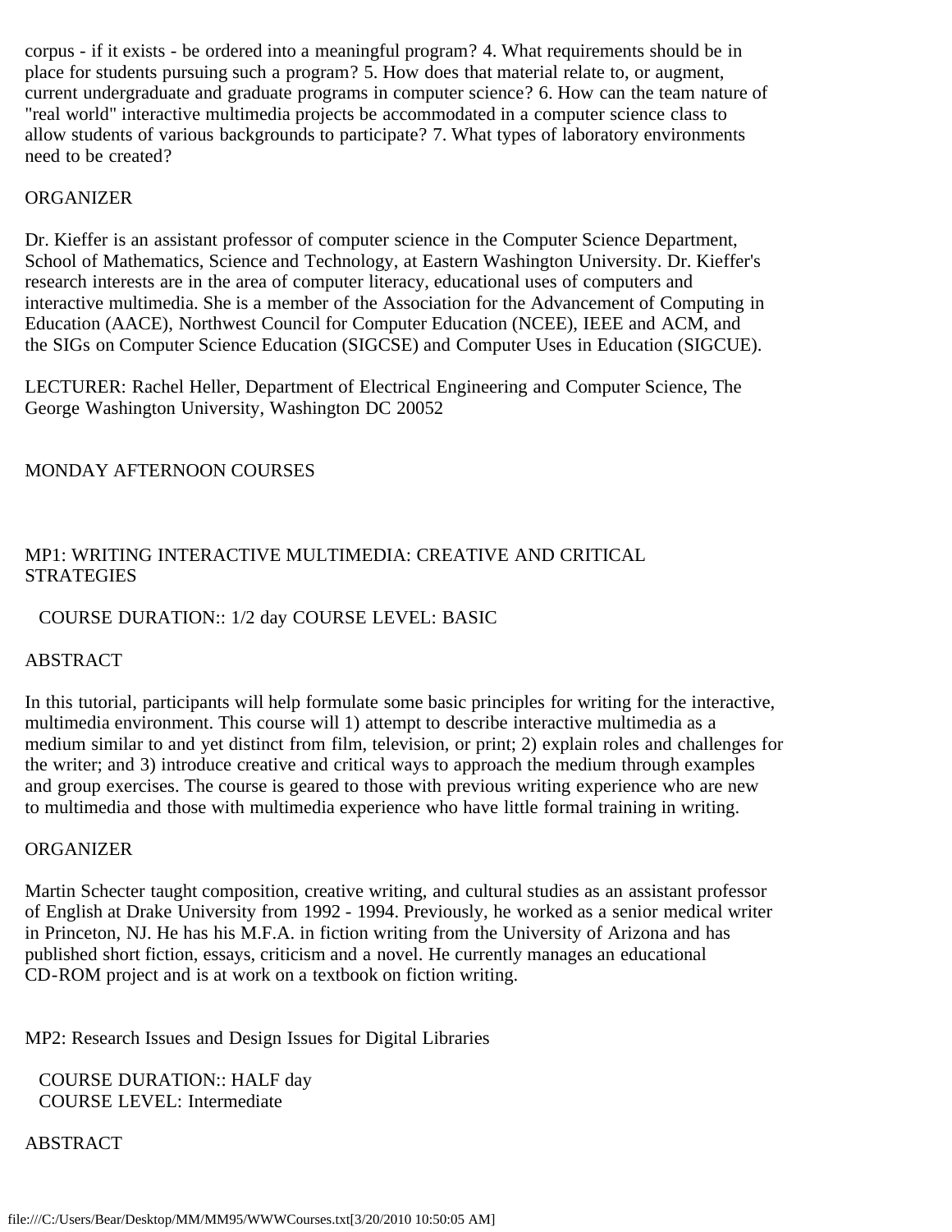corpus - if it exists - be ordered into a meaningful program? 4. What requirements should be in place for students pursuing such a program? 5. How does that material relate to, or augment, current undergraduate and graduate programs in computer science? 6. How can the team nature of "real world" interactive multimedia projects be accommodated in a computer science class to allow students of various backgrounds to participate? 7. What types of laboratory environments need to be created?

ORGANIZER

Dr. Kieffer is an assistant professor of computer science in the Computer Science Department, School of Mathematics, Science and Technology, at Eastern Washington University. Dr. Kieffer's research interests are in the area of computer literacy, educational uses of computers and interactive multimedia. She is a member of the Association for the Advancement of Computing in Education (AACE), Northwest Council for Computer Education (NCEE), IEEE and ACM, and the SIGs on Computer Science Education (SIGCSE) and Computer Uses in Education (SIGCUE).

LECTURER: Rachel Heller, Department of Electrical Engineering and Computer Science, The George Washington University, Washington DC 20052

MONDAY AFTERNOON COURSES

MP1: WRITING INTERACTIVE MULTIMEDIA: CREATIVE AND CRITICAL STRATEGIES

COURSE DURATION:: 1/2 day COURSE LEVEL: BASIC

ABSTRACT

In this tutorial, participants will help formulate some basic principles for writing for the interactive, multimedia environment. This course will 1) attempt to describe interactive multimedia as a medium similar to and yet distinct from film, television, or print; 2) explain roles and challenges for the writer; and 3) introduce creative and critical ways to approach the medium through examples and group exercises. The course is geared to those with previous writing experience who are new to multimedia and those with multimedia experience who have little formal training in writing.

ORGANIZER

Martin Schecter taught composition, creative writing, and cultural studies as an assistant professor of English at Drake University from 1992 - 1994. Previously, he worked as a senior medical writer in Princeton, NJ. He has his M.F.A. in fiction writing from the University of Arizona and has published short fiction, essays, criticism and a novel. He currently manages an educational CD-ROM project and is at work on a textbook on fiction writing.

MP2: Research Issues and Design Issues for Digital Libraries

COURSE DURATION:: HALF day
COURSE LEVEL: Intermediate

ABSTRACT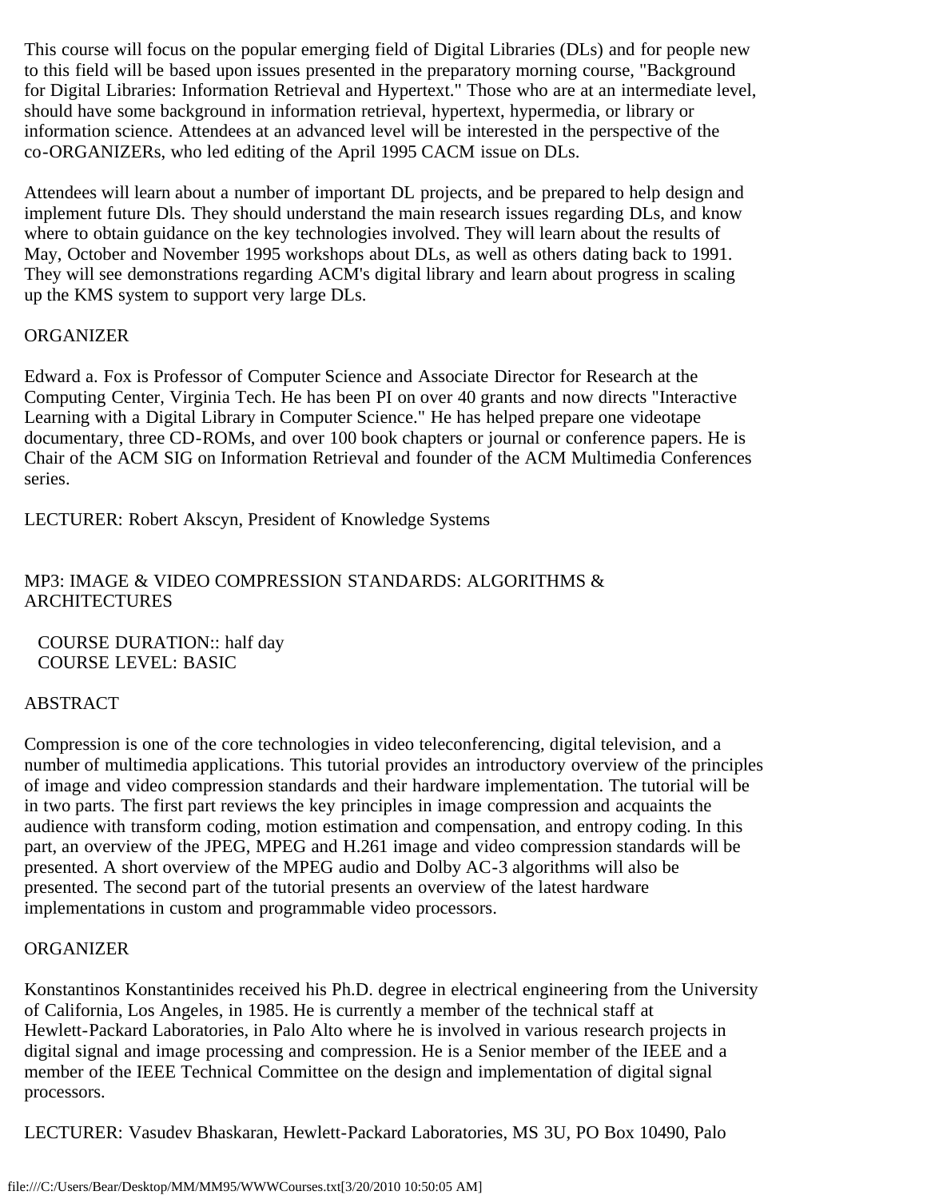This course will focus on the popular emerging field of Digital Libraries (DLs) and for people new to this field will be based upon issues presented in the preparatory morning course, "Background for Digital Libraries: Information Retrieval and Hypertext." Those who are at an intermediate level, should have some background in information retrieval, hypertext, hypermedia, or library or information science. Attendees at an advanced level will be interested in the perspective of the co-ORGANIZERs, who led editing of the April 1995 CACM issue on DLs.

Attendees will learn about a number of important DL projects, and be prepared to help design and implement future Dls. They should understand the main research issues regarding DLs, and know where to obtain guidance on the key technologies involved. They will learn about the results of May, October and November 1995 workshops about DLs, as well as others dating back to 1991. They will see demonstrations regarding ACM's digital library and learn about progress in scaling up the KMS system to support very large DLs.

ORGANIZER

Edward a. Fox is Professor of Computer Science and Associate Director for Research at the Computing Center, Virginia Tech. He has been PI on over 40 grants and now directs "Interactive Learning with a Digital Library in Computer Science." He has helped prepare one videotape documentary, three CD-ROMs, and over 100 book chapters or journal or conference papers. He is Chair of the ACM SIG on Information Retrieval and founder of the ACM Multimedia Conferences series.

LECTURER: Robert Akscyn, President of Knowledge Systems

MP3: IMAGE & VIDEO COMPRESSION STANDARDS: ALGORITHMS & ARCHITECTURES

COURSE DURATION:: half day
COURSE LEVEL: BASIC

ABSTRACT

Compression is one of the core technologies in video teleconferencing, digital television, and a number of multimedia applications. This tutorial provides an introductory overview of the principles of image and video compression standards and their hardware implementation. The tutorial will be in two parts. The first part reviews the key principles in image compression and acquaints the audience with transform coding, motion estimation and compensation, and entropy coding. In this part, an overview of the JPEG, MPEG and H.261 image and video compression standards will be presented. A short overview of the MPEG audio and Dolby AC-3 algorithms will also be presented. The second part of the tutorial presents an overview of the latest hardware implementations in custom and programmable video processors.

ORGANIZER

Konstantinos Konstantinides received his Ph.D. degree in electrical engineering from the University of California, Los Angeles, in 1985. He is currently a member of the technical staff at Hewlett-Packard Laboratories, in Palo Alto where he is involved in various research projects in digital signal and image processing and compression. He is a Senior member of the IEEE and a member of the IEEE Technical Committee on the design and implementation of digital signal processors.

LECTURER: Vasudev Bhaskaran, Hewlett-Packard Laboratories, MS 3U, PO Box 10490, Palo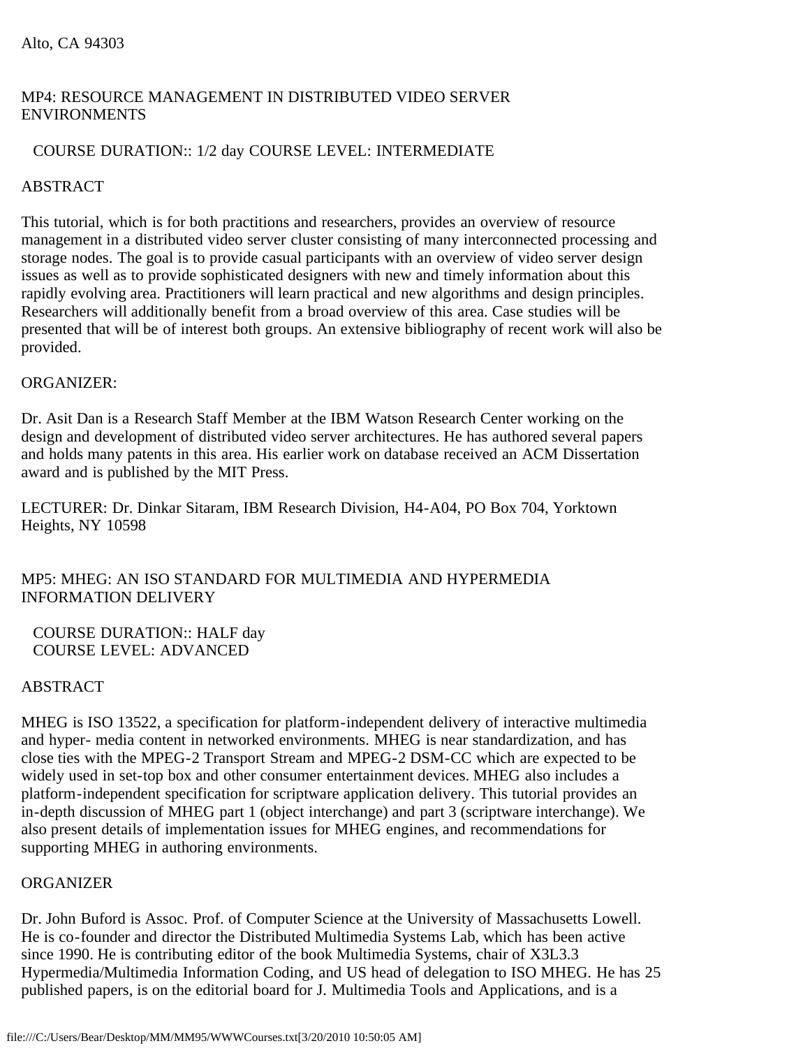Alto, CA 94303

## MP4: RESOURCE MANAGEMENT IN DISTRIBUTED VIDEO SERVER ENVIRONMENTS

COURSE DURATION:: 1/2 day COURSE LEVEL: INTERMEDIATE

### ABSTRACT

This tutorial, which is for both practitions and researchers, provides an overview of resource management in a distributed video server cluster consisting of many interconnected processing and storage nodes. The goal is to provide casual participants with an overview of video server design issues as well as to provide sophisticated designers with new and timely information about this rapidly evolving area. Practitioners will learn practical and new algorithms and design principles. Researchers will additionally benefit from a broad overview of this area. Case studies will be presented that will be of interest both groups. An extensive bibliography of recent work will also be provided.

### ORGANIZER:

Dr. Asit Dan is a Research Staff Member at the IBM Watson Research Center working on the design and development of distributed video server architectures. He has authored several papers and holds many patents in this area. His earlier work on database received an ACM Dissertation award and is published by the MIT Press.

LECTURER: Dr. Dinkar Sitaram, IBM Research Division, H4-A04, PO Box 704, Yorktown Heights, NY 10598

## MP5: MHEG: AN ISO STANDARD FOR MULTIMEDIA AND HYPERMEDIA INFORMATION DELIVERY

COURSE DURATION:: HALF day
COURSE LEVEL: ADVANCED

### ABSTRACT

MHEG is ISO 13522, a specification for platform-independent delivery of interactive multimedia and hyper- media content in networked environments. MHEG is near standardization, and has close ties with the MPEG-2 Transport Stream and MPEG-2 DSM-CC which are expected to be widely used in set-top box and other consumer entertainment devices. MHEG also includes a platform-independent specification for scriptware application delivery. This tutorial provides an in-depth discussion of MHEG part 1 (object interchange) and part 3 (scriptware interchange). We also present details of implementation issues for MHEG engines, and recommendations for supporting MHEG in authoring environments.

### ORGANIZER

Dr. John Buford is Assoc. Prof. of Computer Science at the University of Massachusetts Lowell. He is co-founder and director the Distributed Multimedia Systems Lab, which has been active since 1990. He is contributing editor of the book Multimedia Systems, chair of X3L3.3 Hypermedia/Multimedia Information Coding, and US head of delegation to ISO MHEG. He has 25 published papers, is on the editorial board for J. Multimedia Tools and Applications, and is a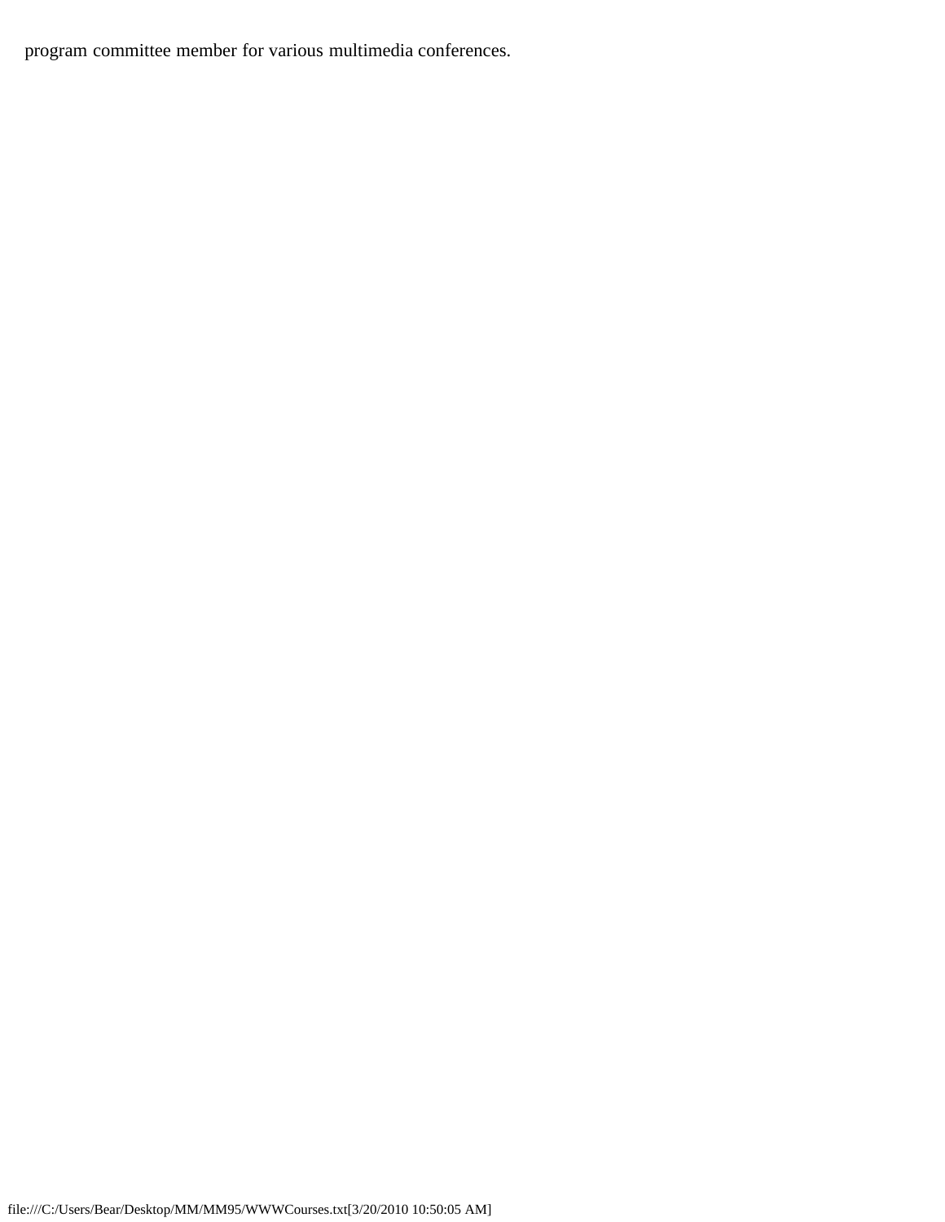program committee member for various multimedia conferences.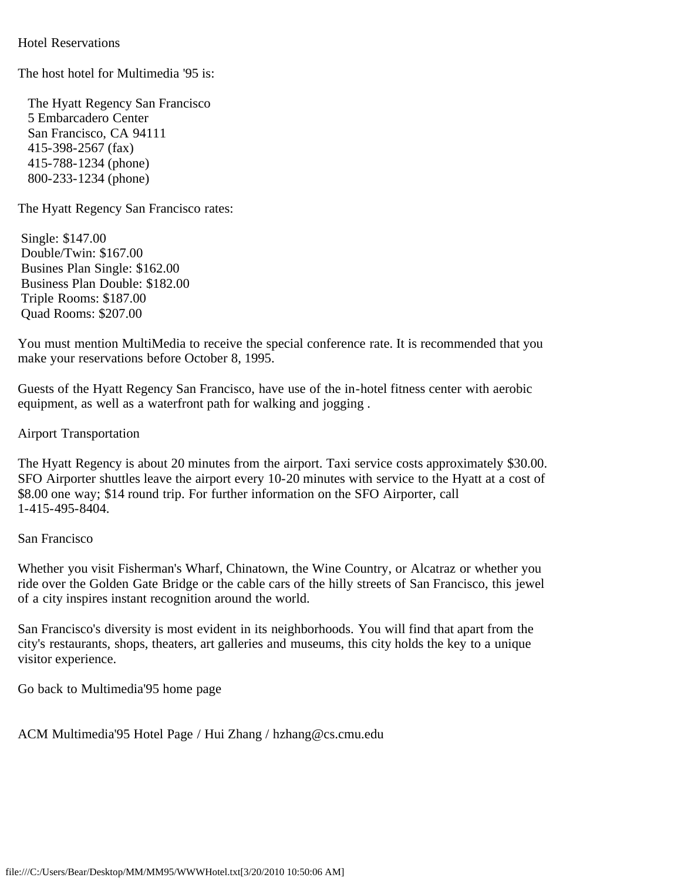## Hotel Reservations

The host hotel for Multimedia '95 is:

The Hyatt Regency San Francisco
5 Embarcadero Center
San Francisco, CA 94111
415-398-2567 (fax)
415-788-1234 (phone)
800-233-1234 (phone)

The Hyatt Regency San Francisco rates:

- Single: $147.00
- Double/Twin: $167.00
- Busines Plan Single: $162.00
- Business Plan Double: $182.00
- Triple Rooms: $187.00
- Quad Rooms: $207.00

You must mention MultiMedia to receive the special conference rate. It is recommended that you make your reservations before October 8, 1995.

Guests of the Hyatt Regency San Francisco, have use of the in-hotel fitness center with aerobic equipment, as well as a waterfront path for walking and jogging .

## Airport Transportation

The Hyatt Regency is about 20 minutes from the airport. Taxi service costs approximately $30.00. SFO Airporter shuttles leave the airport every 10-20 minutes with service to the Hyatt at a cost of $8.00 one way; $14 round trip. For further information on the SFO Airporter, call 1-415-495-8404.

## San Francisco

Whether you visit Fisherman's Wharf, Chinatown, the Wine Country, or Alcatraz or whether you ride over the Golden Gate Bridge or the cable cars of the hilly streets of San Francisco, this jewel of a city inspires instant recognition around the world.

San Francisco's diversity is most evident in its neighborhoods. You will find that apart from the city's restaurants, shops, theaters, art galleries and museums, this city holds the key to a unique visitor experience.

Go back to Multimedia'95 home page

ACM Multimedia'95 Hotel Page / Hui Zhang / hzhang@cs.cmu.edu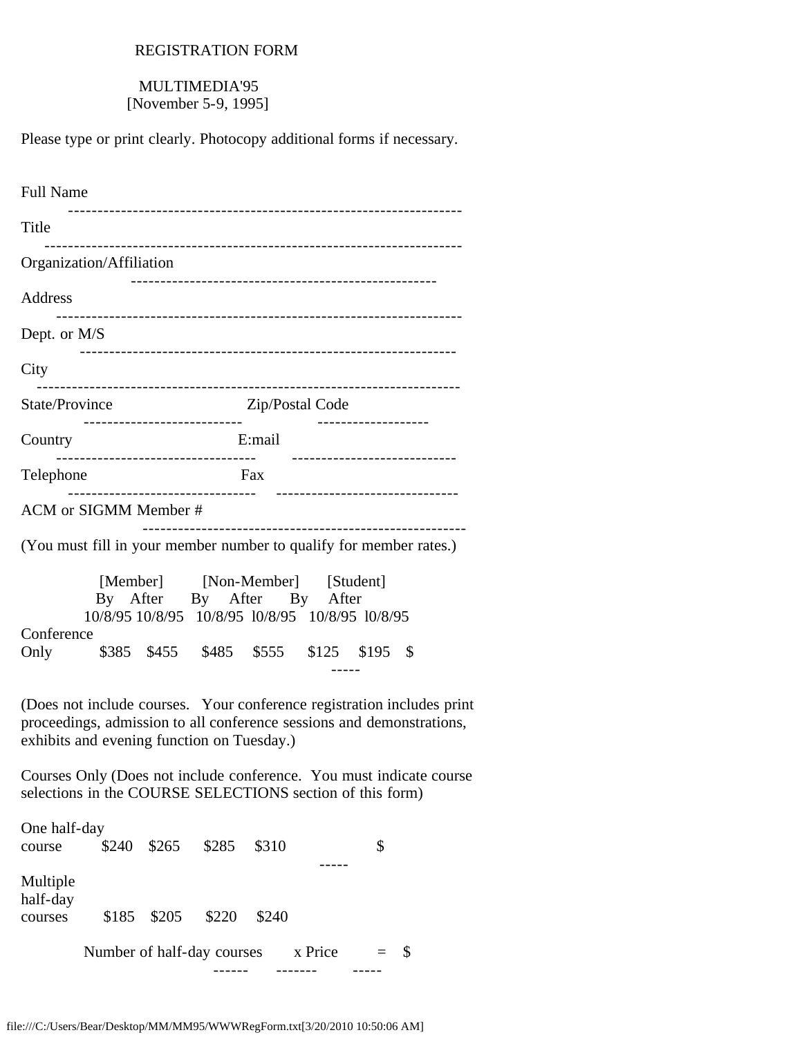# REGISTRATION FORM

## MULTIMEDIA'95
[November 5-9, 1995]

Please type or print clearly. Photocopy additional forms if necessary.

Full Name
-------------------------------------------------------------------

Title
-------------------------------------------------------------------

Organization/Affiliation
---------------------------------------------------

Address
-------------------------------------------------------------------

Dept. or M/S
-------------------------------------------------------------------

City
-------------------------------------------------------------------

State/Province --------------------------- Zip/Postal Code -------------------

Country ---------------------------------- E:mail ----------------------------

Telephone ------------------------------- Fax ------------------------------

ACM or SIGMM Member # ------------------------------------------------------

(You must fill in your member number to qualify for member rates.)

| | [Member] | | [Non-Member] | | [Student] | | |
|---|---|---|---|---|---|---|---|
| | By 10/8/95 | After 10/8/95 | By 10/8/95 | After l0/8/95 | By 10/8/95 | After l0/8/95 | |
| Conference Only | $385 | $455 | $485 | $555 | $125 | $195 | $ ----- |

(Does not include courses. Your conference registration includes print proceedings, admission to all conference sessions and demonstrations, exhibits and evening function on Tuesday.)

Courses Only (Does not include conference. You must indicate course selections in the COURSE SELECTIONS section of this form)

| | | | | | |
|---|---|---|---|---|---|
| One half-day course | $240 | $265 | $285 | $310 | $ ----- |
| Multiple half-day courses | $185 | $205 | $220 | $240 | |

Number of half-day courses ------ x Price ------- = $ -----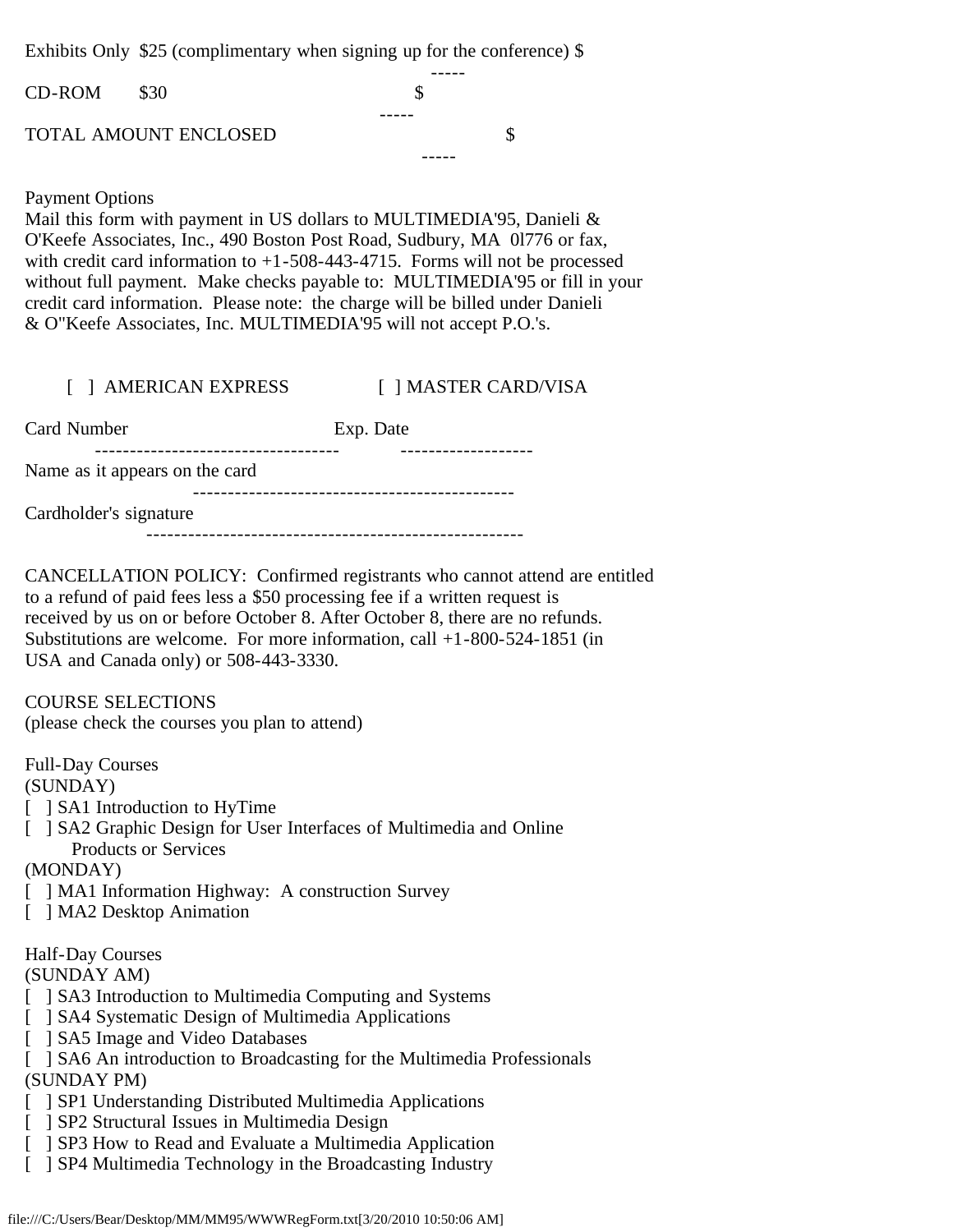Exhibits Only $25 (complimentary when signing up for the conference) $ -----

CD-ROM $30 $ -----

TOTAL AMOUNT ENCLOSED $ -----

Payment Options
Mail this form with payment in US dollars to MULTIMEDIA'95, Danieli & O'Keefe Associates, Inc., 490 Boston Post Road, Sudbury, MA 0l776 or fax, with credit card information to +1-508-443-4715. Forms will not be processed without full payment. Make checks payable to: MULTIMEDIA'95 or fill in your credit card information. Please note: the charge will be billed under Danieli & O"Keefe Associates, Inc. MULTIMEDIA'95 will not accept P.O.'s.

[ ] AMERICAN EXPRESS [ ] MASTER CARD/VISA

Card Number ----------------------------------- Exp. Date -------------------

Name as it appears on the card ----------------------------------------------

Cardholder's signature -----------------------------------------------------

CANCELLATION POLICY: Confirmed registrants who cannot attend are entitled to a refund of paid fees less a $50 processing fee if a written request is received by us on or before October 8. After October 8, there are no refunds. Substitutions are welcome. For more information, call +1-800-524-1851 (in USA and Canada only) or 508-443-3330.

COURSE SELECTIONS
(please check the courses you plan to attend)

Full-Day Courses
(SUNDAY)
[ ] SA1 Introduction to HyTime
[ ] SA2 Graphic Design for User Interfaces of Multimedia and Online Products or Services
(MONDAY)
[ ] MA1 Information Highway: A construction Survey
[ ] MA2 Desktop Animation

Half-Day Courses
(SUNDAY AM)
[ ] SA3 Introduction to Multimedia Computing and Systems
[ ] SA4 Systematic Design of Multimedia Applications
[ ] SA5 Image and Video Databases
[ ] SA6 An introduction to Broadcasting for the Multimedia Professionals
(SUNDAY PM)
[ ] SP1 Understanding Distributed Multimedia Applications
[ ] SP2 Structural Issues in Multimedia Design
[ ] SP3 How to Read and Evaluate a Multimedia Application
[ ] SP4 Multimedia Technology in the Broadcasting Industry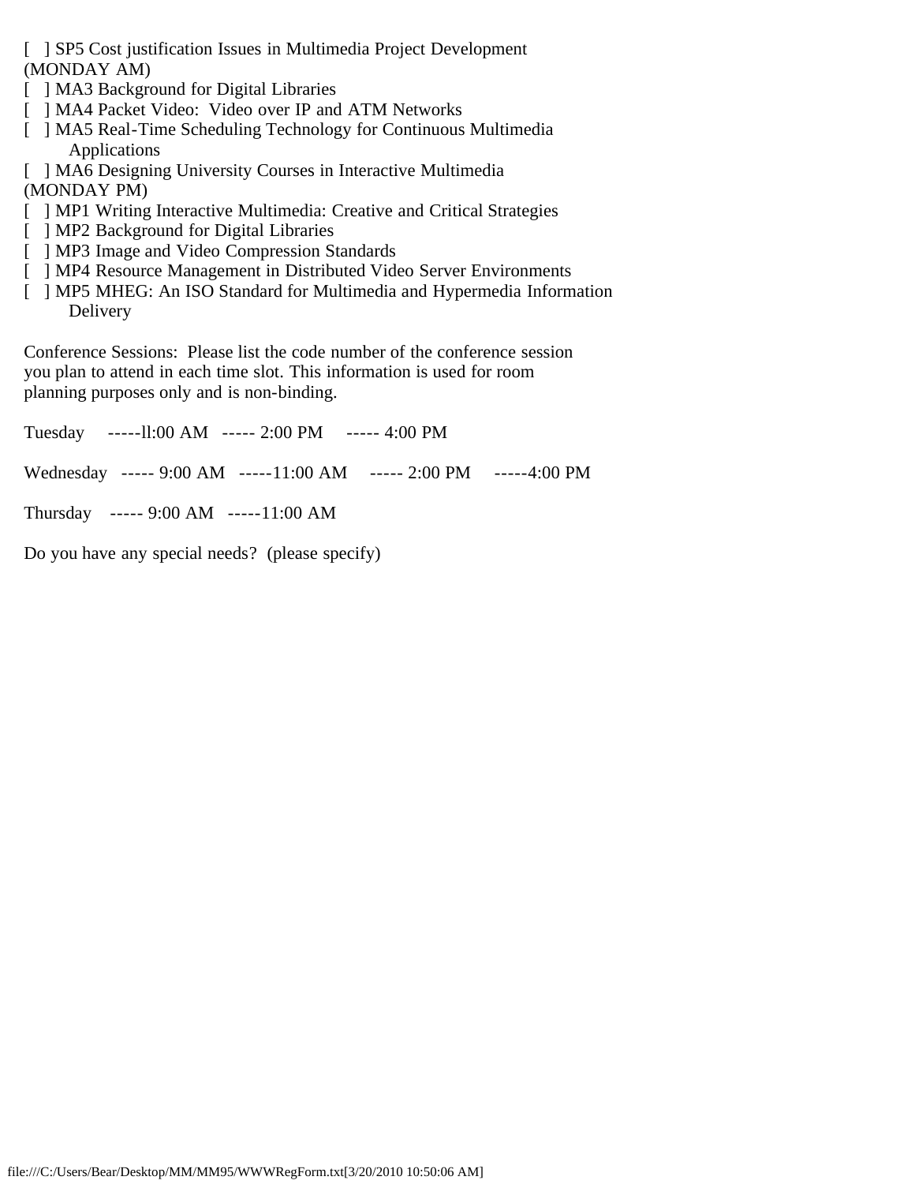[ ] SP5 Cost justification Issues in Multimedia Project Development
(MONDAY AM)
[ ] MA3 Background for Digital Libraries
[ ] MA4 Packet Video: Video over IP and ATM Networks
[ ] MA5 Real-Time Scheduling Technology for Continuous Multimedia
    Applications
[ ] MA6 Designing University Courses in Interactive Multimedia
(MONDAY PM)
[ ] MP1 Writing Interactive Multimedia: Creative and Critical Strategies
[ ] MP2 Background for Digital Libraries
[ ] MP3 Image and Video Compression Standards
[ ] MP4 Resource Management in Distributed Video Server Environments
[ ] MP5 MHEG: An ISO Standard for Multimedia and Hypermedia Information
    Delivery

Conference Sessions: Please list the code number of the conference session you plan to attend in each time slot. This information is used for room planning purposes only and is non-binding.

Tuesday -----ll:00 AM ----- 2:00 PM ----- 4:00 PM

Wednesday ----- 9:00 AM -----11:00 AM ----- 2:00 PM -----4:00 PM

Thursday ----- 9:00 AM -----11:00 AM

Do you have any special needs? (please specify)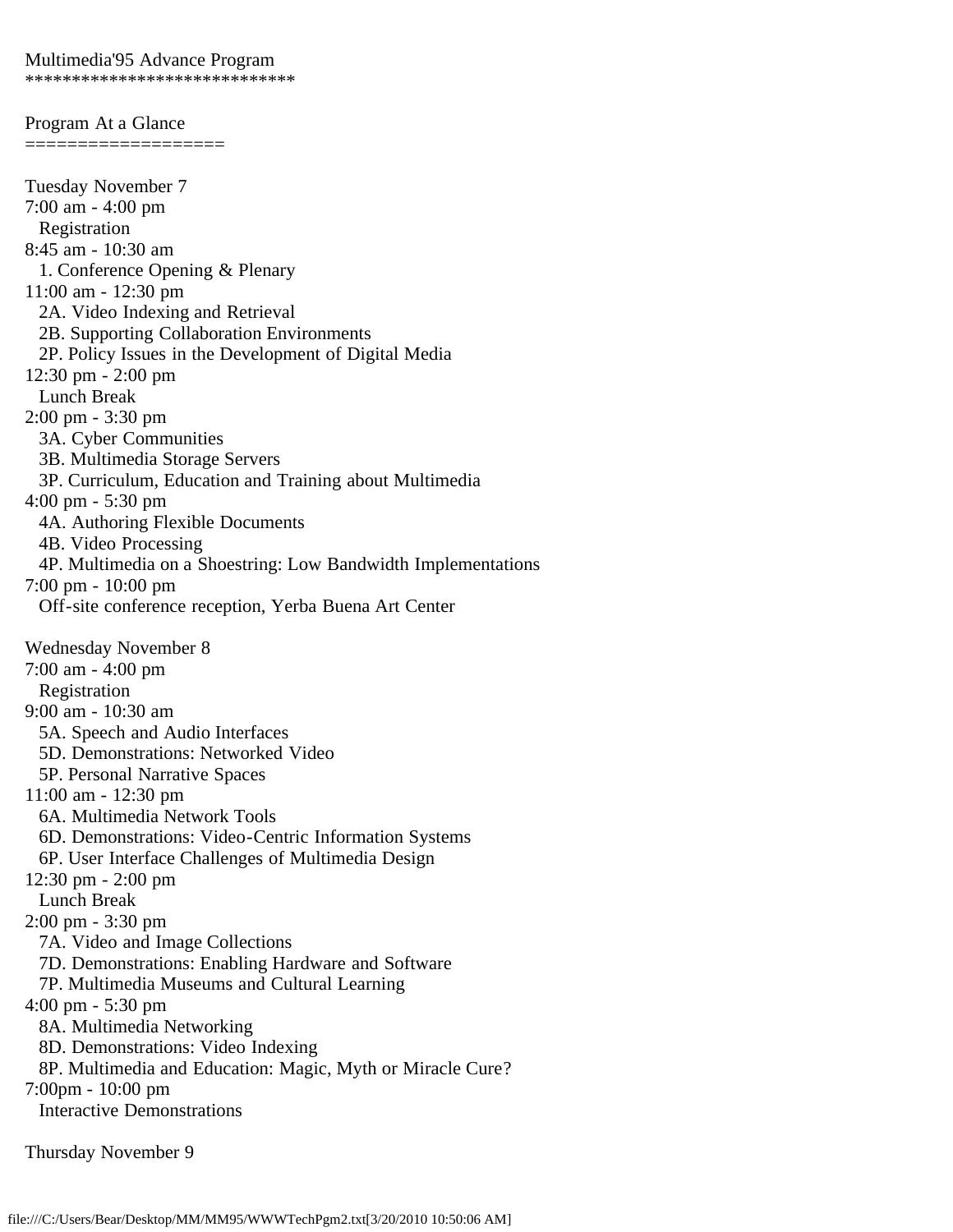Multimedia'95 Advance Program
*****************************

Program At a Glance
==================

Tuesday November 7
7:00 am - 4:00 pm
  Registration
8:45 am - 10:30 am
  1. Conference Opening & Plenary
11:00 am - 12:30 pm
  2A. Video Indexing and Retrieval
  2B. Supporting Collaboration Environments
  2P. Policy Issues in the Development of Digital Media
12:30 pm - 2:00 pm
  Lunch Break
2:00 pm - 3:30 pm
  3A. Cyber Communities
  3B. Multimedia Storage Servers
  3P. Curriculum, Education and Training about Multimedia
4:00 pm - 5:30 pm
  4A. Authoring Flexible Documents
  4B. Video Processing
  4P. Multimedia on a Shoestring: Low Bandwidth Implementations
7:00 pm - 10:00 pm
  Off-site conference reception, Yerba Buena Art Center

Wednesday November 8
7:00 am - 4:00 pm
  Registration
9:00 am - 10:30 am
  5A. Speech and Audio Interfaces
  5D. Demonstrations: Networked Video
  5P. Personal Narrative Spaces
11:00 am - 12:30 pm
  6A. Multimedia Network Tools
  6D. Demonstrations: Video-Centric Information Systems
  6P. User Interface Challenges of Multimedia Design
12:30 pm - 2:00 pm
  Lunch Break
2:00 pm - 3:30 pm
  7A. Video and Image Collections
  7D. Demonstrations: Enabling Hardware and Software
  7P. Multimedia Museums and Cultural Learning
4:00 pm - 5:30 pm
  8A. Multimedia Networking
  8D. Demonstrations: Video Indexing
  8P. Multimedia and Education: Magic, Myth or Miracle Cure?
7:00pm - 10:00 pm
  Interactive Demonstrations

Thursday November 9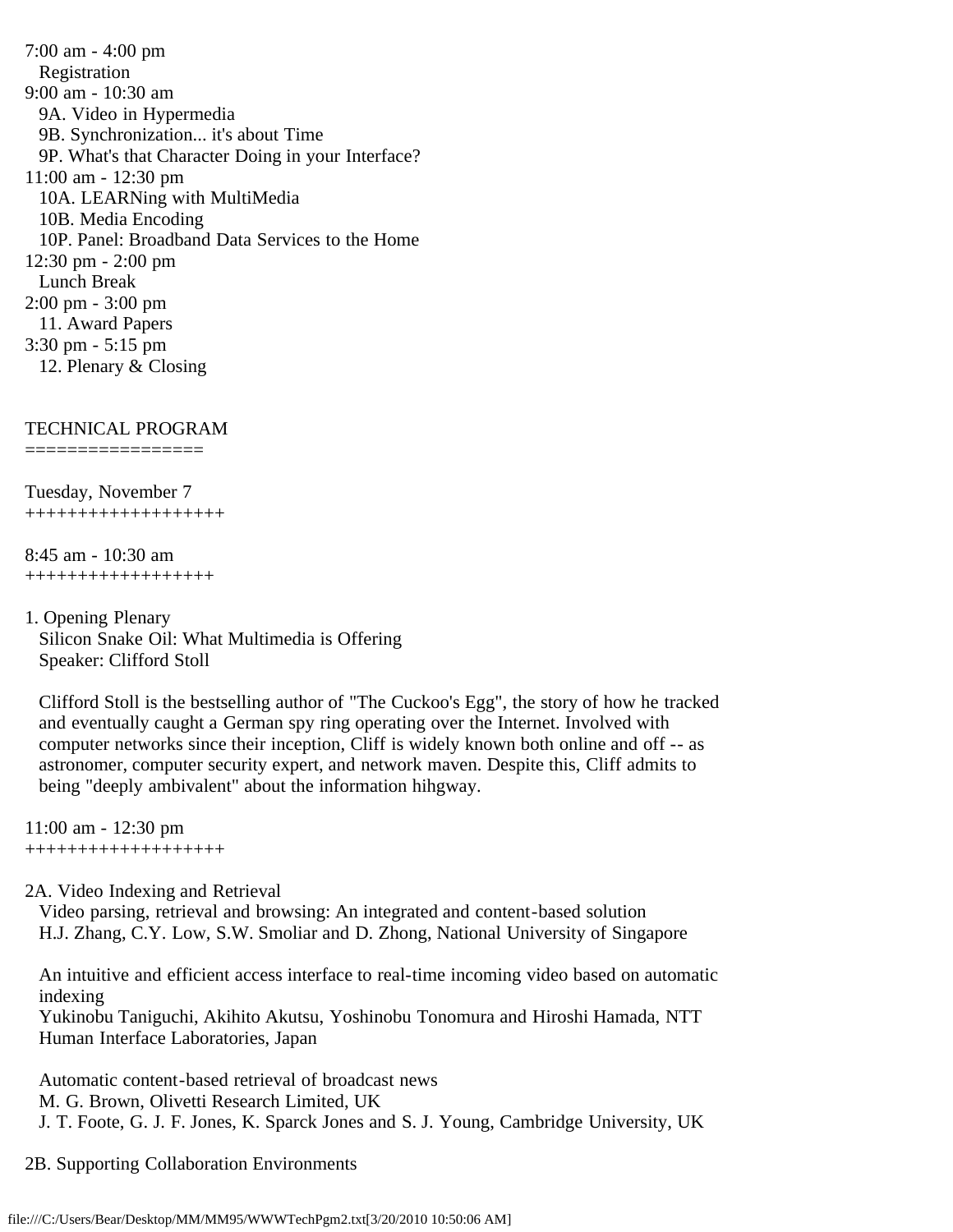7:00 am - 4:00 pm
  Registration
9:00 am - 10:30 am
  9A. Video in Hypermedia
  9B. Synchronization... it's about Time
  9P. What's that Character Doing in your Interface?
11:00 am - 12:30 pm
  10A. LEARNing with MultiMedia
  10B. Media Encoding
  10P. Panel: Broadband Data Services to the Home
12:30 pm - 2:00 pm
  Lunch Break
2:00 pm - 3:00 pm
  11. Award Papers
3:30 pm - 5:15 pm
  12. Plenary & Closing

## TECHNICAL PROGRAM

### Tuesday, November 7

#### 8:45 am - 10:30 am

1. Opening Plenary
   Silicon Snake Oil: What Multimedia is Offering
   Speaker: Clifford Stoll

   Clifford Stoll is the bestselling author of "The Cuckoo's Egg", the story of how he tracked and eventually caught a German spy ring operating over the Internet. Involved with computer networks since their inception, Cliff is widely known both online and off -- as astronomer, computer security expert, and network maven. Despite this, Cliff admits to being "deeply ambivalent" about the information hihgway.

#### 11:00 am - 12:30 pm

2A. Video Indexing and Retrieval
   Video parsing, retrieval and browsing: An integrated and content-based solution
   H.J. Zhang, C.Y. Low, S.W. Smoliar and D. Zhong, National University of Singapore

   An intuitive and efficient access interface to real-time incoming video based on automatic indexing
   Yukinobu Taniguchi, Akihito Akutsu, Yoshinobu Tonomura and Hiroshi Hamada, NTT Human Interface Laboratories, Japan

   Automatic content-based retrieval of broadcast news
   M. G. Brown, Olivetti Research Limited, UK
   J. T. Foote, G. J. F. Jones, K. Sparck Jones and S. J. Young, Cambridge University, UK

2B. Supporting Collaboration Environments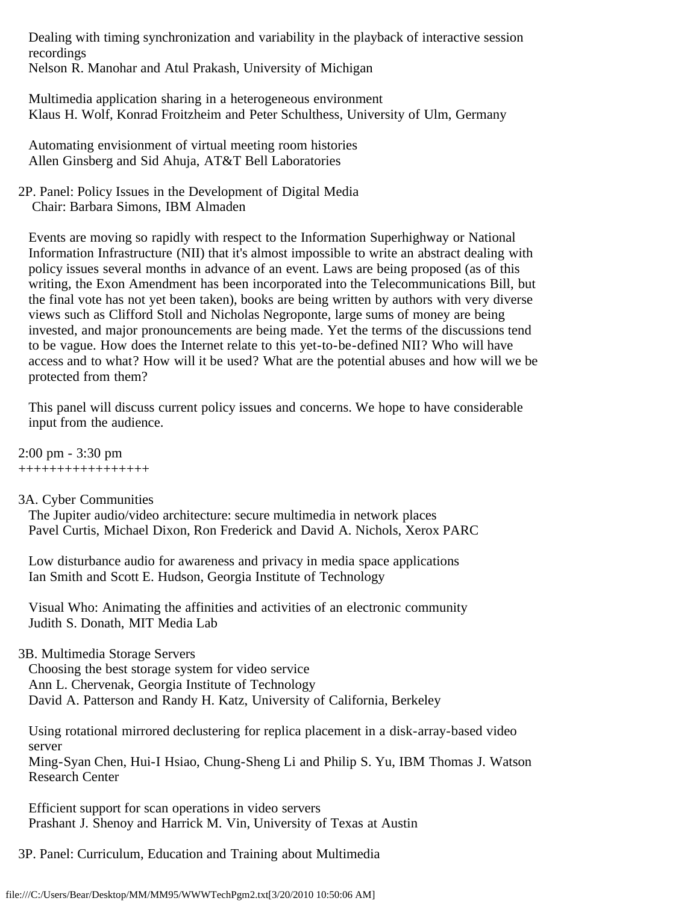Dealing with timing synchronization and variability in the playback of interactive session recordings
Nelson R. Manohar and Atul Prakash, University of Michigan

Multimedia application sharing in a heterogeneous environment
Klaus H. Wolf, Konrad Froitzheim and Peter Schulthess, University of Ulm, Germany

Automating envisionment of virtual meeting room histories
Allen Ginsberg and Sid Ahuja, AT&T Bell Laboratories

2P. Panel: Policy Issues in the Development of Digital Media
Chair: Barbara Simons, IBM Almaden

Events are moving so rapidly with respect to the Information Superhighway or National Information Infrastructure (NII) that it's almost impossible to write an abstract dealing with policy issues several months in advance of an event. Laws are being proposed (as of this writing, the Exon Amendment has been incorporated into the Telecommunications Bill, but the final vote has not yet been taken), books are being written by authors with very diverse views such as Clifford Stoll and Nicholas Negroponte, large sums of money are being invested, and major pronouncements are being made. Yet the terms of the discussions tend to be vague. How does the Internet relate to this yet-to-be-defined NII? Who will have access and to what? How will it be used? What are the potential abuses and how will we be protected from them?

This panel will discuss current policy issues and concerns. We hope to have considerable input from the audience.

2:00 pm - 3:30 pm
+++++++++++++++++

3A. Cyber Communities
The Jupiter audio/video architecture: secure multimedia in network places
Pavel Curtis, Michael Dixon, Ron Frederick and David A. Nichols, Xerox PARC

Low disturbance audio for awareness and privacy in media space applications
Ian Smith and Scott E. Hudson, Georgia Institute of Technology

Visual Who: Animating the affinities and activities of an electronic community
Judith S. Donath, MIT Media Lab

3B. Multimedia Storage Servers
Choosing the best storage system for video service
Ann L. Chervenak, Georgia Institute of Technology
David A. Patterson and Randy H. Katz, University of California, Berkeley

Using rotational mirrored declustering for replica placement in a disk-array-based video server
Ming-Syan Chen, Hui-I Hsiao, Chung-Sheng Li and Philip S. Yu, IBM Thomas J. Watson Research Center

Efficient support for scan operations in video servers
Prashant J. Shenoy and Harrick M. Vin, University of Texas at Austin

3P. Panel: Curriculum, Education and Training about Multimedia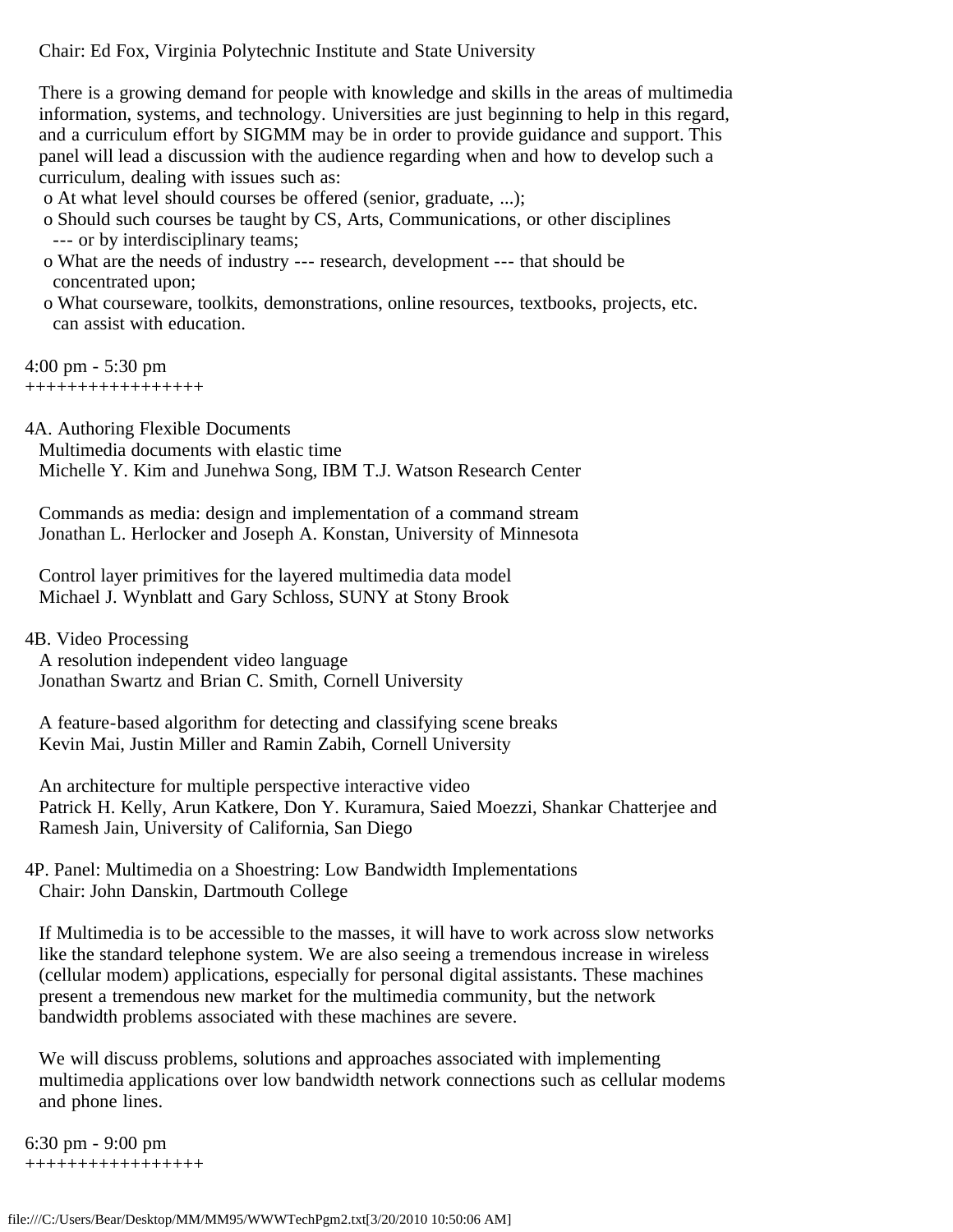Chair: Ed Fox, Virginia Polytechnic Institute and State University

There is a growing demand for people with knowledge and skills in the areas of multimedia information, systems, and technology. Universities are just beginning to help in this regard, and a curriculum effort by SIGMM may be in order to provide guidance and support. This panel will lead a discussion with the audience regarding when and how to develop such a curriculum, dealing with issues such as:

- o At what level should courses be offered (senior, graduate, ...);
- o Should such courses be taught by CS, Arts, Communications, or other disciplines --- or by interdisciplinary teams;
- o What are the needs of industry --- research, development --- that should be concentrated upon;
- o What courseware, toolkits, demonstrations, online resources, textbooks, projects, etc. can assist with education.

4:00 pm - 5:30 pm
+++++++++++++++++

4A. Authoring Flexible Documents

Multimedia documents with elastic time
Michelle Y. Kim and Junehwa Song, IBM T.J. Watson Research Center

Commands as media: design and implementation of a command stream
Jonathan L. Herlocker and Joseph A. Konstan, University of Minnesota

Control layer primitives for the layered multimedia data model
Michael J. Wynblatt and Gary Schloss, SUNY at Stony Brook

4B. Video Processing

A resolution independent video language
Jonathan Swartz and Brian C. Smith, Cornell University

A feature-based algorithm for detecting and classifying scene breaks
Kevin Mai, Justin Miller and Ramin Zabih, Cornell University

An architecture for multiple perspective interactive video
Patrick H. Kelly, Arun Katkere, Don Y. Kuramura, Saied Moezzi, Shankar Chatterjee and Ramesh Jain, University of California, San Diego

4P. Panel: Multimedia on a Shoestring: Low Bandwidth Implementations
Chair: John Danskin, Dartmouth College

If Multimedia is to be accessible to the masses, it will have to work across slow networks like the standard telephone system. We are also seeing a tremendous increase in wireless (cellular modem) applications, especially for personal digital assistants. These machines present a tremendous new market for the multimedia community, but the network bandwidth problems associated with these machines are severe.

We will discuss problems, solutions and approaches associated with implementing multimedia applications over low bandwidth network connections such as cellular modems and phone lines.

6:30 pm - 9:00 pm
+++++++++++++++++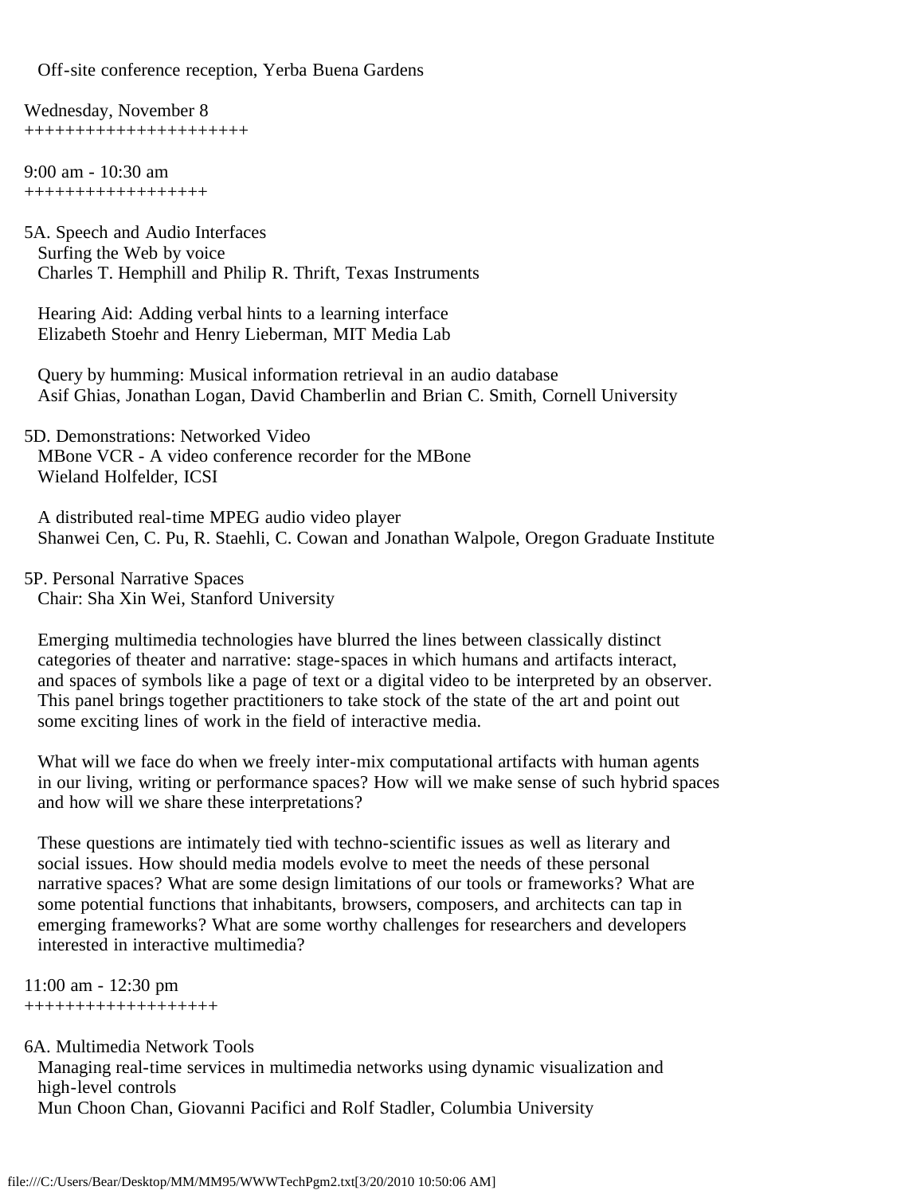Off-site conference reception, Yerba Buena Gardens

## Wednesday, November 8

### 9:00 am - 10:30 am

**5A. Speech and Audio Interfaces**

Surfing the Web by voice
Charles T. Hemphill and Philip R. Thrift, Texas Instruments

Hearing Aid: Adding verbal hints to a learning interface
Elizabeth Stoehr and Henry Lieberman, MIT Media Lab

Query by humming: Musical information retrieval in an audio database
Asif Ghias, Jonathan Logan, David Chamberlin and Brian C. Smith, Cornell University

**5D. Demonstrations: Networked Video**

MBone VCR - A video conference recorder for the MBone
Wieland Holfelder, ICSI

A distributed real-time MPEG audio video player
Shanwei Cen, C. Pu, R. Staehli, C. Cowan and Jonathan Walpole, Oregon Graduate Institute

**5P. Personal Narrative Spaces**

Chair: Sha Xin Wei, Stanford University

Emerging multimedia technologies have blurred the lines between classically distinct categories of theater and narrative: stage-spaces in which humans and artifacts interact, and spaces of symbols like a page of text or a digital video to be interpreted by an observer. This panel brings together practitioners to take stock of the state of the art and point out some exciting lines of work in the field of interactive media.

What will we face do when we freely inter-mix computational artifacts with human agents in our living, writing or performance spaces? How will we make sense of such hybrid spaces and how will we share these interpretations?

These questions are intimately tied with techno-scientific issues as well as literary and social issues. How should media models evolve to meet the needs of these personal narrative spaces? What are some design limitations of our tools or frameworks? What are some potential functions that inhabitants, browsers, composers, and architects can tap in emerging frameworks? What are some worthy challenges for researchers and developers interested in interactive multimedia?

### 11:00 am - 12:30 pm

**6A. Multimedia Network Tools**

Managing real-time services in multimedia networks using dynamic visualization and high-level controls
Mun Choon Chan, Giovanni Pacifici and Rolf Stadler, Columbia University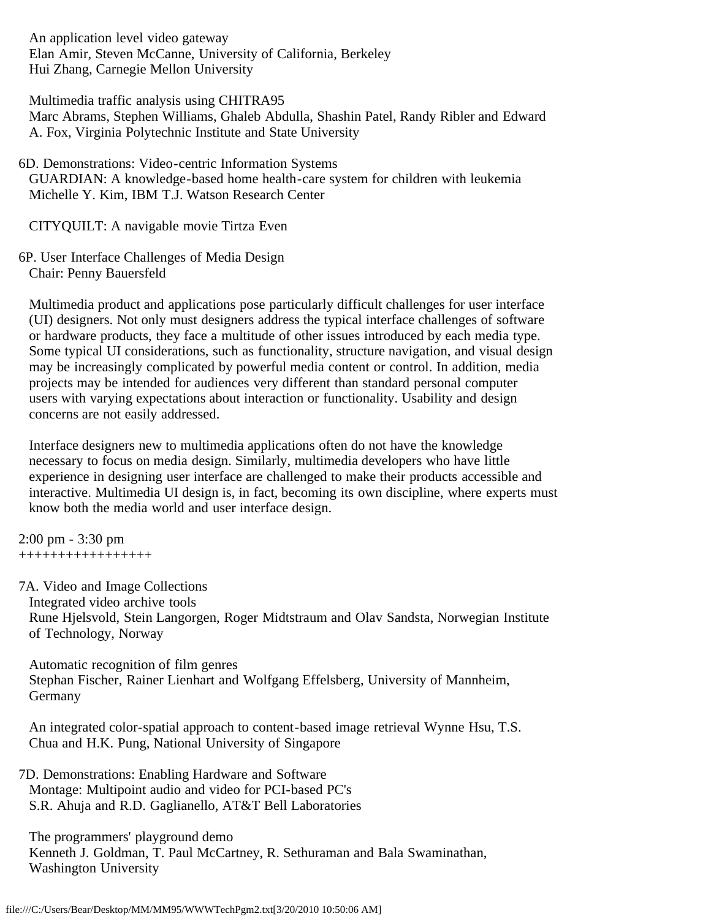An application level video gateway
Elan Amir, Steven McCanne, University of California, Berkeley
Hui Zhang, Carnegie Mellon University

Multimedia traffic analysis using CHITRA95
Marc Abrams, Stephen Williams, Ghaleb Abdulla, Shashin Patel, Randy Ribler and Edward A. Fox, Virginia Polytechnic Institute and State University

6D. Demonstrations: Video-centric Information Systems
GUARDIAN: A knowledge-based home health-care system for children with leukemia
Michelle Y. Kim, IBM T.J. Watson Research Center

CITYQUILT: A navigable movie Tirtza Even

6P. User Interface Challenges of Media Design
Chair: Penny Bauersfeld

Multimedia product and applications pose particularly difficult challenges for user interface (UI) designers. Not only must designers address the typical interface challenges of software or hardware products, they face a multitude of other issues introduced by each media type. Some typical UI considerations, such as functionality, structure navigation, and visual design may be increasingly complicated by powerful media content or control. In addition, media projects may be intended for audiences very different than standard personal computer users with varying expectations about interaction or functionality. Usability and design concerns are not easily addressed.

Interface designers new to multimedia applications often do not have the knowledge necessary to focus on media design. Similarly, multimedia developers who have little experience in designing user interface are challenged to make their products accessible and interactive. Multimedia UI design is, in fact, becoming its own discipline, where experts must know both the media world and user interface design.

2:00 pm - 3:30 pm
+++++++++++++++++

7A. Video and Image Collections
Integrated video archive tools
Rune Hjelsvold, Stein Langorgen, Roger Midtstraum and Olav Sandsta, Norwegian Institute of Technology, Norway

Automatic recognition of film genres
Stephan Fischer, Rainer Lienhart and Wolfgang Effelsberg, University of Mannheim, Germany

An integrated color-spatial approach to content-based image retrieval Wynne Hsu, T.S. Chua and H.K. Pung, National University of Singapore

7D. Demonstrations: Enabling Hardware and Software
Montage: Multipoint audio and video for PCI-based PC's
S.R. Ahuja and R.D. Gaglianello, AT&T Bell Laboratories

The programmers' playground demo
Kenneth J. Goldman, T. Paul McCartney, R. Sethuraman and Bala Swaminathan, Washington University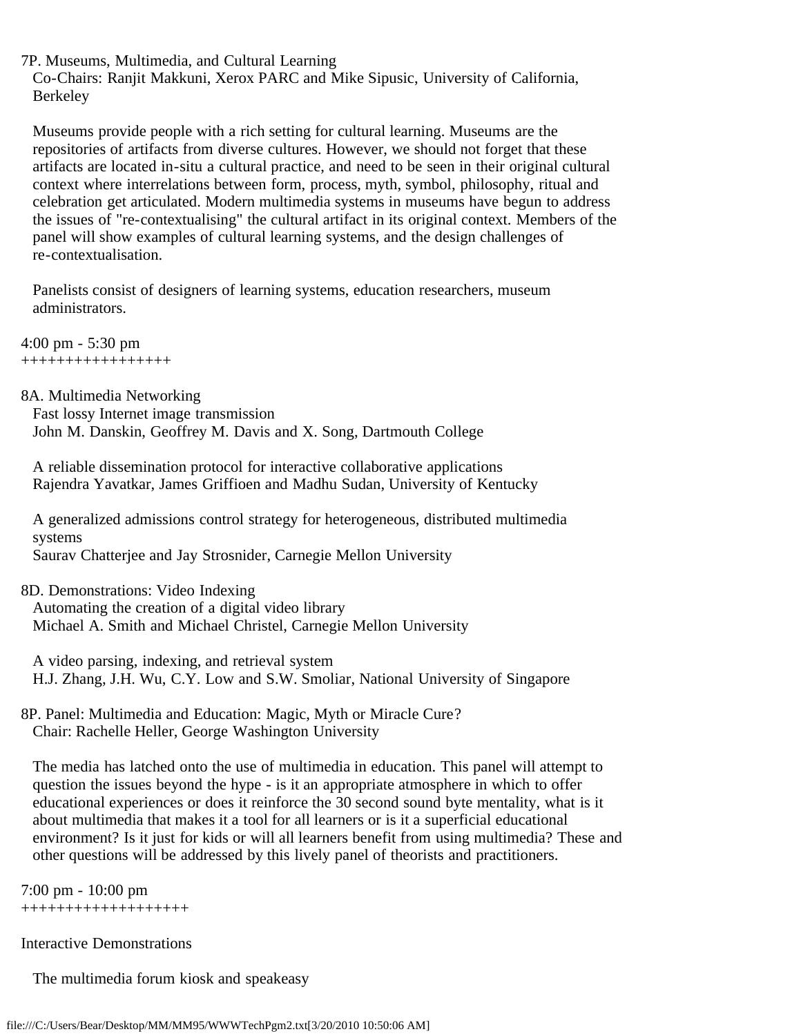7P. Museums, Multimedia, and Cultural Learning
Co-Chairs: Ranjit Makkuni, Xerox PARC and Mike Sipusic, University of California, Berkeley

Museums provide people with a rich setting for cultural learning. Museums are the repositories of artifacts from diverse cultures. However, we should not forget that these artifacts are located in-situ a cultural practice, and need to be seen in their original cultural context where interrelations between form, process, myth, symbol, philosophy, ritual and celebration get articulated. Modern multimedia systems in museums have begun to address the issues of "re-contextualising" the cultural artifact in its original context. Members of the panel will show examples of cultural learning systems, and the design challenges of re-contextualisation.

Panelists consist of designers of learning systems, education researchers, museum administrators.

4:00 pm - 5:30 pm
+++++++++++++++++

8A. Multimedia Networking
Fast lossy Internet image transmission
John M. Danskin, Geoffrey M. Davis and X. Song, Dartmouth College

A reliable dissemination protocol for interactive collaborative applications
Rajendra Yavatkar, James Griffioen and Madhu Sudan, University of Kentucky

A generalized admissions control strategy for heterogeneous, distributed multimedia systems
Saurav Chatterjee and Jay Strosnider, Carnegie Mellon University

8D. Demonstrations: Video Indexing
Automating the creation of a digital video library
Michael A. Smith and Michael Christel, Carnegie Mellon University

A video parsing, indexing, and retrieval system
H.J. Zhang, J.H. Wu, C.Y. Low and S.W. Smoliar, National University of Singapore

8P. Panel: Multimedia and Education: Magic, Myth or Miracle Cure?
Chair: Rachelle Heller, George Washington University

The media has latched onto the use of multimedia in education. This panel will attempt to question the issues beyond the hype - is it an appropriate atmosphere in which to offer educational experiences or does it reinforce the 30 second sound byte mentality, what is it about multimedia that makes it a tool for all learners or is it a superficial educational environment? Is it just for kids or will all learners benefit from using multimedia? These and other questions will be addressed by this lively panel of theorists and practitioners.

7:00 pm - 10:00 pm
+++++++++++++++++++

Interactive Demonstrations

The multimedia forum kiosk and speakeasy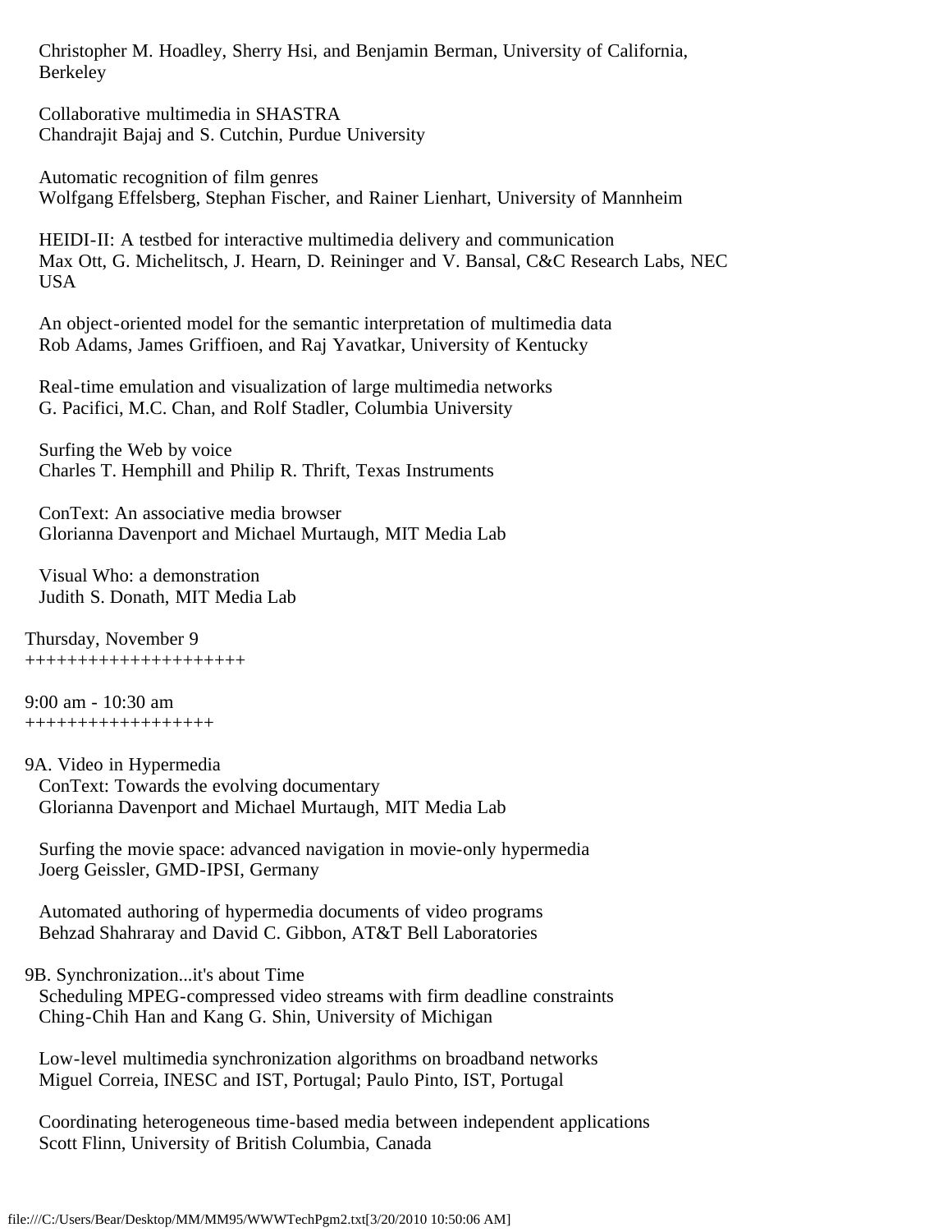Christopher M. Hoadley, Sherry Hsi, and Benjamin Berman, University of California, Berkeley

Collaborative multimedia in SHASTRA
Chandrajit Bajaj and S. Cutchin, Purdue University

Automatic recognition of film genres
Wolfgang Effelsberg, Stephan Fischer, and Rainer Lienhart, University of Mannheim

HEIDI-II: A testbed for interactive multimedia delivery and communication
Max Ott, G. Michelitsch, J. Hearn, D. Reininger and V. Bansal, C&C Research Labs, NEC USA

An object-oriented model for the semantic interpretation of multimedia data
Rob Adams, James Griffioen, and Raj Yavatkar, University of Kentucky

Real-time emulation and visualization of large multimedia networks
G. Pacifici, M.C. Chan, and Rolf Stadler, Columbia University

Surfing the Web by voice
Charles T. Hemphill and Philip R. Thrift, Texas Instruments

ConText: An associative media browser
Glorianna Davenport and Michael Murtaugh, MIT Media Lab

Visual Who: a demonstration
Judith S. Donath, MIT Media Lab

Thursday, November 9
+++++++++++++++++++++

9:00 am - 10:30 am
++++++++++++++++++

9A. Video in Hypermedia

ConText: Towards the evolving documentary
Glorianna Davenport and Michael Murtaugh, MIT Media Lab

Surfing the movie space: advanced navigation in movie-only hypermedia
Joerg Geissler, GMD-IPSI, Germany

Automated authoring of hypermedia documents of video programs
Behzad Shahraray and David C. Gibbon, AT&T Bell Laboratories

9B. Synchronization...it's about Time

Scheduling MPEG-compressed video streams with firm deadline constraints
Ching-Chih Han and Kang G. Shin, University of Michigan

Low-level multimedia synchronization algorithms on broadband networks
Miguel Correia, INESC and IST, Portugal; Paulo Pinto, IST, Portugal

Coordinating heterogeneous time-based media between independent applications
Scott Flinn, University of British Columbia, Canada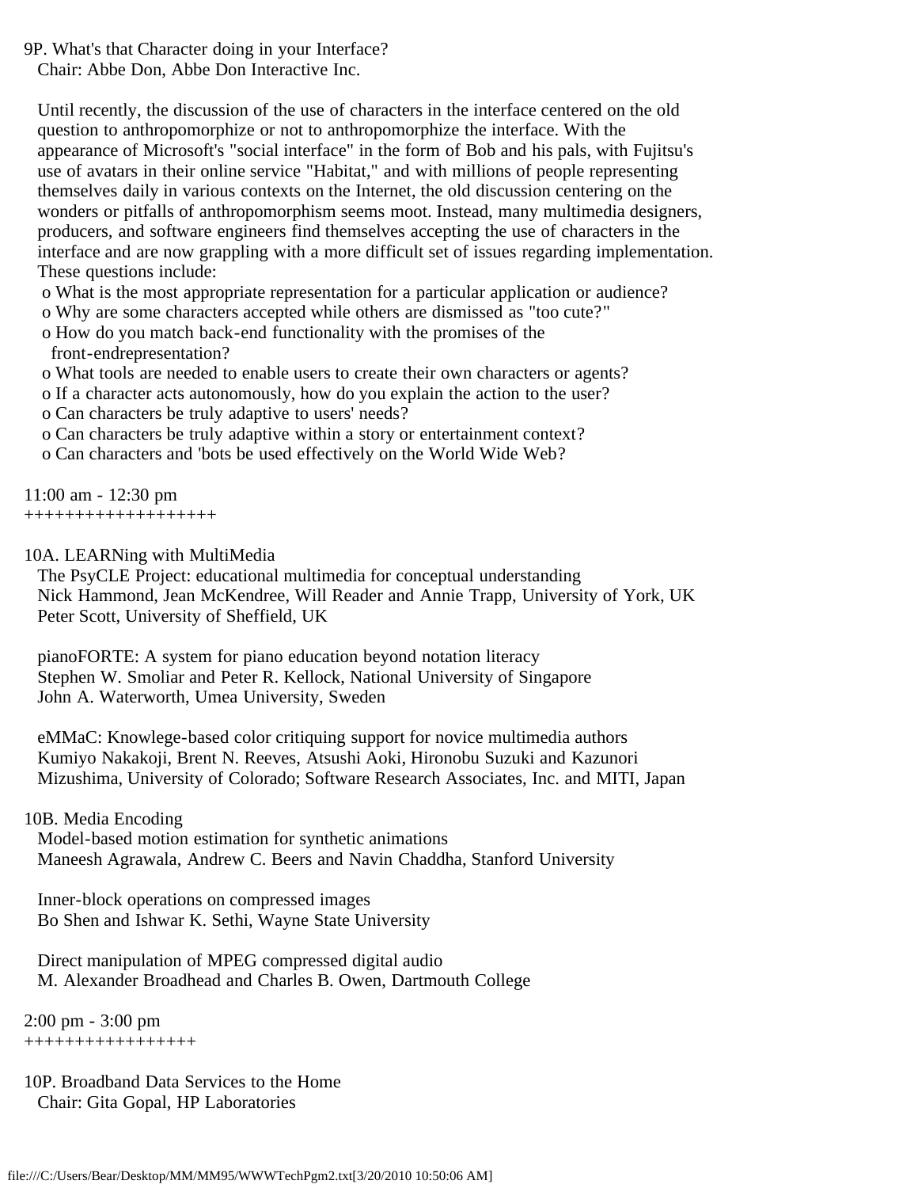9P. What's that Character doing in your Interface?
Chair: Abbe Don, Abbe Don Interactive Inc.

Until recently, the discussion of the use of characters in the interface centered on the old question to anthropomorphize or not to anthropomorphize the interface. With the appearance of Microsoft's "social interface" in the form of Bob and his pals, with Fujitsu's use of avatars in their online service "Habitat," and with millions of people representing themselves daily in various contexts on the Internet, the old discussion centering on the wonders or pitfalls of anthropomorphism seems moot. Instead, many multimedia designers, producers, and software engineers find themselves accepting the use of characters in the interface and are now grappling with a more difficult set of issues regarding implementation. These questions include:

- What is the most appropriate representation for a particular application or audience?
- Why are some characters accepted while others are dismissed as "too cute?"
- How do you match back-end functionality with the promises of the front-endrepresentation?
- What tools are needed to enable users to create their own characters or agents?
- If a character acts autonomously, how do you explain the action to the user?
- Can characters be truly adaptive to users' needs?
- Can characters be truly adaptive within a story or entertainment context?
- Can characters and 'bots be used effectively on the World Wide Web?

11:00 am - 12:30 pm
+++++++++++++++++++

10A. LEARNing with MultiMedia

The PsyCLE Project: educational multimedia for conceptual understanding
Nick Hammond, Jean McKendree, Will Reader and Annie Trapp, University of York, UK
Peter Scott, University of Sheffield, UK

pianoFORTE: A system for piano education beyond notation literacy
Stephen W. Smoliar and Peter R. Kellock, National University of Singapore
John A. Waterworth, Umea University, Sweden

eMMaC: Knowlege-based color critiquing support for novice multimedia authors
Kumiyo Nakakoji, Brent N. Reeves, Atsushi Aoki, Hironobu Suzuki and Kazunori Mizushima, University of Colorado; Software Research Associates, Inc. and MITI, Japan

10B. Media Encoding

Model-based motion estimation for synthetic animations
Maneesh Agrawala, Andrew C. Beers and Navin Chaddha, Stanford University

Inner-block operations on compressed images
Bo Shen and Ishwar K. Sethi, Wayne State University

Direct manipulation of MPEG compressed digital audio
M. Alexander Broadhead and Charles B. Owen, Dartmouth College

2:00 pm - 3:00 pm
+++++++++++++++++

10P. Broadband Data Services to the Home
Chair: Gita Gopal, HP Laboratories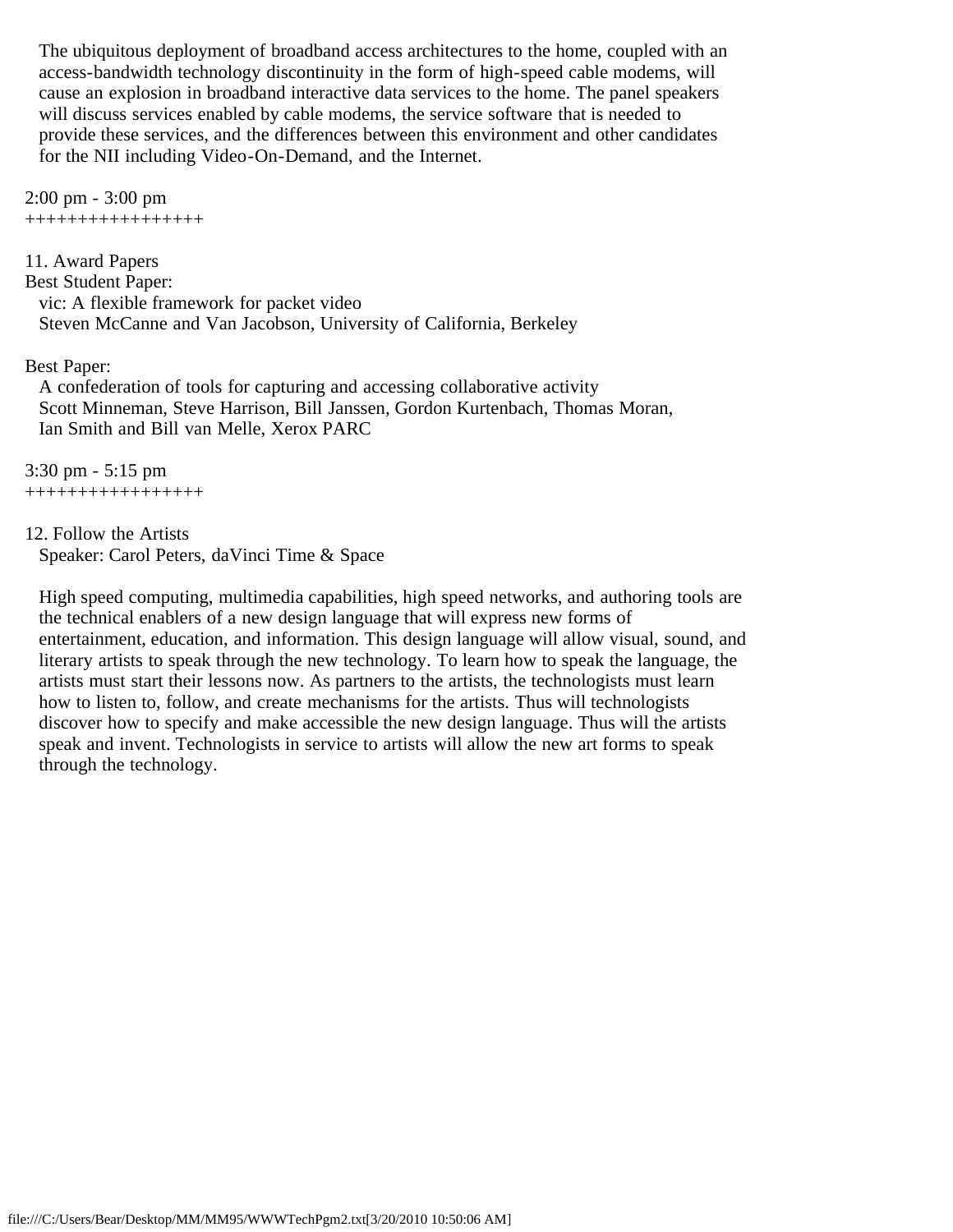The ubiquitous deployment of broadband access architectures to the home, coupled with an access-bandwidth technology discontinuity in the form of high-speed cable modems, will cause an explosion in broadband interactive data services to the home. The panel speakers will discuss services enabled by cable modems, the service software that is needed to provide these services, and the differences between this environment and other candidates for the NII including Video-On-Demand, and the Internet.

2:00 pm - 3:00 pm
+++++++++++++++++

11. Award Papers

Best Student Paper:
vic: A flexible framework for packet video
Steven McCanne and Van Jacobson, University of California, Berkeley

Best Paper:
A confederation of tools for capturing and accessing collaborative activity
Scott Minneman, Steve Harrison, Bill Janssen, Gordon Kurtenbach, Thomas Moran, Ian Smith and Bill van Melle, Xerox PARC

3:30 pm - 5:15 pm
+++++++++++++++++

12. Follow the Artists
Speaker: Carol Peters, daVinci Time & Space

High speed computing, multimedia capabilities, high speed networks, and authoring tools are the technical enablers of a new design language that will express new forms of entertainment, education, and information. This design language will allow visual, sound, and literary artists to speak through the new technology. To learn how to speak the language, the artists must start their lessons now. As partners to the artists, the technologists must learn how to listen to, follow, and create mechanisms for the artists. Thus will technologists discover how to specify and make accessible the new design language. Thus will the artists speak and invent. Technologists in service to artists will allow the new art forms to speak through the technology.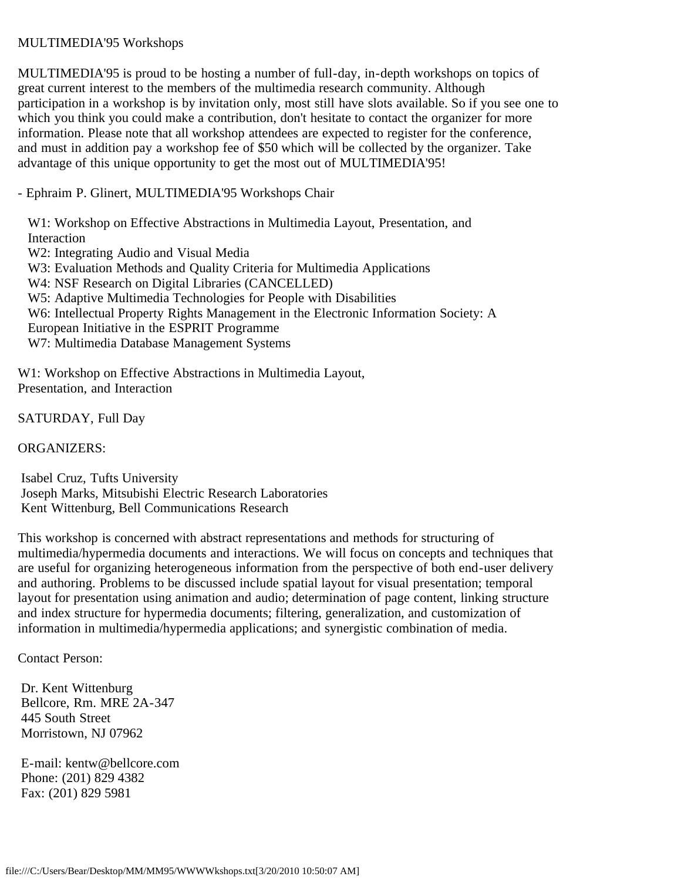MULTIMEDIA'95 Workshops

MULTIMEDIA'95 is proud to be hosting a number of full-day, in-depth workshops on topics of great current interest to the members of the multimedia research community. Although participation in a workshop is by invitation only, most still have slots available. So if you see one to which you think you could make a contribution, don't hesitate to contact the organizer for more information. Please note that all workshop attendees are expected to register for the conference, and must in addition pay a workshop fee of $50 which will be collected by the organizer. Take advantage of this unique opportunity to get the most out of MULTIMEDIA'95!

- Ephraim P. Glinert, MULTIMEDIA'95 Workshops Chair

- W1: Workshop on Effective Abstractions in Multimedia Layout, Presentation, and Interaction
- W2: Integrating Audio and Visual Media
- W3: Evaluation Methods and Quality Criteria for Multimedia Applications
- W4: NSF Research on Digital Libraries (CANCELLED)
- W5: Adaptive Multimedia Technologies for People with Disabilities
- W6: Intellectual Property Rights Management in the Electronic Information Society: A European Initiative in the ESPRIT Programme
- W7: Multimedia Database Management Systems

W1: Workshop on Effective Abstractions in Multimedia Layout, Presentation, and Interaction

SATURDAY, Full Day

ORGANIZERS:

Isabel Cruz, Tufts University
Joseph Marks, Mitsubishi Electric Research Laboratories
Kent Wittenburg, Bell Communications Research

This workshop is concerned with abstract representations and methods for structuring of multimedia/hypermedia documents and interactions. We will focus on concepts and techniques that are useful for organizing heterogeneous information from the perspective of both end-user delivery and authoring. Problems to be discussed include spatial layout for visual presentation; temporal layout for presentation using animation and audio; determination of page content, linking structure and index structure for hypermedia documents; filtering, generalization, and customization of information in multimedia/hypermedia applications; and synergistic combination of media.

Contact Person:

Dr. Kent Wittenburg
Bellcore, Rm. MRE 2A-347
445 South Street
Morristown, NJ 07962

E-mail: kentw@bellcore.com
Phone: (201) 829 4382
Fax: (201) 829 5981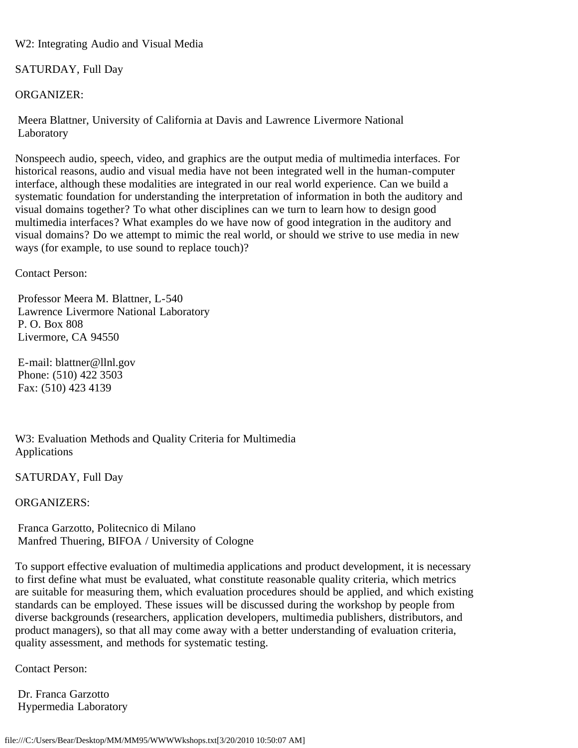W2: Integrating Audio and Visual Media

SATURDAY, Full Day

ORGANIZER:

Meera Blattner, University of California at Davis and Lawrence Livermore National Laboratory

Nonspeech audio, speech, video, and graphics are the output media of multimedia interfaces. For historical reasons, audio and visual media have not been integrated well in the human-computer interface, although these modalities are integrated in our real world experience. Can we build a systematic foundation for understanding the interpretation of information in both the auditory and visual domains together? To what other disciplines can we turn to learn how to design good multimedia interfaces? What examples do we have now of good integration in the auditory and visual domains? Do we attempt to mimic the real world, or should we strive to use media in new ways (for example, to use sound to replace touch)?

Contact Person:

Professor Meera M. Blattner, L-540  
Lawrence Livermore National Laboratory  
P. O. Box 808  
Livermore, CA 94550

E-mail: blattner@llnl.gov  
Phone: (510) 422 3503  
Fax: (510) 423 4139

W3: Evaluation Methods and Quality Criteria for Multimedia Applications

SATURDAY, Full Day

ORGANIZERS:

Franca Garzotto, Politecnico di Milano  
Manfred Thuering, BIFOA / University of Cologne

To support effective evaluation of multimedia applications and product development, it is necessary to first define what must be evaluated, what constitute reasonable quality criteria, which metrics are suitable for measuring them, which evaluation procedures should be applied, and which existing standards can be employed. These issues will be discussed during the workshop by people from diverse backgrounds (researchers, application developers, multimedia publishers, distributors, and product managers), so that all may come away with a better understanding of evaluation criteria, quality assessment, and methods for systematic testing.

Contact Person:

Dr. Franca Garzotto  
Hypermedia Laboratory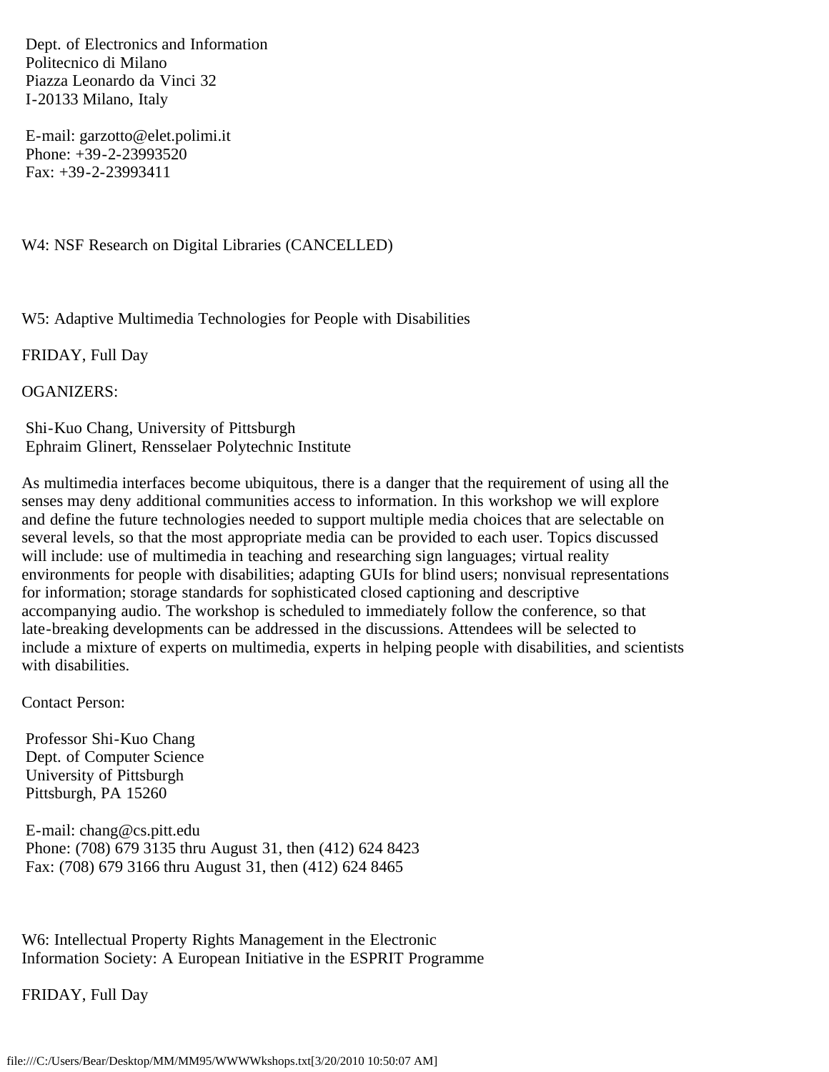Dept. of Electronics and Information
Politecnico di Milano
Piazza Leonardo da Vinci 32
I-20133 Milano, Italy

E-mail: garzotto@elet.polimi.it
Phone: +39-2-23993520
Fax: +39-2-23993411

W4: NSF Research on Digital Libraries (CANCELLED)

W5: Adaptive Multimedia Technologies for People with Disabilities

FRIDAY, Full Day

OGANIZERS:

Shi-Kuo Chang, University of Pittsburgh
Ephraim Glinert, Rensselaer Polytechnic Institute

As multimedia interfaces become ubiquitous, there is a danger that the requirement of using all the senses may deny additional communities access to information. In this workshop we will explore and define the future technologies needed to support multiple media choices that are selectable on several levels, so that the most appropriate media can be provided to each user. Topics discussed will include: use of multimedia in teaching and researching sign languages; virtual reality environments for people with disabilities; adapting GUIs for blind users; nonvisual representations for information; storage standards for sophisticated closed captioning and descriptive accompanying audio. The workshop is scheduled to immediately follow the conference, so that late-breaking developments can be addressed in the discussions. Attendees will be selected to include a mixture of experts on multimedia, experts in helping people with disabilities, and scientists with disabilities.

Contact Person:

Professor Shi-Kuo Chang
Dept. of Computer Science
University of Pittsburgh
Pittsburgh, PA 15260

E-mail: chang@cs.pitt.edu
Phone: (708) 679 3135 thru August 31, then (412) 624 8423
Fax: (708) 679 3166 thru August 31, then (412) 624 8465

W6: Intellectual Property Rights Management in the Electronic Information Society: A European Initiative in the ESPRIT Programme

FRIDAY, Full Day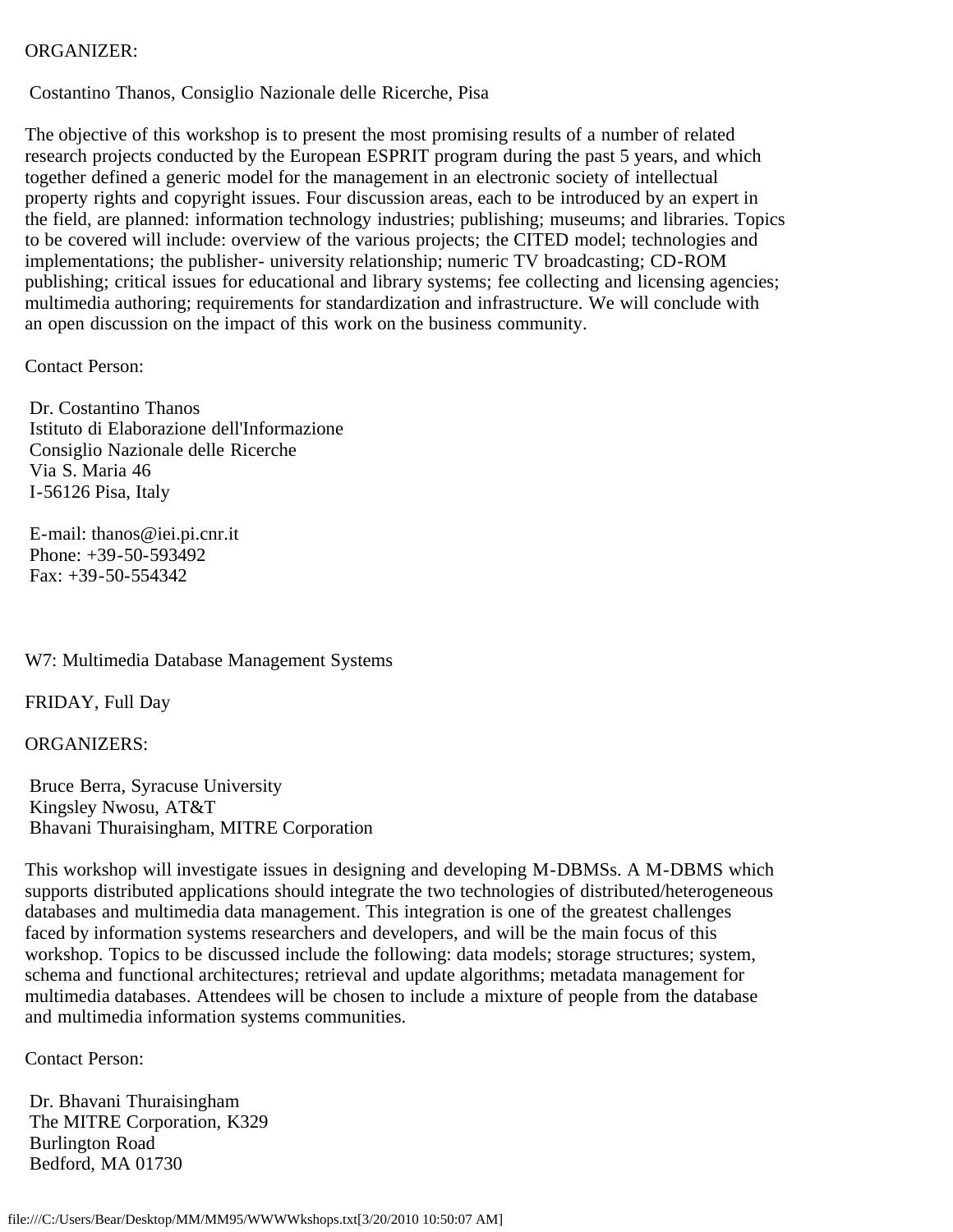ORGANIZER:

Costantino Thanos, Consiglio Nazionale delle Ricerche, Pisa

The objective of this workshop is to present the most promising results of a number of related research projects conducted by the European ESPRIT program during the past 5 years, and which together defined a generic model for the management in an electronic society of intellectual property rights and copyright issues. Four discussion areas, each to be introduced by an expert in the field, are planned: information technology industries; publishing; museums; and libraries. Topics to be covered will include: overview of the various projects; the CITED model; technologies and implementations; the publisher- university relationship; numeric TV broadcasting; CD-ROM publishing; critical issues for educational and library systems; fee collecting and licensing agencies; multimedia authoring; requirements for standardization and infrastructure. We will conclude with an open discussion on the impact of this work on the business community.

Contact Person:

Dr. Costantino Thanos
Istituto di Elaborazione dell'Informazione
Consiglio Nazionale delle Ricerche
Via S. Maria 46
I-56126 Pisa, Italy

E-mail: thanos@iei.pi.cnr.it
Phone: +39-50-593492
Fax: +39-50-554342

W7: Multimedia Database Management Systems

FRIDAY, Full Day

ORGANIZERS:

Bruce Berra, Syracuse University
Kingsley Nwosu, AT&T
Bhavani Thuraisingham, MITRE Corporation

This workshop will investigate issues in designing and developing M-DBMSs. A M-DBMS which supports distributed applications should integrate the two technologies of distributed/heterogeneous databases and multimedia data management. This integration is one of the greatest challenges faced by information systems researchers and developers, and will be the main focus of this workshop. Topics to be discussed include the following: data models; storage structures; system, schema and functional architectures; retrieval and update algorithms; metadata management for multimedia databases. Attendees will be chosen to include a mixture of people from the database and multimedia information systems communities.

Contact Person:

Dr. Bhavani Thuraisingham
The MITRE Corporation, K329
Burlington Road
Bedford, MA 01730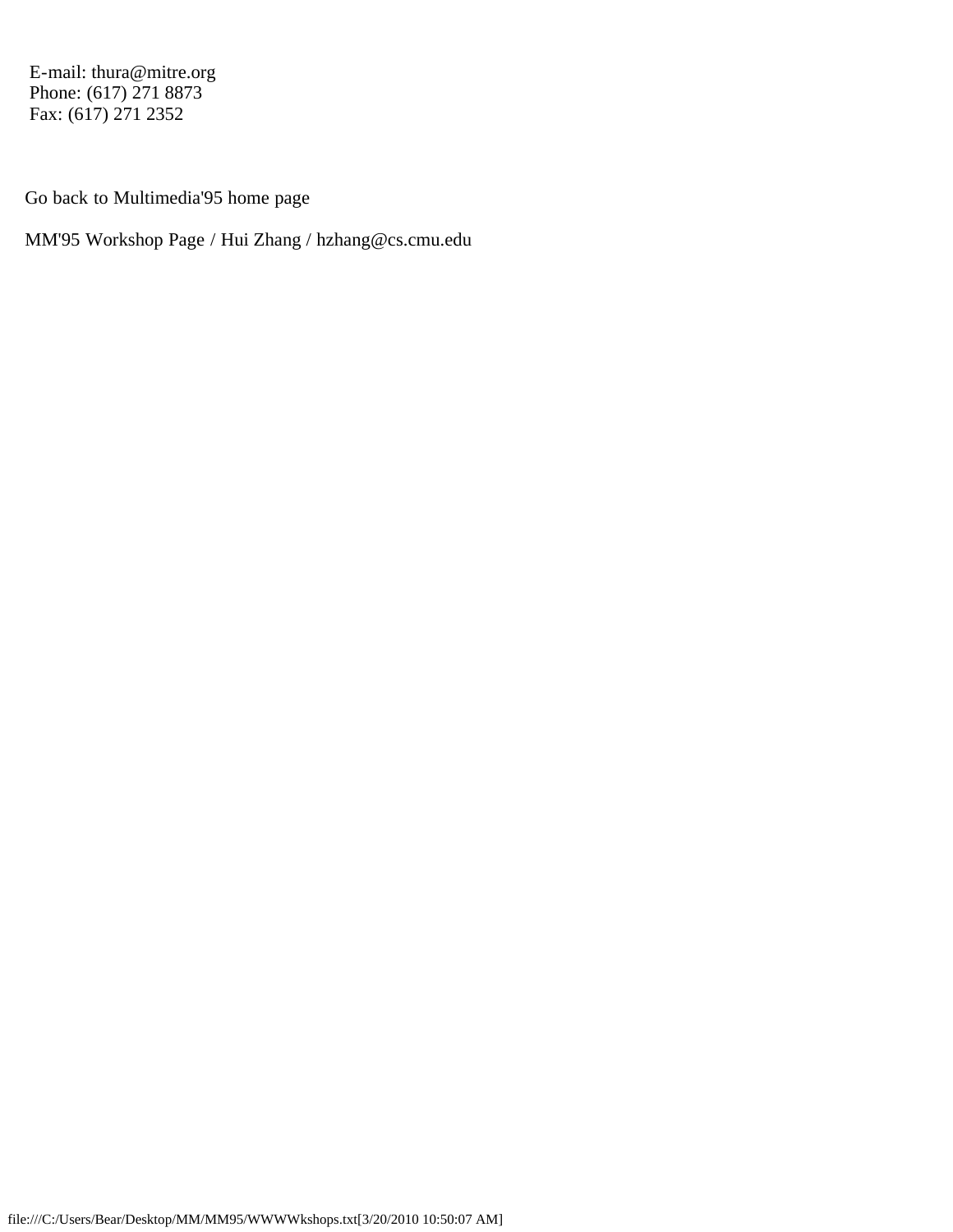E-mail: thura@mitre.org  
Phone: (617) 271 8873  
Fax: (617) 271 2352

Go back to Multimedia'95 home page

MM'95 Workshop Page / Hui Zhang / hzhang@cs.cmu.edu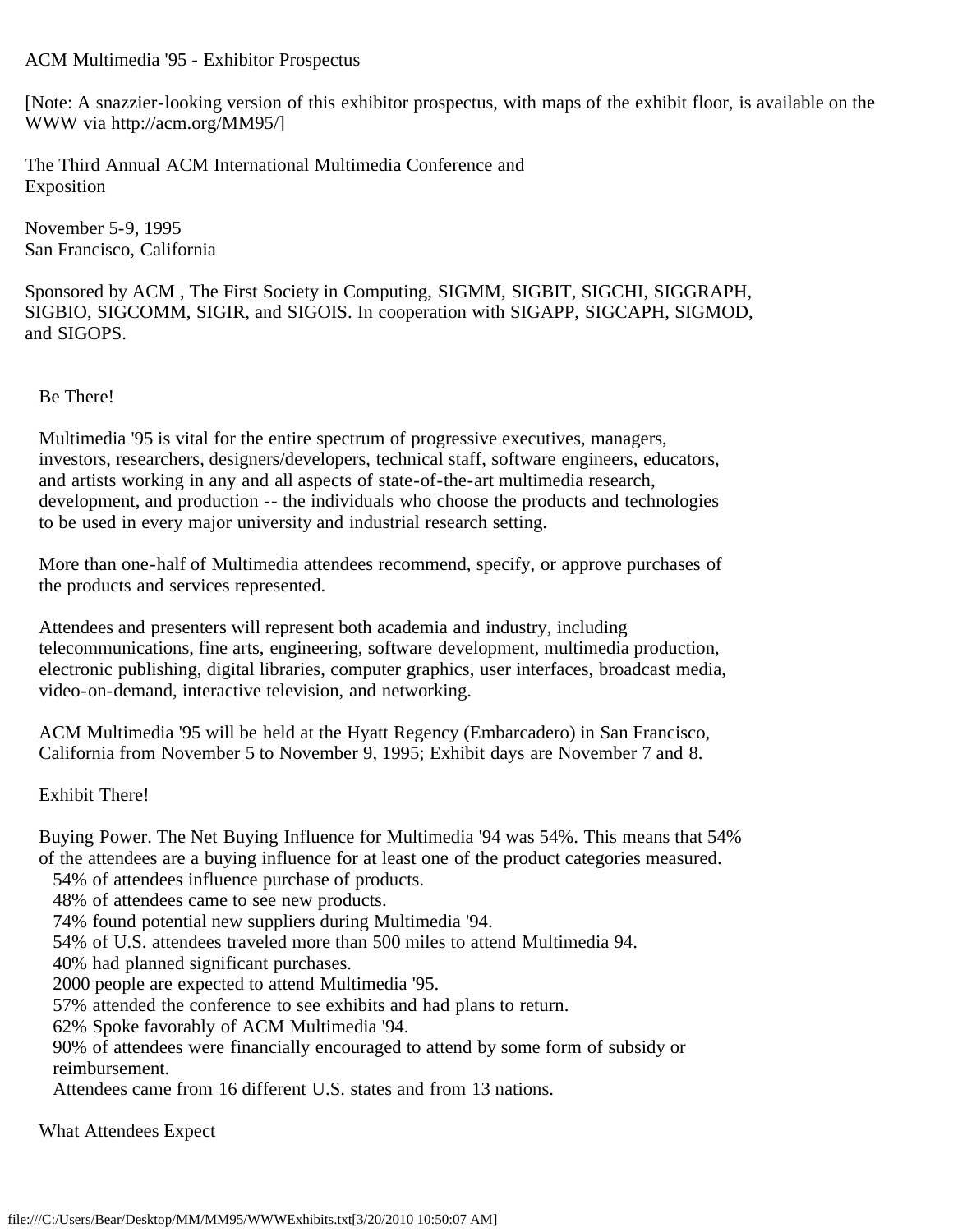ACM Multimedia '95 - Exhibitor Prospectus

[Note: A snazzier-looking version of this exhibitor prospectus, with maps of the exhibit floor, is available on the WWW via http://acm.org/MM95/]

The Third Annual ACM International Multimedia Conference and Exposition

November 5-9, 1995
San Francisco, California

Sponsored by ACM , The First Society in Computing, SIGMM, SIGBIT, SIGCHI, SIGGRAPH, SIGBIO, SIGCOMM, SIGIR, and SIGOIS. In cooperation with SIGAPP, SIGCAPH, SIGMOD, and SIGOPS.

## Be There!

Multimedia '95 is vital for the entire spectrum of progressive executives, managers, investors, researchers, designers/developers, technical staff, software engineers, educators, and artists working in any and all aspects of state-of-the-art multimedia research, development, and production -- the individuals who choose the products and technologies to be used in every major university and industrial research setting.

More than one-half of Multimedia attendees recommend, specify, or approve purchases of the products and services represented.

Attendees and presenters will represent both academia and industry, including telecommunications, fine arts, engineering, software development, multimedia production, electronic publishing, digital libraries, computer graphics, user interfaces, broadcast media, video-on-demand, interactive television, and networking.

ACM Multimedia '95 will be held at the Hyatt Regency (Embarcadero) in San Francisco, California from November 5 to November 9, 1995; Exhibit days are November 7 and 8.

## Exhibit There!

Buying Power. The Net Buying Influence for Multimedia '94 was 54%. This means that 54% of the attendees are a buying influence for at least one of the product categories measured.

- 54% of attendees influence purchase of products.
- 48% of attendees came to see new products.
- 74% found potential new suppliers during Multimedia '94.
- 54% of U.S. attendees traveled more than 500 miles to attend Multimedia 94.
- 40% had planned significant purchases.
- 2000 people are expected to attend Multimedia '95.
- 57% attended the conference to see exhibits and had plans to return.
- 62% Spoke favorably of ACM Multimedia '94.
- 90% of attendees were financially encouraged to attend by some form of subsidy or reimbursement.
- Attendees came from 16 different U.S. states and from 13 nations.

## What Attendees Expect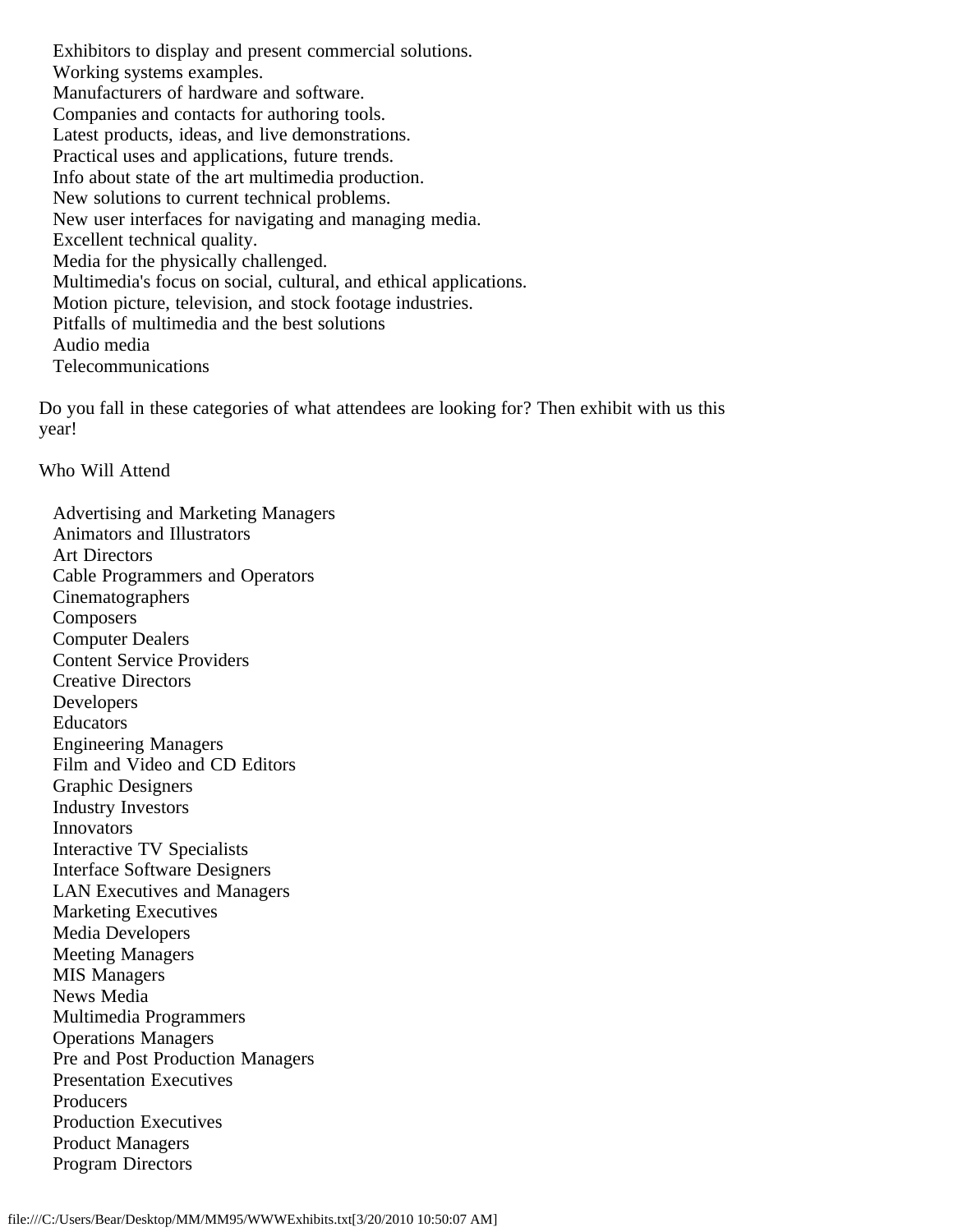- Exhibitors to display and present commercial solutions.
- Working systems examples.
- Manufacturers of hardware and software.
- Companies and contacts for authoring tools.
- Latest products, ideas, and live demonstrations.
- Practical uses and applications, future trends.
- Info about state of the art multimedia production.
- New solutions to current technical problems.
- New user interfaces for navigating and managing media.
- Excellent technical quality.
- Media for the physically challenged.
- Multimedia's focus on social, cultural, and ethical applications.
- Motion picture, television, and stock footage industries.
- Pitfalls of multimedia and the best solutions
- Audio media
- Telecommunications

Do you fall in these categories of what attendees are looking for? Then exhibit with us this year!

Who Will Attend

- Advertising and Marketing Managers
- Animators and Illustrators
- Art Directors
- Cable Programmers and Operators
- Cinematographers
- Composers
- Computer Dealers
- Content Service Providers
- Creative Directors
- Developers
- Educators
- Engineering Managers
- Film and Video and CD Editors
- Graphic Designers
- Industry Investors
- Innovators
- Interactive TV Specialists
- Interface Software Designers
- LAN Executives and Managers
- Marketing Executives
- Media Developers
- Meeting Managers
- MIS Managers
- News Media
- Multimedia Programmers
- Operations Managers
- Pre and Post Production Managers
- Presentation Executives
- Producers
- Production Executives
- Product Managers
- Program Directors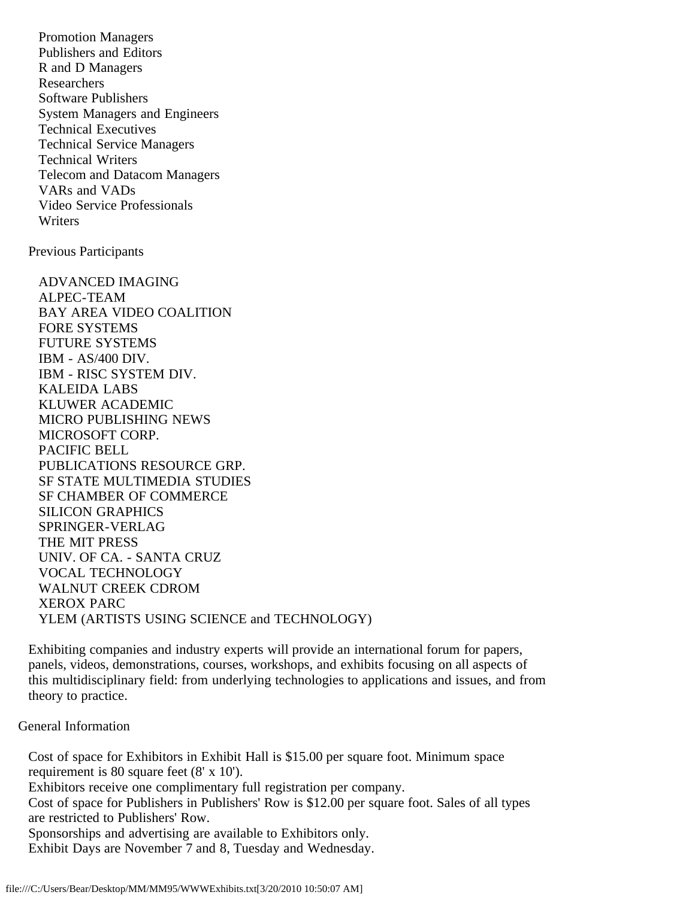- Promotion Managers
- Publishers and Editors
- R and D Managers
- Researchers
- Software Publishers
- System Managers and Engineers
- Technical Executives
- Technical Service Managers
- Technical Writers
- Telecom and Datacom Managers
- VARs and VADs
- Video Service Professionals
- Writers

## Previous Participants

- ADVANCED IMAGING
- ALPEC-TEAM
- BAY AREA VIDEO COALITION
- FORE SYSTEMS
- FUTURE SYSTEMS
- IBM - AS/400 DIV.
- IBM - RISC SYSTEM DIV.
- KALEIDA LABS
- KLUWER ACADEMIC
- MICRO PUBLISHING NEWS
- MICROSOFT CORP.
- PACIFIC BELL
- PUBLICATIONS RESOURCE GRP.
- SF STATE MULTIMEDIA STUDIES
- SF CHAMBER OF COMMERCE
- SILICON GRAPHICS
- SPRINGER-VERLAG
- THE MIT PRESS
- UNIV. OF CA. - SANTA CRUZ
- VOCAL TECHNOLOGY
- WALNUT CREEK CDROM
- XEROX PARC
- YLEM (ARTISTS USING SCIENCE and TECHNOLOGY)

Exhibiting companies and industry experts will provide an international forum for papers, panels, videos, demonstrations, courses, workshops, and exhibits focusing on all aspects of this multidisciplinary field: from underlying technologies to applications and issues, and from theory to practice.

## General Information

Cost of space for Exhibitors in Exhibit Hall is $15.00 per square foot. Minimum space requirement is 80 square feet (8' x 10').
Exhibitors receive one complimentary full registration per company.
Cost of space for Publishers in Publishers' Row is $12.00 per square foot. Sales of all types are restricted to Publishers' Row.
Sponsorships and advertising are available to Exhibitors only.
Exhibit Days are November 7 and 8, Tuesday and Wednesday.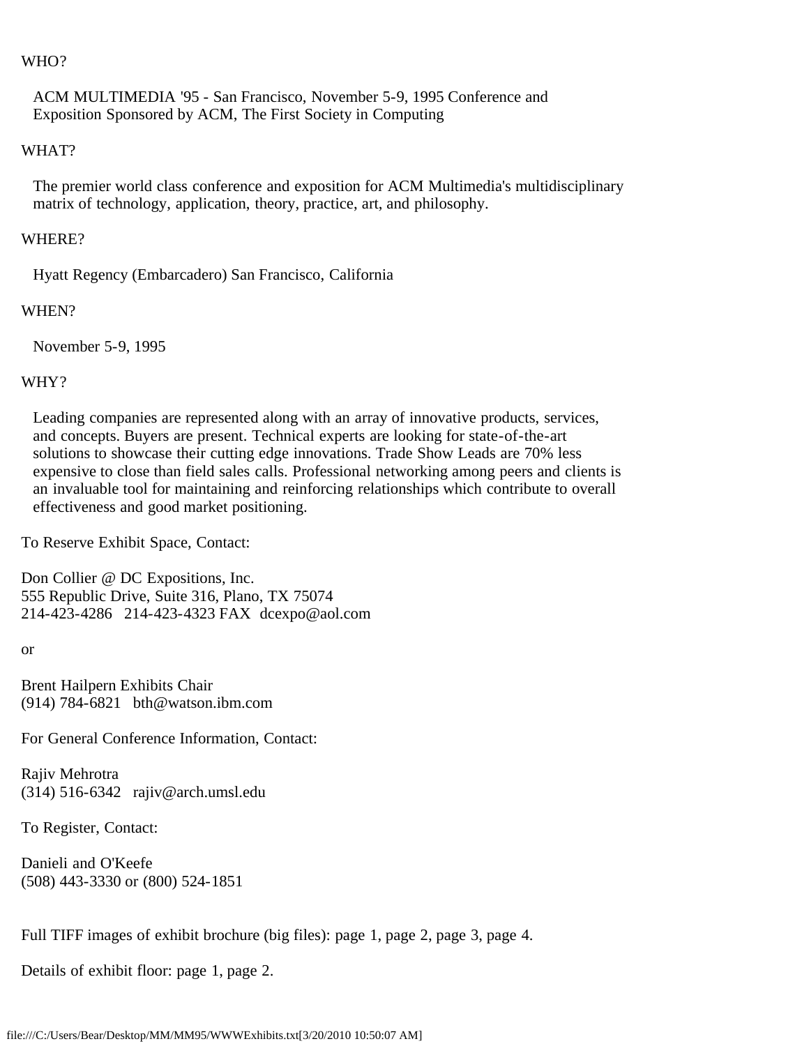WHO?

ACM MULTIMEDIA '95 - San Francisco, November 5-9, 1995 Conference and Exposition Sponsored by ACM, The First Society in Computing

WHAT?

The premier world class conference and exposition for ACM Multimedia's multidisciplinary matrix of technology, application, theory, practice, art, and philosophy.

WHERE?

Hyatt Regency (Embarcadero) San Francisco, California

WHEN?

November 5-9, 1995

WHY?

Leading companies are represented along with an array of innovative products, services, and concepts. Buyers are present. Technical experts are looking for state-of-the-art solutions to showcase their cutting edge innovations. Trade Show Leads are 70% less expensive to close than field sales calls. Professional networking among peers and clients is an invaluable tool for maintaining and reinforcing relationships which contribute to overall effectiveness and good market positioning.

To Reserve Exhibit Space, Contact:

Don Collier @ DC Expositions, Inc.
555 Republic Drive, Suite 316, Plano, TX 75074
214-423-4286 214-423-4323 FAX dcexpo@aol.com

or

Brent Hailpern Exhibits Chair
(914) 784-6821 bth@watson.ibm.com

For General Conference Information, Contact:

Rajiv Mehrotra
(314) 516-6342 rajiv@arch.umsl.edu

To Register, Contact:

Danieli and O'Keefe
(508) 443-3330 or (800) 524-1851

Full TIFF images of exhibit brochure (big files): page 1, page 2, page 3, page 4.

Details of exhibit floor: page 1, page 2.